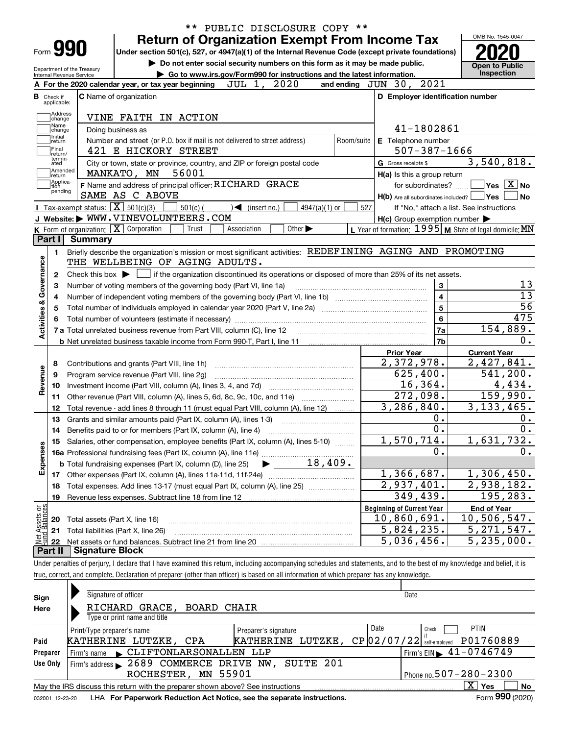** PUBLIC DISCLOSURE COPY **

# Form 990 Return of Organization Exempt From Income Tax

Under section 501(c), 527, or 4947(a)(1) of the Internal Revenue Code (except private foundations)

▶ Do not enter social security numbers on this form as it may be made public.

▶ Go to www.irs.gov/Form990 for instructions and the latest information.

OMB No. 1545-0047

**2020**

Open to Public Inspection

Department of the Treasury
Internal Revenue Service

**A** For the 2020 calendar year, or tax year beginning JUL 1, 2020 and ending JUN 30, 2021

**B** Check if applicable: Address change, Name change, Initial return, Final return/terminated, Amended return, Application pending

**C** Name of organization: VINE FAITH IN ACTION

Doing business as

Number and street (or P.O. box if mail is not delivered to street address): 421 E HICKORY STREET | Room/suite

City or town, state or province, country, and ZIP or foreign postal code: MANKATO, MN 56001

**D** Employer identification number: 41-1802861

**E** Telephone number: 507-387-1666

**G** Gross receipts $ 3,540,818.

**F** Name and address of principal officer: RICHARD GRACE
SAME AS C ABOVE

**H(a)** Is this a group return for subordinates? ☐ Yes ☒ No

**H(b)** Are all subordinates included? ☐ Yes ☐ No
If "No," attach a list. See instructions

**H(c)** Group exemption number ▶

**I** Tax-exempt status: ☒ 501(c)(3) ☐ 501(c) ( ) ◀ (insert no.) ☐ 4947(a)(1) or ☐ 527

**J** Website: ▶ WWW.VINEVOLUNTEERS.COM

**K** Form of organization: ☒ Corporation ☐ Trust ☐ Association ☐ Other ▶

**L** Year of formation: 1995 **M** State of legal domicile: MN

## Part I Summary

**Activities & Governance**

1 Briefly describe the organization's mission or most significant activities: REDEFINING AGING AND PROMOTING THE WELLBEING OF AGING ADULTS.

2 Check this box ▶ ☐ if the organization discontinued its operations or disposed of more than 25% of its net assets.

| | | | |
|---|---|---|---|
| 3 | Number of voting members of the governing body (Part VI, line 1a) | 3 | 13 |
| 4 | Number of independent voting members of the governing body (Part VI, line 1b) | 4 | 13 |
| 5 | Total number of individuals employed in calendar year 2020 (Part V, line 2a) | 5 | 56 |
| 6 | Total number of volunteers (estimate if necessary) | 6 | 475 |
| 7a | Total unrelated business revenue from Part VIII, column (C), line 12 | 7a | 154,889. |
| b | Net unrelated business taxable income from Form 990-T, Part I, line 11 | 7b | 0. |

| | | | Prior Year | Current Year |
|---|---|---|---|---|
| **Revenue** | 8 | Contributions and grants (Part VIII, line 1h) | 2,372,978. | 2,427,841. |
| | 9 | Program service revenue (Part VIII, line 2g) | 625,400. | 541,200. |
| | 10 | Investment income (Part VIII, column (A), lines 3, 4, and 7d) | 16,364. | 4,434. |
| | 11 | Other revenue (Part VIII, column (A), lines 5, 6d, 8c, 9c, 10c, and 11e) | 272,098. | 159,990. |
| | 12 | Total revenue - add lines 8 through 11 (must equal Part VIII, column (A), line 12) | 3,286,840. | 3,133,465. |
| **Expenses** | 13 | Grants and similar amounts paid (Part IX, column (A), lines 1-3) | 0. | 0. |
| | 14 | Benefits paid to or for members (Part IX, column (A), line 4) | 0. | 0. |
| | 15 | Salaries, other compensation, employee benefits (Part IX, column (A), lines 5-10) | 1,570,714. | 1,631,732. |
| | 16a | Professional fundraising fees (Part IX, column (A), line 11e) | 0. | 0. |
| | b | Total fundraising expenses (Part IX, column (D), line 25) ▶ 18,409. | | |
| | 17 | Other expenses (Part IX, column (A), lines 11a-11d, 11f-24e) | 1,366,687. | 1,306,450. |
| | 18 | Total expenses. Add lines 13-17 (must equal Part IX, column (A), line 25) | 2,937,401. | 2,938,182. |
| | 19 | Revenue less expenses. Subtract line 18 from line 12 | 349,439. | 195,283. |
| | | | **Beginning of Current Year** | **End of Year** |
| **Net Assets or Fund Balances** | 20 | Total assets (Part X, line 16) | 10,860,691. | 10,506,547. |
| | 21 | Total liabilities (Part X, line 26) | 5,824,235. | 5,271,547. |
| | 22 | Net assets or fund balances. Subtract line 21 from line 20 | 5,036,456. | 5,235,000. |

## Part II Signature Block

Under penalties of perjury, I declare that I have examined this return, including accompanying schedules and statements, and to the best of my knowledge and belief, it is true, correct, and complete. Declaration of preparer (other than officer) is based on all information of which preparer has any knowledge.

**Sign Here**

Signature of officer | Date

RICHARD GRACE, BOARD CHAIR
Type or print name and title

**Paid Preparer Use Only**

| Print/Type preparer's name | Preparer's signature | Date | Check ☐ if self-employed | PTIN |
|---|---|---|---|---|
| KATHERINE LUTZKE, CPA | KATHERINE LUTZKE, CP | 02/07/22 | | P01760889 |

Firm's name ▶ CLIFTONLARSONALLEN LLP | Firm's EIN ▶ 41-0746749

Firm's address ▶ 2689 COMMERCE DRIVE NW, SUITE 201, ROCHESTER, MN 55901 | Phone no. 507-280-2300

May the IRS discuss this return with the preparer shown above? See instructions ☒ Yes ☐ No

032001 12-23-20 LHA For Paperwork Reduction Act Notice, see the separate instructions. Form **990** (2020)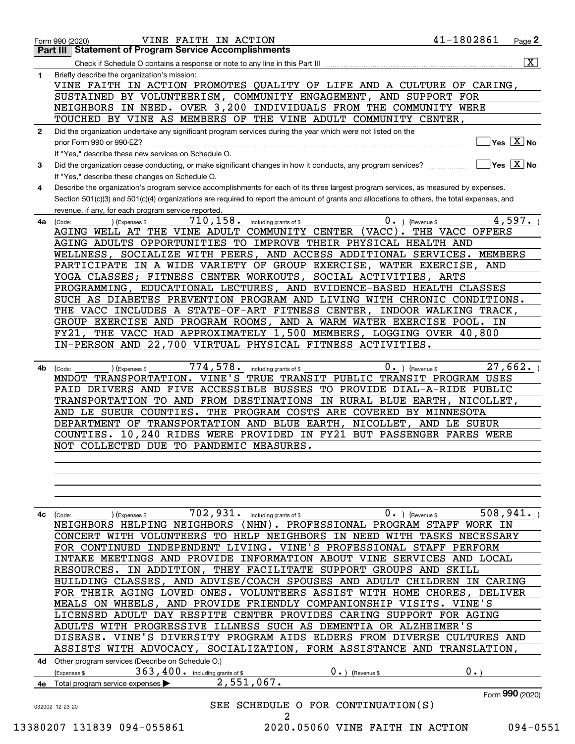Form 990 (2020) VINE FAITH IN ACTION 41-1802861

## Part III Statement of Program Service Accomplishments

Check if Schedule O contains a response or note to any line in this Part III [X]

**1** Briefly describe the organization's mission:

VINE FAITH IN ACTION PROMOTES QUALITY OF LIFE AND A CULTURE OF CARING, SUSTAINED BY VOLUNTEERISM, COMMUNITY ENGAGEMENT, AND SUPPORT FOR NEIGHBORS IN NEED. OVER 3,200 INDIVIDUALS FROM THE COMMUNITY WERE TOUCHED BY VINE AS MEMBERS OF THE VINE ADULT COMMUNITY CENTER,

**2** Did the organization undertake any significant program services during the year which were not listed on the prior Form 990 or 990-EZ? [ ] Yes [X] No

If "Yes," describe these new services on Schedule O.

**3** Did the organization cease conducting, or make significant changes in how it conducts, any program services? [ ] Yes [X] No

If "Yes," describe these changes on Schedule O.

**4** Describe the organization's program service accomplishments for each of its three largest program services, as measured by expenses. Section 501(c)(3) and 501(c)(4) organizations are required to report the amount of grants and allocations to others, the total expenses, and revenue, if any, for each program service reported.

**4a** (Code: ) (Expenses $ 710,158. including grants of $ 0. ) (Revenue $ 4,597. )

AGING WELL AT THE VINE ADULT COMMUNITY CENTER (VACC). THE VACC OFFERS AGING ADULTS OPPORTUNITIES TO IMPROVE THEIR PHYSICAL HEALTH AND WELLNESS, SOCIALIZE WITH PEERS, AND ACCESS ADDITIONAL SERVICES. MEMBERS PARTICIPATE IN A WIDE VARIETY OF GROUP EXERCISE, WATER EXERCISE, AND YOGA CLASSES; FITNESS CENTER WORKOUTS, SOCIAL ACTIVITIES, ARTS PROGRAMMING, EDUCATIONAL LECTURES, AND EVIDENCE-BASED HEALTH CLASSES SUCH AS DIABETES PREVENTION PROGRAM AND LIVING WITH CHRONIC CONDITIONS. THE VACC INCLUDES A STATE-OF-ART FITNESS CENTER, INDOOR WALKING TRACK, GROUP EXERCISE AND PROGRAM ROOMS, AND A WARM WATER EXERCISE POOL. IN FY21, THE VACC HAD APPROXIMATELY 1,500 MEMBERS, LOGGING OVER 40,800 IN-PERSON AND 22,700 VIRTUAL PHYSICAL FITNESS ACTIVITIES.

**4b** (Code: ) (Expenses $ 774,578. including grants of $ 0. ) (Revenue $ 27,662. )

MNDOT TRANSPORTATION. VINE'S TRUE TRANSIT PUBLIC TRANSIT PROGRAM USES PAID DRIVERS AND FIVE ACCESSIBLE BUSSES TO PROVIDE DIAL-A-RIDE PUBLIC TRANSPORTATION TO AND FROM DESTINATIONS IN RURAL BLUE EARTH, NICOLLET, AND LE SUEUR COUNTIES. THE PROGRAM COSTS ARE COVERED BY MINNESOTA DEPARTMENT OF TRANSPORTATION AND BLUE EARTH, NICOLLET, AND LE SUEUR COUNTIES. 10,240 RIDES WERE PROVIDED IN FY21 BUT PASSENGER FARES WERE NOT COLLECTED DUE TO PANDEMIC MEASURES.

**4c** (Code: ) (Expenses $ 702,931. including grants of $ 0. ) (Revenue $ 508,941. )

NEIGHBORS HELPING NEIGHBORS (NHN). PROFESSIONAL PROGRAM STAFF WORK IN CONCERT WITH VOLUNTEERS TO HELP NEIGHBORS IN NEED WITH TASKS NECESSARY FOR CONTINUED INDEPENDENT LIVING. VINE'S PROFESSIONAL STAFF PERFORM INTAKE MEETINGS AND PROVIDE INFORMATION ABOUT VINE SERVICES AND LOCAL RESOURCES. IN ADDITION, THEY FACILITATE SUPPORT GROUPS AND SKILL BUILDING CLASSES, AND ADVISE/COACH SPOUSES AND ADULT CHILDREN IN CARING FOR THEIR AGING LOVED ONES. VOLUNTEERS ASSIST WITH HOME CHORES, DELIVER MEALS ON WHEELS, AND PROVIDE FRIENDLY COMPANIONSHIP VISITS. VINE'S LICENSED ADULT DAY RESPITE CENTER PROVIDES CARING SUPPORT FOR AGING ADULTS WITH PROGRESSIVE ILLNESS SUCH AS DEMENTIA OR ALZHEIMER'S DISEASE. VINE'S DIVERSITY PROGRAM AIDS ELDERS FROM DIVERSE CULTURES AND ASSISTS WITH ADVOCACY, SOCIALIZATION, FORM ASSISTANCE AND TRANSLATION,

**4d** Other program services (Describe on Schedule O.)

(Expenses $ 363,400. including grants of $ 0. ) (Revenue $ 0. )

**4e** Total program service expenses ▶ 2,551,067.

SEE SCHEDULE O FOR CONTINUATION(S)

Form **990** (2020)

032002 12-23-20

13380207 131839 094-055861 2020.05060 VINE FAITH IN ACTION 094-0551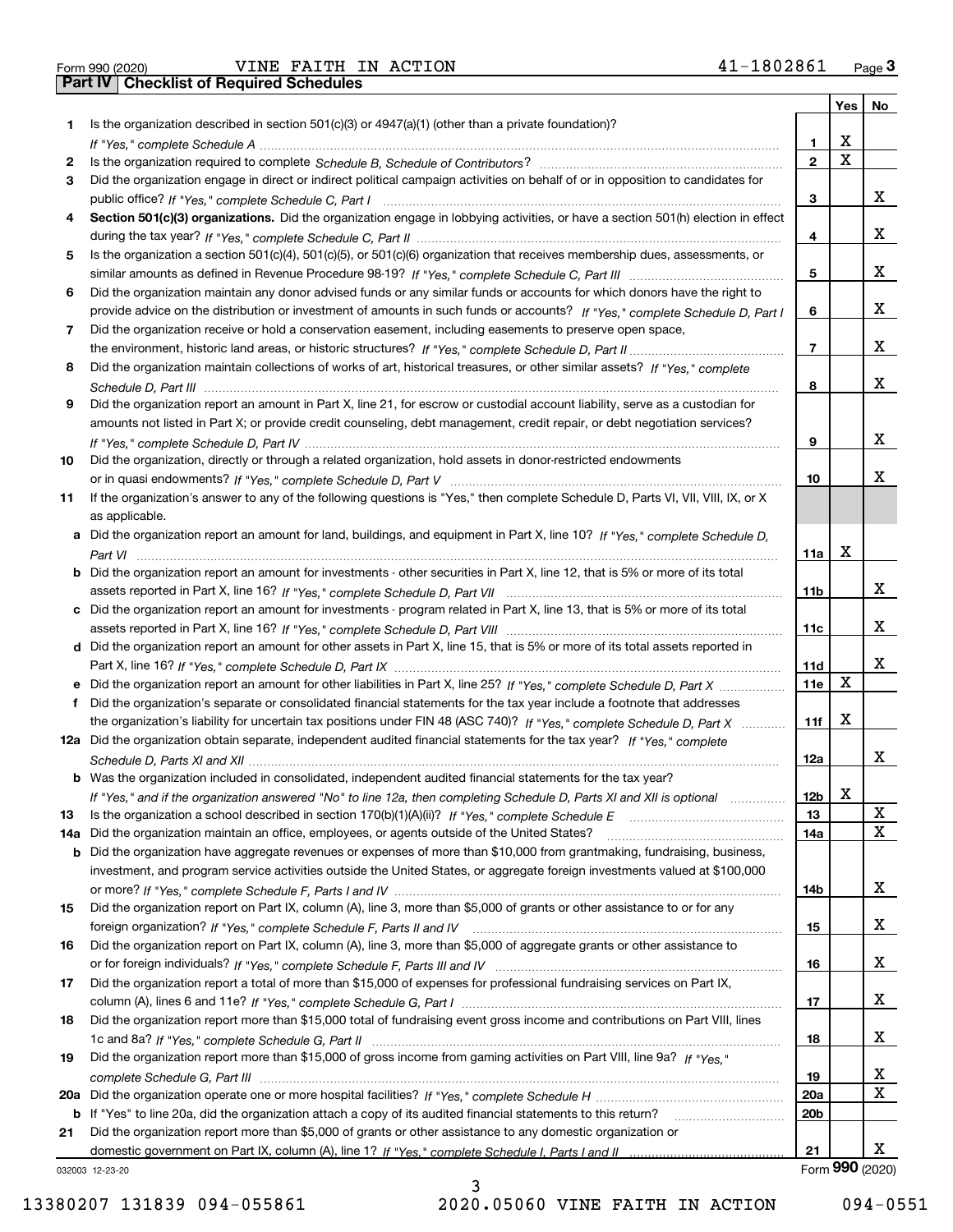Form 990 (2020) VINE FAITH IN ACTION 41-1802861 Page 3

## Part IV Checklist of Required Schedules

| | | | Yes | No |
|---|---|---|---|---|
| 1 | Is the organization described in section 501(c)(3) or 4947(a)(1) (other than a private foundation)? *If "Yes," complete Schedule A* | 1 | X | |
| 2 | Is the organization required to complete *Schedule B, Schedule of Contributors*? | 2 | X | |
| 3 | Did the organization engage in direct or indirect political campaign activities on behalf of or in opposition to candidates for public office? *If "Yes," complete Schedule C, Part I* | 3 | | X |
| 4 | **Section 501(c)(3) organizations.** Did the organization engage in lobbying activities, or have a section 501(h) election in effect during the tax year? *If "Yes," complete Schedule C, Part II* | 4 | | X |
| 5 | Is the organization a section 501(c)(4), 501(c)(5), or 501(c)(6) organization that receives membership dues, assessments, or similar amounts as defined in Revenue Procedure 98-19? *If "Yes," complete Schedule C, Part III* | 5 | | X |
| 6 | Did the organization maintain any donor advised funds or any similar funds or accounts for which donors have the right to provide advice on the distribution or investment of amounts in such funds or accounts? *If "Yes," complete Schedule D, Part I* | 6 | | X |
| 7 | Did the organization receive or hold a conservation easement, including easements to preserve open space, the environment, historic land areas, or historic structures? *If "Yes," complete Schedule D, Part II* | 7 | | X |
| 8 | Did the organization maintain collections of works of art, historical treasures, or other similar assets? *If "Yes," complete Schedule D, Part III* | 8 | | X |
| 9 | Did the organization report an amount in Part X, line 21, for escrow or custodial account liability, serve as a custodian for amounts not listed in Part X; or provide credit counseling, debt management, credit repair, or debt negotiation services? *If "Yes," complete Schedule D, Part IV* | 9 | | X |
| 10 | Did the organization, directly or through a related organization, hold assets in donor-restricted endowments or in quasi endowments? *If "Yes," complete Schedule D, Part V* | 10 | | X |
| 11 | If the organization's answer to any of the following questions is "Yes," then complete Schedule D, Parts VI, VII, VIII, IX, or X as applicable. | | | |
| a | Did the organization report an amount for land, buildings, and equipment in Part X, line 10? *If "Yes," complete Schedule D, Part VI* | 11a | X | |
| b | Did the organization report an amount for investments - other securities in Part X, line 12, that is 5% or more of its total assets reported in Part X, line 16? *If "Yes," complete Schedule D, Part VII* | 11b | | X |
| c | Did the organization report an amount for investments - program related in Part X, line 13, that is 5% or more of its total assets reported in Part X, line 16? *If "Yes," complete Schedule D, Part VIII* | 11c | | X |
| d | Did the organization report an amount for other assets in Part X, line 15, that is 5% or more of its total assets reported in Part X, line 16? *If "Yes," complete Schedule D, Part IX* | 11d | | X |
| e | Did the organization report an amount for other liabilities in Part X, line 25? *If "Yes," complete Schedule D, Part X* | 11e | X | |
| f | Did the organization's separate or consolidated financial statements for the tax year include a footnote that addresses the organization's liability for uncertain tax positions under FIN 48 (ASC 740)? *If "Yes," complete Schedule D, Part X* | 11f | X | |
| 12a | Did the organization obtain separate, independent audited financial statements for the tax year? *If "Yes," complete Schedule D, Parts XI and XII* | 12a | | X |
| b | Was the organization included in consolidated, independent audited financial statements for the tax year? *If "Yes," and if the organization answered "No" to line 12a, then completing Schedule D, Parts XI and XII is optional* | 12b | X | |
| 13 | Is the organization a school described in section 170(b)(1)(A)(ii)? *If "Yes," complete Schedule E* | 13 | | X |
| 14a | Did the organization maintain an office, employees, or agents outside of the United States? | 14a | | X |
| b | Did the organization have aggregate revenues or expenses of more than $10,000 from grantmaking, fundraising, business, investment, and program service activities outside the United States, or aggregate foreign investments valued at $100,000 or more? *If "Yes," complete Schedule F, Parts I and IV* | 14b | | X |
| 15 | Did the organization report on Part IX, column (A), line 3, more than $5,000 of grants or other assistance to or for any foreign organization? *If "Yes," complete Schedule F, Parts II and IV* | 15 | | X |
| 16 | Did the organization report on Part IX, column (A), line 3, more than $5,000 of aggregate grants or other assistance to or for foreign individuals? *If "Yes," complete Schedule F, Parts III and IV* | 16 | | X |
| 17 | Did the organization report a total of more than $15,000 of expenses for professional fundraising services on Part IX, column (A), lines 6 and 11e? *If "Yes," complete Schedule G, Part I* | 17 | | X |
| 18 | Did the organization report more than $15,000 total of fundraising event gross income and contributions on Part VIII, lines 1c and 8a? *If "Yes," complete Schedule G, Part II* | 18 | | X |
| 19 | Did the organization report more than $15,000 of gross income from gaming activities on Part VIII, line 9a? *If "Yes," complete Schedule G, Part III* | 19 | | X |
| 20a | Did the organization operate one or more hospital facilities? *If "Yes," complete Schedule H* | 20a | | X |
| b | If "Yes" to line 20a, did the organization attach a copy of its audited financial statements to this return? | 20b | | |
| 21 | Did the organization report more than $5,000 of grants or other assistance to any domestic organization or domestic government on Part IX, column (A), line 1? *If "Yes," complete Schedule I, Parts I and II* | 21 | | X |

032003 12-23-20 Form 990 (2020)

13380207 131839 094-055861 2020.05060 VINE FAITH IN ACTION 094-0551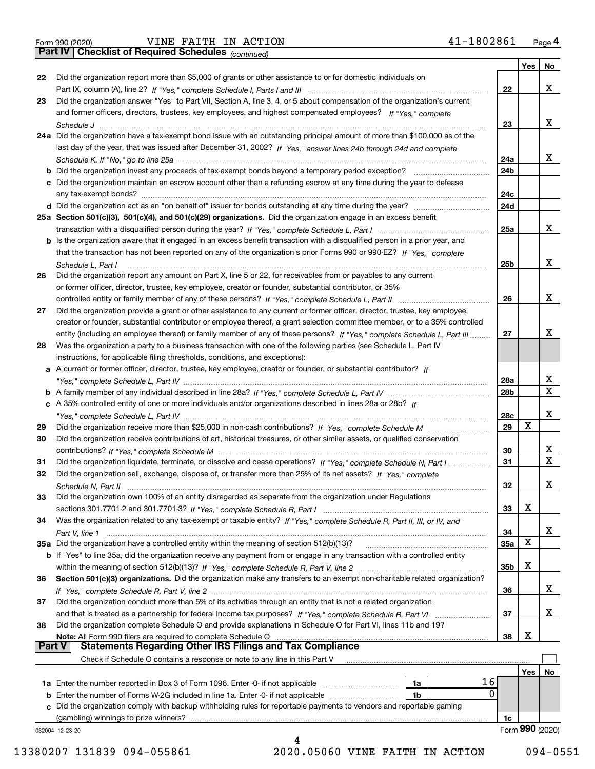Form 990 (2020) VINE FAITH IN ACTION 41-1802861 Page 4

**Part IV Checklist of Required Schedules** *(continued)*

| | | | Yes | No |
|---|---|---|---|---|
| 22 | Did the organization report more than $5,000 of grants or other assistance to or for domestic individuals on Part IX, column (A), line 2? *If "Yes," complete Schedule I, Parts I and III* | 22 | | X |
| 23 | Did the organization answer "Yes" to Part VII, Section A, line 3, 4, or 5 about compensation of the organization's current and former officers, directors, trustees, key employees, and highest compensated employees? *If "Yes," complete Schedule J* | 23 | | X |
| 24a | Did the organization have a tax-exempt bond issue with an outstanding principal amount of more than $100,000 as of the last day of the year, that was issued after December 31, 2002? *If "Yes," answer lines 24b through 24d and complete Schedule K. If "No," go to line 25a* | 24a | | X |
| b | Did the organization invest any proceeds of tax-exempt bonds beyond a temporary period exception? | 24b | | |
| c | Did the organization maintain an escrow account other than a refunding escrow at any time during the year to defease any tax-exempt bonds? | 24c | | |
| d | Did the organization act as an "on behalf of" issuer for bonds outstanding at any time during the year? | 24d | | |
| 25a | **Section 501(c)(3), 501(c)(4), and 501(c)(29) organizations.** Did the organization engage in an excess benefit transaction with a disqualified person during the year? *If "Yes," complete Schedule L, Part I* | 25a | | X |
| b | Is the organization aware that it engaged in an excess benefit transaction with a disqualified person in a prior year, and that the transaction has not been reported on any of the organization's prior Forms 990 or 990-EZ? *If "Yes," complete Schedule L, Part I* | 25b | | X |
| 26 | Did the organization report any amount on Part X, line 5 or 22, for receivables from or payables to any current or former officer, director, trustee, key employee, creator or founder, substantial contributor, or 35% controlled entity or family member of any of these persons? *If "Yes," complete Schedule L, Part II* | 26 | | X |
| 27 | Did the organization provide a grant or other assistance to any current or former officer, director, trustee, key employee, creator or founder, substantial contributor or employee thereof, a grant selection committee member, or to a 35% controlled entity (including an employee thereof) or family member of any of these persons? *If "Yes," complete Schedule L, Part III* | 27 | | X |
| 28 | Was the organization a party to a business transaction with one of the following parties (see Schedule L, Part IV instructions, for applicable filing thresholds, conditions, and exceptions): | | | |
| a | A current or former officer, director, trustee, key employee, creator or founder, or substantial contributor? *If "Yes," complete Schedule L, Part IV* | 28a | | X |
| b | A family member of any individual described in line 28a? *If "Yes," complete Schedule L, Part IV* | 28b | | X |
| c | A 35% controlled entity of one or more individuals and/or organizations described in lines 28a or 28b? *If "Yes," complete Schedule L, Part IV* | 28c | | X |
| 29 | Did the organization receive more than $25,000 in non-cash contributions? *If "Yes," complete Schedule M* | 29 | X | |
| 30 | Did the organization receive contributions of art, historical treasures, or other similar assets, or qualified conservation contributions? *If "Yes," complete Schedule M* | 30 | | X |
| 31 | Did the organization liquidate, terminate, or dissolve and cease operations? *If "Yes," complete Schedule N, Part I* | 31 | | X |
| 32 | Did the organization sell, exchange, dispose of, or transfer more than 25% of its net assets? *If "Yes," complete Schedule N, Part II* | 32 | | X |
| 33 | Did the organization own 100% of an entity disregarded as separate from the organization under Regulations sections 301.7701-2 and 301.7701-3? *If "Yes," complete Schedule R, Part I* | 33 | X | |
| 34 | Was the organization related to any tax-exempt or taxable entity? *If "Yes," complete Schedule R, Part II, III, or IV, and Part V, line 1* | 34 | | X |
| 35a | Did the organization have a controlled entity within the meaning of section 512(b)(13)? | 35a | X | |
| b | If "Yes" to line 35a, did the organization receive any payment from or engage in any transaction with a controlled entity within the meaning of section 512(b)(13)? *If "Yes," complete Schedule R, Part V, line 2* | 35b | X | |
| 36 | **Section 501(c)(3) organizations.** Did the organization make any transfers to an exempt non-charitable related organization? *If "Yes," complete Schedule R, Part V, line 2* | 36 | | X |
| 37 | Did the organization conduct more than 5% of its activities through an entity that is not a related organization and that is treated as a partnership for federal income tax purposes? *If "Yes," complete Schedule R, Part VI* | 37 | | X |
| 38 | Did the organization complete Schedule O and provide explanations in Schedule O for Part VI, lines 11b and 19? **Note:** All Form 990 filers are required to complete Schedule O | 38 | X | |

**Part V Statements Regarding Other IRS Filings and Tax Compliance**

Check if Schedule O contains a response or note to any line in this Part V

| | | | | | Yes | No |
|---|---|---|---|---|---|---|
| 1a | Enter the number reported in Box 3 of Form 1096. Enter -0- if not applicable | 1a | 16 | | | |
| b | Enter the number of Forms W-2G included in line 1a. Enter -0- if not applicable | 1b | 0 | | | |
| c | Did the organization comply with backup withholding rules for reportable payments to vendors and reportable gaming (gambling) winnings to prize winners? | | | 1c | | |

032004 12-23-20 Form **990** (2020)

13380207 131839 094-055861 2020.05060 VINE FAITH IN ACTION 094-0551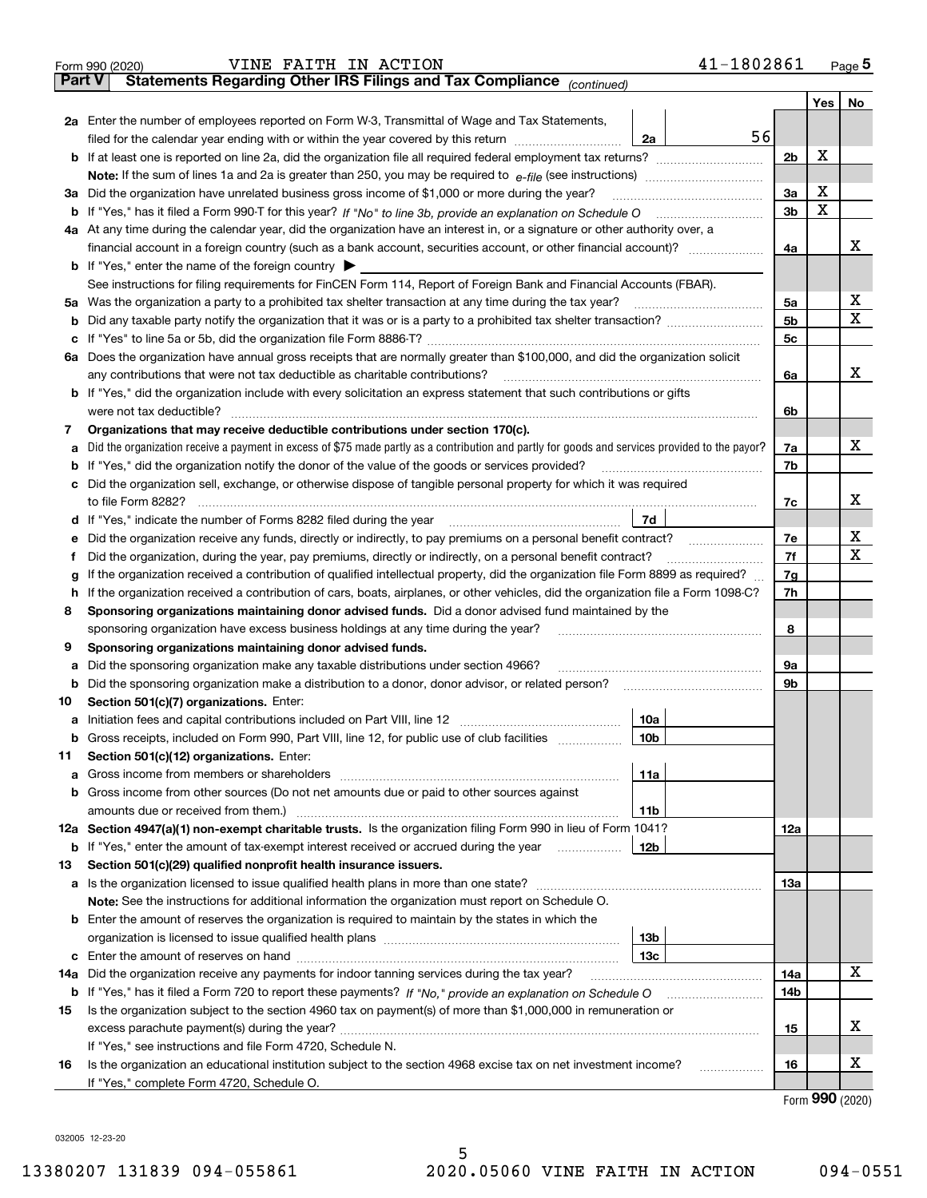Form 990 (2020) VINE FAITH IN ACTION 41-1802861 Page 5

**Part V Statements Regarding Other IRS Filings and Tax Compliance** *(continued)*

| | | | | Line | Yes | No |
|---|---|---|---|---|---|---|
| **2a** | Enter the number of employees reported on Form W-3, Transmittal of Wage and Tax Statements, filed for the calendar year ending with or within the year covered by this return | 2a | 56 | | | |
| **b** | If at least one is reported on line 2a, did the organization file all required federal employment tax returns? | | | 2b | X | |
| | **Note:** If the sum of lines 1a and 2a is greater than 250, you may be required to *e-file* (see instructions) | | | | | |
| **3a** | Did the organization have unrelated business gross income of $1,000 or more during the year? | | | 3a | X | |
| **b** | If "Yes," has it filed a Form 990-T for this year? *If "No" to line 3b, provide an explanation on Schedule O* | | | 3b | X | |
| **4a** | At any time during the calendar year, did the organization have an interest in, or a signature or other authority over, a financial account in a foreign country (such as a bank account, securities account, or other financial account)? | | | 4a | | X |
| **b** | If "Yes," enter the name of the foreign country ▶ | | | | | |
| | See instructions for filing requirements for FinCEN Form 114, Report of Foreign Bank and Financial Accounts (FBAR). | | | | | |
| **5a** | Was the organization a party to a prohibited tax shelter transaction at any time during the tax year? | | | 5a | | X |
| **b** | Did any taxable party notify the organization that it was or is a party to a prohibited tax shelter transaction? | | | 5b | | X |
| **c** | If "Yes" to line 5a or 5b, did the organization file Form 8886-T? | | | 5c | | |
| **6a** | Does the organization have annual gross receipts that are normally greater than $100,000, and did the organization solicit any contributions that were not tax deductible as charitable contributions? | | | 6a | | X |
| **b** | If "Yes," did the organization include with every solicitation an express statement that such contributions or gifts were not tax deductible? | | | 6b | | |
| **7** | **Organizations that may receive deductible contributions under section 170(c).** | | | | | |
| **a** | Did the organization receive a payment in excess of $75 made partly as a contribution and partly for goods and services provided to the payor? | | | 7a | | X |
| **b** | If "Yes," did the organization notify the donor of the value of the goods or services provided? | | | 7b | | |
| **c** | Did the organization sell, exchange, or otherwise dispose of tangible personal property for which it was required to file Form 8282? | | | 7c | | X |
| **d** | If "Yes," indicate the number of Forms 8282 filed during the year | 7d | | | | |
| **e** | Did the organization receive any funds, directly or indirectly, to pay premiums on a personal benefit contract? | | | 7e | | X |
| **f** | Did the organization, during the year, pay premiums, directly or indirectly, on a personal benefit contract? | | | 7f | | X |
| **g** | If the organization received a contribution of qualified intellectual property, did the organization file Form 8899 as required? | | | 7g | | |
| **h** | If the organization received a contribution of cars, boats, airplanes, or other vehicles, did the organization file a Form 1098-C? | | | 7h | | |
| **8** | **Sponsoring organizations maintaining donor advised funds.** Did a donor advised fund maintained by the sponsoring organization have excess business holdings at any time during the year? | | | 8 | | |
| **9** | **Sponsoring organizations maintaining donor advised funds.** | | | | | |
| **a** | Did the sponsoring organization make any taxable distributions under section 4966? | | | 9a | | |
| **b** | Did the sponsoring organization make a distribution to a donor, donor advisor, or related person? | | | 9b | | |
| **10** | **Section 501(c)(7) organizations.** Enter: | | | | | |
| **a** | Initiation fees and capital contributions included on Part VIII, line 12 | 10a | | | | |
| **b** | Gross receipts, included on Form 990, Part VIII, line 12, for public use of club facilities | 10b | | | | |
| **11** | **Section 501(c)(12) organizations.** Enter: | | | | | |
| **a** | Gross income from members or shareholders | 11a | | | | |
| **b** | Gross income from other sources (Do not net amounts due or paid to other sources against amounts due or received from them.) | 11b | | | | |
| **12a** | **Section 4947(a)(1) non-exempt charitable trusts.** Is the organization filing Form 990 in lieu of Form 1041? | | | 12a | | |
| **b** | If "Yes," enter the amount of tax-exempt interest received or accrued during the year | 12b | | | | |
| **13** | **Section 501(c)(29) qualified nonprofit health insurance issuers.** | | | | | |
| **a** | Is the organization licensed to issue qualified health plans in more than one state? | | | 13a | | |
| | **Note:** See the instructions for additional information the organization must report on Schedule O. | | | | | |
| **b** | Enter the amount of reserves the organization is required to maintain by the states in which the organization is licensed to issue qualified health plans | 13b | | | | |
| **c** | Enter the amount of reserves on hand | 13c | | | | |
| **14a** | Did the organization receive any payments for indoor tanning services during the tax year? | | | 14a | | X |
| **b** | If "Yes," has it filed a Form 720 to report these payments? *If "No," provide an explanation on Schedule O* | | | 14b | | |
| **15** | Is the organization subject to the section 4960 tax on payment(s) of more than $1,000,000 in remuneration or excess parachute payment(s) during the year? | | | 15 | | X |
| | If "Yes," see instructions and file Form 4720, Schedule N. | | | | | |
| **16** | Is the organization an educational institution subject to the section 4968 excise tax on net investment income? | | | 16 | | X |
| | If "Yes," complete Form 4720, Schedule O. | | | | | |

Form **990** (2020)

032005 12-23-20

13380207 131839 094-055861 2020.05060 VINE FAITH IN ACTION 094-0551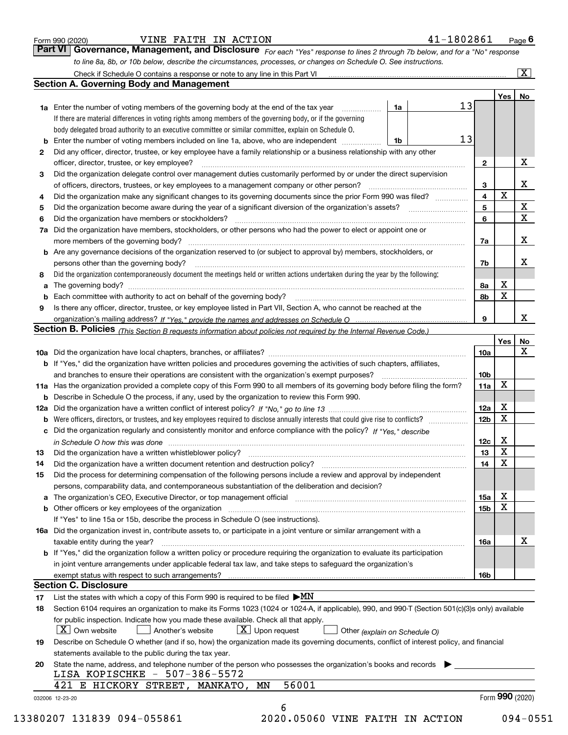Form 990 (2020) VINE FAITH IN ACTION 41-1802861 Page 6

## Part VI Governance, Management, and Disclosure

*For each "Yes" response to lines 2 through 7b below, and for a "No" response to line 8a, 8b, or 10b below, describe the circumstances, processes, or changes on Schedule O. See instructions.*

Check if Schedule O contains a response or note to any line in this Part VI ... [X]

### Section A. Governing Body and Management

| | | | | Yes | No |
|---|---|---|---|---|---|
| 1a | Enter the number of voting members of the governing body at the end of the tax year ... If there are material differences in voting rights among members of the governing body, or if the governing body delegated broad authority to an executive committee or similar committee, explain on Schedule O. | 1a | 13 | | |
| b | Enter the number of voting members included on line 1a, above, who are independent | 1b | 13 | | |
| 2 | Did any officer, director, trustee, or key employee have a family relationship or a business relationship with any other officer, director, trustee, or key employee? | 2 | | | X |
| 3 | Did the organization delegate control over management duties customarily performed by or under the direct supervision of officers, directors, trustees, or key employees to a management company or other person? | 3 | | | X |
| 4 | Did the organization make any significant changes to its governing documents since the prior Form 990 was filed? | 4 | | X | |
| 5 | Did the organization become aware during the year of a significant diversion of the organization's assets? | 5 | | | X |
| 6 | Did the organization have members or stockholders? | 6 | | | X |
| 7a | Did the organization have members, stockholders, or other persons who had the power to elect or appoint one or more members of the governing body? | 7a | | | X |
| b | Are any governance decisions of the organization reserved to (or subject to approval by) members, stockholders, or persons other than the governing body? | 7b | | | X |
| 8 | Did the organization contemporaneously document the meetings held or written actions undertaken during the year by the following: | | | | |
| a | The governing body? | 8a | | X | |
| b | Each committee with authority to act on behalf of the governing body? | 8b | | X | |
| 9 | Is there any officer, director, trustee, or key employee listed in Part VII, Section A, who cannot be reached at the organization's mailing address? *If "Yes," provide the names and addresses on Schedule O* | 9 | | | X |

### Section B. Policies *(This Section B requests information about policies not required by the Internal Revenue Code.)*

| | | | Yes | No |
|---|---|---|---|---|
| 10a | Did the organization have local chapters, branches, or affiliates? | 10a | | X |
| b | If "Yes," did the organization have written policies and procedures governing the activities of such chapters, affiliates, and branches to ensure their operations are consistent with the organization's exempt purposes? | 10b | | |
| 11a | Has the organization provided a complete copy of this Form 990 to all members of its governing body before filing the form? | 11a | X | |
| b | Describe in Schedule O the process, if any, used by the organization to review this Form 990. | | | |
| 12a | Did the organization have a written conflict of interest policy? *If "No," go to line 13* | 12a | X | |
| b | Were officers, directors, or trustees, and key employees required to disclose annually interests that could give rise to conflicts? | 12b | X | |
| c | Did the organization regularly and consistently monitor and enforce compliance with the policy? *If "Yes," describe in Schedule O how this was done* | 12c | X | |
| 13 | Did the organization have a written whistleblower policy? | 13 | X | |
| 14 | Did the organization have a written document retention and destruction policy? | 14 | X | |
| 15 | Did the process for determining compensation of the following persons include a review and approval by independent persons, comparability data, and contemporaneous substantiation of the deliberation and decision? | | | |
| a | The organization's CEO, Executive Director, or top management official | 15a | X | |
| b | Other officers or key employees of the organization | 15b | X | |
| | If "Yes" to line 15a or 15b, describe the process in Schedule O (see instructions). | | | |
| 16a | Did the organization invest in, contribute assets to, or participate in a joint venture or similar arrangement with a taxable entity during the year? | 16a | | X |
| b | If "Yes," did the organization follow a written policy or procedure requiring the organization to evaluate its participation in joint venture arrangements under applicable federal tax law, and take steps to safeguard the organization's exempt status with respect to such arrangements? | 16b | | |

### Section C. Disclosure

17 List the states with which a copy of this Form 990 is required to be filed ▶ MN

18 Section 6104 requires an organization to make its Forms 1023 (1024 or 1024-A, if applicable), 990, and 990-T (Section 501(c)(3)s only) available for public inspection. Indicate how you made these available. Check all that apply.

[X] Own website [ ] Another's website [X] Upon request [ ] Other *(explain on Schedule O)*

19 Describe on Schedule O whether (and if so, how) the organization made its governing documents, conflict of interest policy, and financial statements available to the public during the tax year.

20 State the name, address, and telephone number of the person who possesses the organization's books and records ▶

LISA KOPISCHKE - 507-386-5572
421 E HICKORY STREET, MANKATO, MN 56001

032006 12-23-20 Form **990** (2020)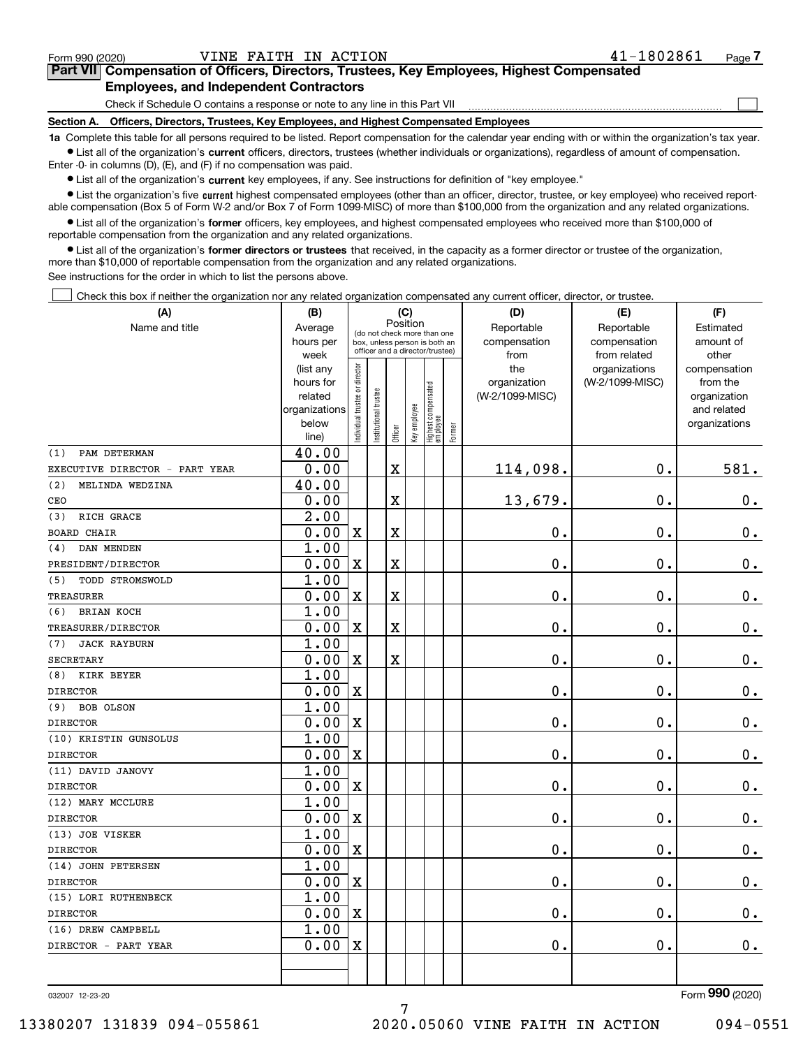Form 990 (2020) VINE FAITH IN ACTION 41-1802861

## Part VII Compensation of Officers, Directors, Trustees, Key Employees, Highest Compensated Employees, and Independent Contractors

Check if Schedule O contains a response or note to any line in this Part VII ☐

### Section A. Officers, Directors, Trustees, Key Employees, and Highest Compensated Employees

**1a** Complete this table for all persons required to be listed. Report compensation for the calendar year ending with or within the organization's tax year.

- List all of the organization's **current** officers, directors, trustees (whether individuals or organizations), regardless of amount of compensation. Enter -0- in columns (D), (E), and (F) if no compensation was paid.
- List all of the organization's **current** key employees, if any. See instructions for definition of "key employee."
- List the organization's five **current** highest compensated employees (other than an officer, director, trustee, or key employee) who received reportable compensation (Box 5 of Form W-2 and/or Box 7 of Form 1099-MISC) of more than $100,000 from the organization and any related organizations.
- List all of the organization's **former** officers, key employees, and highest compensated employees who received more than $100,000 of reportable compensation from the organization and any related organizations.
- List all of the organization's **former directors or trustees** that received, in the capacity as a former director or trustee of the organization, more than $10,000 of reportable compensation from the organization and any related organizations.

See instructions for the order in which to list the persons above.

☐ Check this box if neither the organization nor any related organization compensated any current officer, director, or trustee.

| (A) Name and title | (B) Average hours per week (list any hours for related organizations below line) | (C) Position: Individual trustee or director | Institutional trustee | Officer | Key employee | Highest compensated employee | Former | (D) Reportable compensation from the organization (W-2/1099-MISC) | (E) Reportable compensation from related organizations (W-2/1099-MISC) | (F) Estimated amount of other compensation from the organization and related organizations |
|---|---|---|---|---|---|---|---|---|---|---|
| (1) PAM DETERMAN<br>EXECUTIVE DIRECTOR - PART YEAR | 40.00<br>0.00 | | | X | | | | 114,098. | 0. | 581. |
| (2) MELINDA WEDZINA<br>CEO | 40.00<br>0.00 | | | X | | | | 13,679. | 0. | 0. |
| (3) RICH GRACE<br>BOARD CHAIR | 2.00<br>0.00 | X | | X | | | | 0. | 0. | 0. |
| (4) DAN MENDEN<br>PRESIDENT/DIRECTOR | 1.00<br>0.00 | X | | X | | | | 0. | 0. | 0. |
| (5) TODD STROMSWOLD<br>TREASURER | 1.00<br>0.00 | X | | X | | | | 0. | 0. | 0. |
| (6) BRIAN KOCH<br>TREASURER/DIRECTOR | 1.00<br>0.00 | X | | X | | | | 0. | 0. | 0. |
| (7) JACK RAYBURN<br>SECRETARY | 1.00<br>0.00 | X | | X | | | | 0. | 0. | 0. |
| (8) KIRK BEYER<br>DIRECTOR | 1.00<br>0.00 | X | | | | | | 0. | 0. | 0. |
| (9) BOB OLSON<br>DIRECTOR | 1.00<br>0.00 | X | | | | | | 0. | 0. | 0. |
| (10) KRISTIN GUNSOLUS<br>DIRECTOR | 1.00<br>0.00 | X | | | | | | 0. | 0. | 0. |
| (11) DAVID JANOVY<br>DIRECTOR | 1.00<br>0.00 | X | | | | | | 0. | 0. | 0. |
| (12) MARY MCCLURE<br>DIRECTOR | 1.00<br>0.00 | X | | | | | | 0. | 0. | 0. |
| (13) JOE VISKER<br>DIRECTOR | 1.00<br>0.00 | X | | | | | | 0. | 0. | 0. |
| (14) JOHN PETERSEN<br>DIRECTOR | 1.00<br>0.00 | X | | | | | | 0. | 0. | 0. |
| (15) LORI RUTHENBECK<br>DIRECTOR | 1.00<br>0.00 | X | | | | | | 0. | 0. | 0. |
| (16) DREW CAMPBELL<br>DIRECTOR - PART YEAR | 1.00<br>0.00 | X | | | | | | 0. | 0. | 0. |

032007 12-23-20

Form **990** (2020)

13380207 131839 094-055861 2020.05060 VINE FAITH IN ACTION 094-0551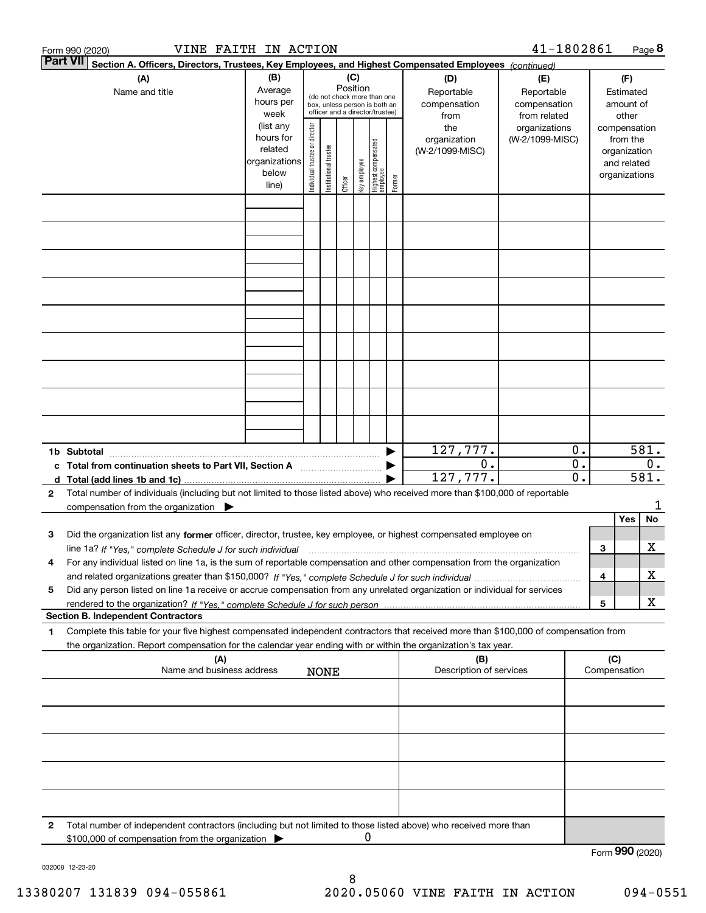Form 990 (2020) VINE FAITH IN ACTION 41-1802861

**Part VII** **Section A. Officers, Directors, Trustees, Key Employees, and Highest Compensated Employees** *(continued)*

| (A) Name and title | (B) Average hours per week (list any hours for related organizations below line) | (C) Position (do not check more than one box, unless person is both an officer and a director/trustee): Individual trustee or director | Institutional trustee | Officer | Key employee | Highest compensated employee | Former | (D) Reportable compensation from the organization (W-2/1099-MISC) | (E) Reportable compensation from related organizations (W-2/1099-MISC) | (F) Estimated amount of other compensation from the organization and related organizations |
|---|---|---|---|---|---|---|---|---|---|---|
| | | | | | | | | | | |
| | | | | | | | | | | |
| | | | | | | | | | | |
| | | | | | | | | | | |
| | | | | | | | | | | |
| | | | | | | | | | | |
| | | | | | | | | | | |
| | | | | | | | | | | |
| | | | | | | | | | | |
| **1b Subtotal** | | | | | | | ▶ | 127,777. | 0. | 581. |
| **c Total from continuation sheets to Part VII, Section A** | | | | | | | ▶ | 0. | 0. | 0. |
| **d Total (add lines 1b and 1c)** | | | | | | | ▶ | 127,777. | 0. | 581. |

**2** Total number of individuals (including but not limited to those listed above) who received more than $100,000 of reportable compensation from the organization ▶ 1

| | | | Yes | No |
|---|---|---|---|---|
| **3** | Did the organization list any **former** officer, director, trustee, key employee, or highest compensated employee on line 1a? *If "Yes," complete Schedule J for such individual* | 3 | | X |
| **4** | For any individual listed on line 1a, is the sum of reportable compensation and other compensation from the organization and related organizations greater than $150,000? *If "Yes," complete Schedule J for such individual* | 4 | | X |
| **5** | Did any person listed on line 1a receive or accrue compensation from any unrelated organization or individual for services rendered to the organization? *If "Yes," complete Schedule J for such person* | 5 | | X |

**Section B. Independent Contractors**

**1** Complete this table for your five highest compensated independent contractors that received more than $100,000 of compensation from the organization. Report compensation for the calendar year ending with or within the organization's tax year.

| (A) Name and business address | (B) Description of services | (C) Compensation |
|---|---|---|
| NONE | | |
| | | |
| | | |
| | | |
| | | |

**2** Total number of independent contractors (including but not limited to those listed above) who received more than $100,000 of compensation from the organization ▶ 0

Form **990** (2020)

032008 12-23-20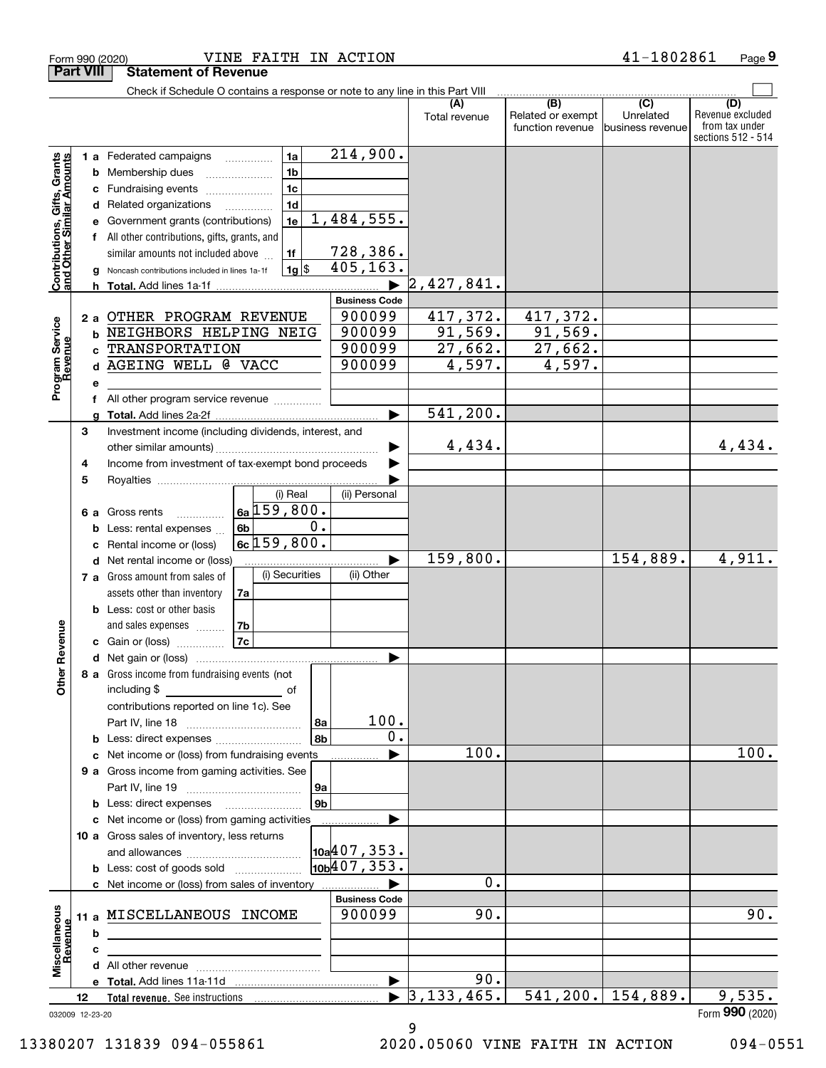Form 990 (2020) VINE FAITH IN ACTION 41-1802861 Page 9

## Part VIII Statement of Revenue

Check if Schedule O contains a response or note to any line in this Part VIII

| | | | | (A) Total revenue | (B) Related or exempt function revenue | (C) Unrelated business revenue | (D) Revenue excluded from tax under sections 512 - 514 |
|---|---|---|---|---|---|---|---|
| **Contributions, Gifts, Grants and Other Similar Amounts** | 1a Federated campaigns | 1a | 214,900. | | | | |
| | b Membership dues | 1b | | | | | |
| | c Fundraising events | 1c | | | | | |
| | d Related organizations | 1d | | | | | |
| | e Government grants (contributions) | 1e | 1,484,555. | | | | |
| | f All other contributions, gifts, grants, and similar amounts not included above | 1f | 728,386. | | | | |
| | g Noncash contributions included in lines 1a-1f | 1g $ | 405,163. | | | | |
| | h Total. Add lines 1a-1f | | | 2,427,841. | | | |
| | | | Business Code | | | | |
| **Program Service Revenue** | 2a OTHER PROGRAM REVENUE | | 900099 | 417,372. | 417,372. | | |
| | b NEIGHBORS HELPING NEIG | | 900099 | 91,569. | 91,569. | | |
| | c TRANSPORTATION | | 900099 | 27,662. | 27,662. | | |
| | d AGEING WELL @ VACC | | 900099 | 4,597. | 4,597. | | |
| | e | | | | | | |
| | f All other program service revenue | | | | | | |
| | g Total. Add lines 2a-2f | | | 541,200. | | | |
| **Other Revenue** | 3 Investment income (including dividends, interest, and other similar amounts) | | | 4,434. | | | 4,434. |
| | 4 Income from investment of tax-exempt bond proceeds | | | | | | |
| | 5 Royalties | | | | | | |
| | | (i) Real | (ii) Personal | | | | |
| | 6a Gross rents | 6a 159,800. | | | | | |
| | b Less: rental expenses | 6b 0. | | | | | |
| | c Rental income or (loss) | 6c 159,800. | | | | | |
| | d Net rental income or (loss) | | | 159,800. | | 154,889. | 4,911. |
| | | (i) Securities | (ii) Other | | | | |
| | 7a Gross amount from sales of assets other than inventory | 7a | | | | | |
| | b Less: cost or other basis and sales expenses | 7b | | | | | |
| | c Gain or (loss) | 7c | | | | | |
| | d Net gain or (loss) | | | | | | |
| | 8a Gross income from fundraising events (not including $ of contributions reported on line 1c). See Part IV, line 18 | 8a | 100. | | | | |
| | b Less: direct expenses | 8b | 0. | | | | |
| | c Net income or (loss) from fundraising events | | | 100. | | | 100. |
| | 9a Gross income from gaming activities. See Part IV, line 19 | 9a | | | | | |
| | b Less: direct expenses | 9b | | | | | |
| | c Net income or (loss) from gaming activities | | | | | | |
| | 10a Gross sales of inventory, less returns and allowances | 10a | 407,353. | | | | |
| | b Less: cost of goods sold | 10b | 407,353. | | | | |
| | c Net income or (loss) from sales of inventory | | | 0. | | | |
| | | | Business Code | | | | |
| **Miscellaneous Revenue** | 11a MISCELLANEOUS INCOME | | 900099 | 90. | | | 90. |
| | b | | | | | | |
| | c | | | | | | |
| | d All other revenue | | | | | | |
| | e Total. Add lines 11a-11d | | | 90. | | | |
| | 12 Total revenue. See instructions | | | 3,133,465. | 541,200. | 154,889. | 9,535. |

032009 12-23-20

Form 990 (2020)

13380207 131839 094-055861 2020.05060 VINE FAITH IN ACTION 094-0551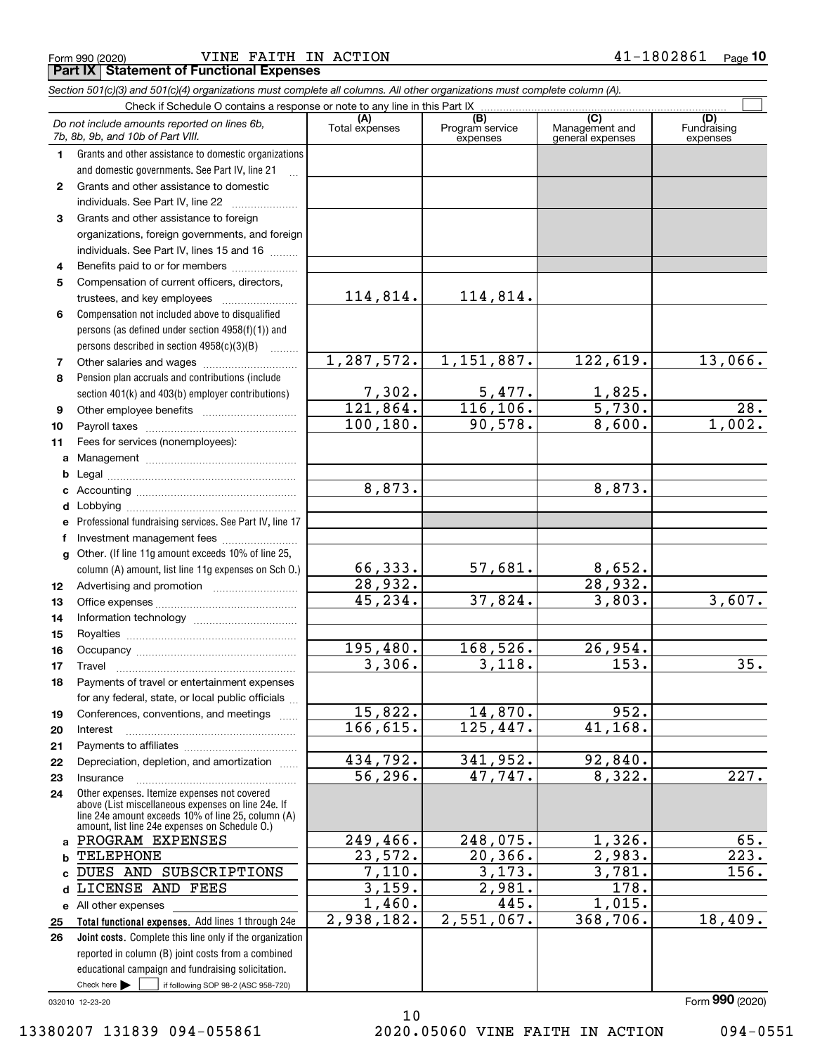Form 990 (2020) VINE FAITH IN ACTION 41-1802861 Page **10**

**Part IX Statement of Functional Expenses**

*Section 501(c)(3) and 501(c)(4) organizations must complete all columns. All other organizations must complete column (A).*

Check if Schedule O contains a response or note to any line in this Part IX ☐

| *Do not include amounts reported on lines 6b, 7b, 8b, 9b, and 10b of Part VIII.* | (A) Total expenses | (B) Program service expenses | (C) Management and general expenses | (D) Fundraising expenses |
|---|---|---|---|---|
| **1** Grants and other assistance to domestic organizations and domestic governments. See Part IV, line 21 | | | | |
| **2** Grants and other assistance to domestic individuals. See Part IV, line 22 | | | | |
| **3** Grants and other assistance to foreign organizations, foreign governments, and foreign individuals. See Part IV, lines 15 and 16 | | | | |
| **4** Benefits paid to or for members | | | | |
| **5** Compensation of current officers, directors, trustees, and key employees | 114,814. | 114,814. | | |
| **6** Compensation not included above to disqualified persons (as defined under section 4958(f)(1)) and persons described in section 4958(c)(3)(B) | | | | |
| **7** Other salaries and wages | 1,287,572. | 1,151,887. | 122,619. | 13,066. |
| **8** Pension plan accruals and contributions (include section 401(k) and 403(b) employer contributions) | 7,302. | 5,477. | 1,825. | |
| **9** Other employee benefits | 121,864. | 116,106. | 5,730. | 28. |
| **10** Payroll taxes | 100,180. | 90,578. | 8,600. | 1,002. |
| **11** Fees for services (nonemployees): | | | | |
| **a** Management | | | | |
| **b** Legal | | | | |
| **c** Accounting | 8,873. | | 8,873. | |
| **d** Lobbying | | | | |
| **e** Professional fundraising services. See Part IV, line 17 | | | | |
| **f** Investment management fees | | | | |
| **g** Other. (If line 11g amount exceeds 10% of line 25, column (A) amount, list line 11g expenses on Sch O.) | 66,333. | 57,681. | 8,652. | |
| **12** Advertising and promotion | 28,932. | | 28,932. | |
| **13** Office expenses | 45,234. | 37,824. | 3,803. | 3,607. |
| **14** Information technology | | | | |
| **15** Royalties | | | | |
| **16** Occupancy | 195,480. | 168,526. | 26,954. | |
| **17** Travel | 3,306. | 3,118. | 153. | 35. |
| **18** Payments of travel or entertainment expenses for any federal, state, or local public officials | | | | |
| **19** Conferences, conventions, and meetings | 15,822. | 14,870. | 952. | |
| **20** Interest | 166,615. | 125,447. | 41,168. | |
| **21** Payments to affiliates | | | | |
| **22** Depreciation, depletion, and amortization | 434,792. | 341,952. | 92,840. | |
| **23** Insurance | 56,296. | 47,747. | 8,322. | 227. |
| **24** Other expenses. Itemize expenses not covered above (List miscellaneous expenses on line 24e. If line 24e amount exceeds 10% of line 25, column (A) amount, list line 24e expenses on Schedule O.) | | | | |
| **a** PROGRAM EXPENSES | 249,466. | 248,075. | 1,326. | 65. |
| **b** TELEPHONE | 23,572. | 20,366. | 2,983. | 223. |
| **c** DUES AND SUBSCRIPTIONS | 7,110. | 3,173. | 3,781. | 156. |
| **d** LICENSE AND FEES | 3,159. | 2,981. | 178. | |
| **e** All other expenses | 1,460. | 445. | 1,015. | |
| **25 Total functional expenses.** Add lines 1 through 24e | 2,938,182. | 2,551,067. | 368,706. | 18,409. |
| **26 Joint costs.** Complete this line only if the organization reported in column (B) joint costs from a combined educational campaign and fundraising solicitation. Check here ☐ if following SOP 98-2 (ASC 958-720) | | | | |

032010 12-23-20

Form **990** (2020)

13380207 131839 094-055861 2020.05060 VINE FAITH IN ACTION 094-0551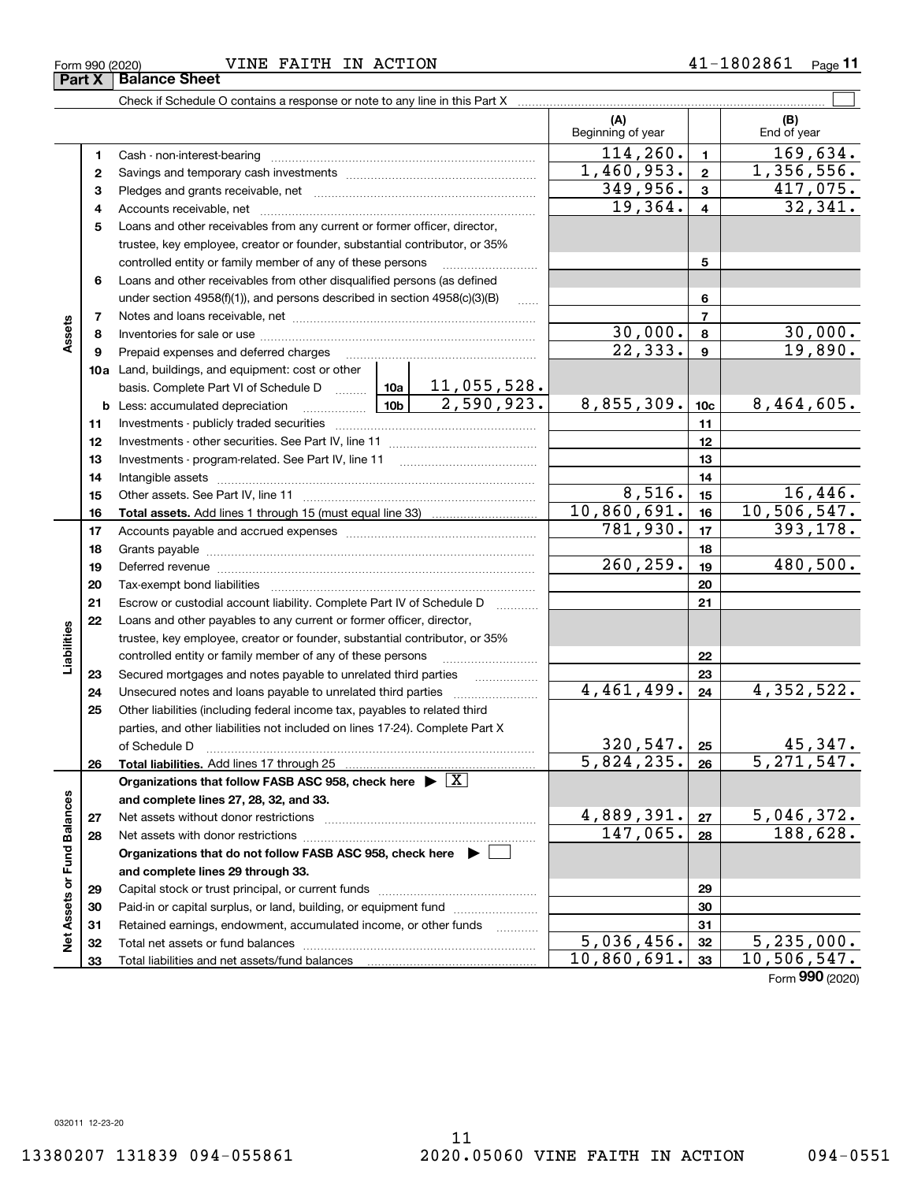Form 990 (2020) VINE FAITH IN ACTION 41-1802861 Page 11

## Part X Balance Sheet

Check if Schedule O contains a response or note to any line in this Part X

| | | | | (A) Beginning of year | | (B) End of year |
|---|---|---|---|---|---|---|
| **Assets** | 1 | Cash - non-interest-bearing | | 114,260. | 1 | 169,634. |
| | 2 | Savings and temporary cash investments | | 1,460,953. | 2 | 1,356,556. |
| | 3 | Pledges and grants receivable, net | | 349,956. | 3 | 417,075. |
| | 4 | Accounts receivable, net | | 19,364. | 4 | 32,341. |
| | 5 | Loans and other receivables from any current or former officer, director, trustee, key employee, creator or founder, substantial contributor, or 35% controlled entity or family member of any of these persons | | | 5 | |
| | 6 | Loans and other receivables from other disqualified persons (as defined under section 4958(f)(1)), and persons described in section 4958(c)(3)(B) | | | 6 | |
| | 7 | Notes and loans receivable, net | | | 7 | |
| | 8 | Inventories for sale or use | | 30,000. | 8 | 30,000. |
| | 9 | Prepaid expenses and deferred charges | | 22,333. | 9 | 19,890. |
| | 10a | Land, buildings, and equipment: cost or other basis. Complete Part VI of Schedule D | 10a 11,055,528. | | | |
| | b | Less: accumulated depreciation | 10b 2,590,923. | 8,855,309. | 10c | 8,464,605. |
| | 11 | Investments - publicly traded securities | | | 11 | |
| | 12 | Investments - other securities. See Part IV, line 11 | | | 12 | |
| | 13 | Investments - program-related. See Part IV, line 11 | | | 13 | |
| | 14 | Intangible assets | | | 14 | |
| | 15 | Other assets. See Part IV, line 11 | | 8,516. | 15 | 16,446. |
| | 16 | **Total assets.** Add lines 1 through 15 (must equal line 33) | | 10,860,691. | 16 | 10,506,547. |
| **Liabilities** | 17 | Accounts payable and accrued expenses | | 781,930. | 17 | 393,178. |
| | 18 | Grants payable | | | 18 | |
| | 19 | Deferred revenue | | 260,259. | 19 | 480,500. |
| | 20 | Tax-exempt bond liabilities | | | 20 | |
| | 21 | Escrow or custodial account liability. Complete Part IV of Schedule D | | | 21 | |
| | 22 | Loans and other payables to any current or former officer, director, trustee, key employee, creator or founder, substantial contributor, or 35% controlled entity or family member of any of these persons | | | 22 | |
| | 23 | Secured mortgages and notes payable to unrelated third parties | | | 23 | |
| | 24 | Unsecured notes and loans payable to unrelated third parties | | 4,461,499. | 24 | 4,352,522. |
| | 25 | Other liabilities (including federal income tax, payables to related third parties, and other liabilities not included on lines 17-24). Complete Part X of Schedule D | | 320,547. | 25 | 45,347. |
| | 26 | **Total liabilities.** Add lines 17 through 25 | | 5,824,235. | 26 | 5,271,547. |
| **Net Assets or Fund Balances** | | **Organizations that follow FASB ASC 958, check here ▶ [X] and complete lines 27, 28, 32, and 33.** | | | | |
| | 27 | Net assets without donor restrictions | | 4,889,391. | 27 | 5,046,372. |
| | 28 | Net assets with donor restrictions | | 147,065. | 28 | 188,628. |
| | | **Organizations that do not follow FASB ASC 958, check here ▶ [ ] and complete lines 29 through 33.** | | | | |
| | 29 | Capital stock or trust principal, or current funds | | | 29 | |
| | 30 | Paid-in or capital surplus, or land, building, or equipment fund | | | 30 | |
| | 31 | Retained earnings, endowment, accumulated income, or other funds | | | 31 | |
| | 32 | Total net assets or fund balances | | 5,036,456. | 32 | 5,235,000. |
| | 33 | Total liabilities and net assets/fund balances | | 10,860,691. | 33 | 10,506,547. |

Form **990** (2020)

032011 12-23-20

13380207 131839 094-055861 2020.05060 VINE FAITH IN ACTION 094-0551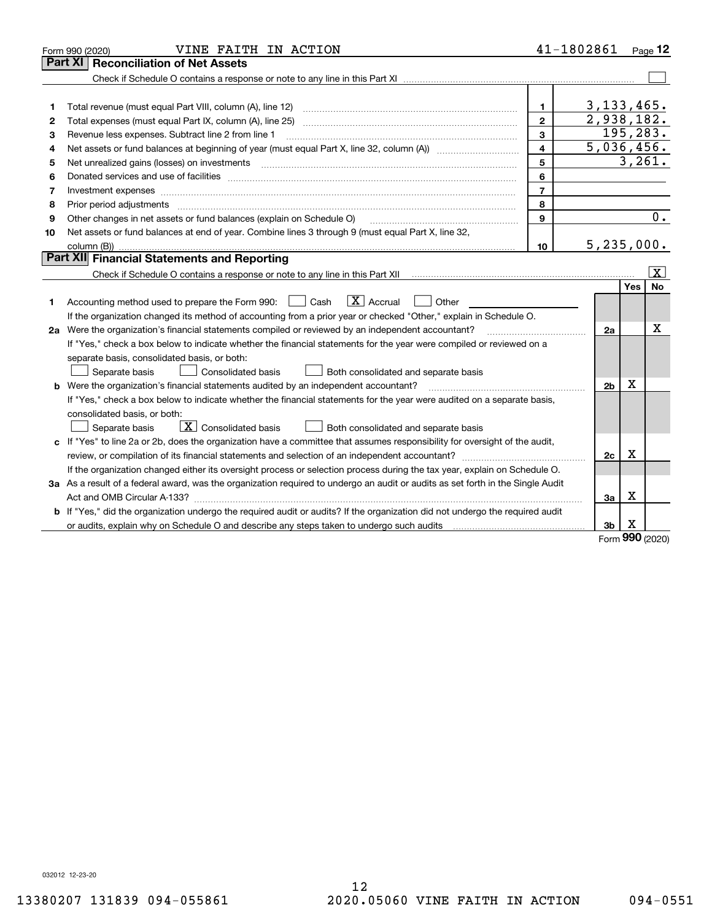Form 990 (2020) VINE FAITH IN ACTION 41-1802861

## Part XI Reconciliation of Net Assets

Check if Schedule O contains a response or note to any line in this Part XI ☐

| | | | |
|---|---|---|---|
| 1 | Total revenue (must equal Part VIII, column (A), line 12) | 1 | 3,133,465. |
| 2 | Total expenses (must equal Part IX, column (A), line 25) | 2 | 2,938,182. |
| 3 | Revenue less expenses. Subtract line 2 from line 1 | 3 | 195,283. |
| 4 | Net assets or fund balances at beginning of year (must equal Part X, line 32, column (A)) | 4 | 5,036,456. |
| 5 | Net unrealized gains (losses) on investments | 5 | 3,261. |
| 6 | Donated services and use of facilities | 6 | |
| 7 | Investment expenses | 7 | |
| 8 | Prior period adjustments | 8 | |
| 9 | Other changes in net assets or fund balances (explain on Schedule O) | 9 | 0. |
| 10 | Net assets or fund balances at end of year. Combine lines 3 through 9 (must equal Part X, line 32, column (B)) | 10 | 5,235,000. |

## Part XII Financial Statements and Reporting

Check if Schedule O contains a response or note to any line in this Part XII ☒

| | | | Yes | No |
|---|---|---|---|---|
| 1 | Accounting method used to prepare the Form 990: ☐ Cash ☒ Accrual ☐ Other<br>If the organization changed its method of accounting from a prior year or checked "Other," explain in Schedule O. | | | |
| 2a | Were the organization's financial statements compiled or reviewed by an independent accountant? | 2a | | X |
| | If "Yes," check a box below to indicate whether the financial statements for the year were compiled or reviewed on a separate basis, consolidated basis, or both:<br>☐ Separate basis ☐ Consolidated basis ☐ Both consolidated and separate basis | | | |
| b | Were the organization's financial statements audited by an independent accountant? | 2b | X | |
| | If "Yes," check a box below to indicate whether the financial statements for the year were audited on a separate basis, consolidated basis, or both:<br>☐ Separate basis ☒ Consolidated basis ☐ Both consolidated and separate basis | | | |
| c | If "Yes" to line 2a or 2b, does the organization have a committee that assumes responsibility for oversight of the audit, review, or compilation of its financial statements and selection of an independent accountant? | 2c | X | |
| | If the organization changed either its oversight process or selection process during the tax year, explain on Schedule O. | | | |
| 3a | As a result of a federal award, was the organization required to undergo an audit or audits as set forth in the Single Audit Act and OMB Circular A-133? | 3a | X | |
| b | If "Yes," did the organization undergo the required audit or audits? If the organization did not undergo the required audit or audits, explain why on Schedule O and describe any steps taken to undergo such audits | 3b | X | |

Form 990 (2020)

032012 12-23-20

13380207 131839 094-055861 2020.05060 VINE FAITH IN ACTION 094-0551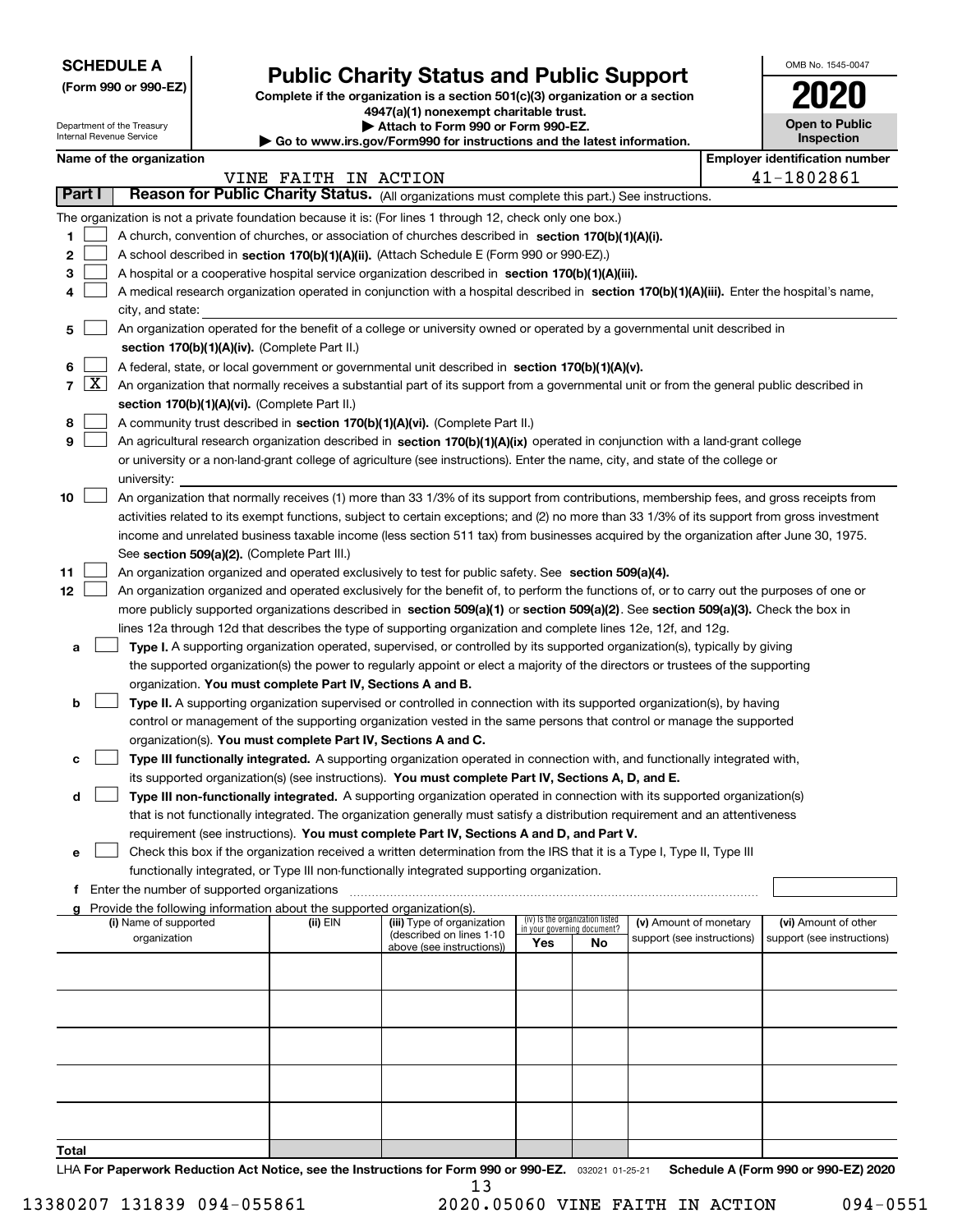**SCHEDULE A (Form 990 or 990-EZ)**

Department of the Treasury
Internal Revenue Service

# Public Charity Status and Public Support

**Complete if the organization is a section 501(c)(3) organization or a section 4947(a)(1) nonexempt charitable trust.**
**▶ Attach to Form 990 or Form 990-EZ.**
**▶ Go to www.irs.gov/Form990 for instructions and the latest information.**

OMB No. 1545-0047

**2020**

**Open to Public Inspection**

**Name of the organization:** VINE FAITH IN ACTION

**Employer identification number:** 41-1802861

## Part I — Reason for Public Charity Status. (All organizations must complete this part.) See instructions.

The organization is not a private foundation because it is: (For lines 1 through 12, check only one box.)

1. [ ] A church, convention of churches, or association of churches described in **section 170(b)(1)(A)(i).**
2. [ ] A school described in **section 170(b)(1)(A)(ii).** (Attach Schedule E (Form 990 or 990-EZ).)
3. [ ] A hospital or a cooperative hospital service organization described in **section 170(b)(1)(A)(iii).**
4. [ ] A medical research organization operated in conjunction with a hospital described in **section 170(b)(1)(A)(iii).** Enter the hospital's name, city, and state:
5. [ ] An organization operated for the benefit of a college or university owned or operated by a governmental unit described in **section 170(b)(1)(A)(iv).** (Complete Part II.)
6. [ ] A federal, state, or local government or governmental unit described in **section 170(b)(1)(A)(v).**
7. [X] An organization that normally receives a substantial part of its support from a governmental unit or from the general public described in **section 170(b)(1)(A)(vi).** (Complete Part II.)
8. [ ] A community trust described in **section 170(b)(1)(A)(vi).** (Complete Part II.)
9. [ ] An agricultural research organization described in **section 170(b)(1)(A)(ix)** operated in conjunction with a land-grant college or university or a non-land-grant college of agriculture (see instructions). Enter the name, city, and state of the college or university:
10. [ ] An organization that normally receives (1) more than 33 1/3% of its support from contributions, membership fees, and gross receipts from activities related to its exempt functions, subject to certain exceptions; and (2) no more than 33 1/3% of its support from gross investment income and unrelated business taxable income (less section 511 tax) from businesses acquired by the organization after June 30, 1975. See **section 509(a)(2).** (Complete Part III.)
11. [ ] An organization organized and operated exclusively to test for public safety. See **section 509(a)(4).**
12. [ ] An organization organized and operated exclusively for the benefit of, to perform the functions of, or to carry out the purposes of one or more publicly supported organizations described in **section 509(a)(1)** or **section 509(a)(2)**. See **section 509(a)(3).** Check the box in lines 12a through 12d that describes the type of supporting organization and complete lines 12e, 12f, and 12g.
   - **a** [ ] **Type I.** A supporting organization operated, supervised, or controlled by its supported organization(s), typically by giving the supported organization(s) the power to regularly appoint or elect a majority of the directors or trustees of the supporting organization. **You must complete Part IV, Sections A and B.**
   - **b** [ ] **Type II.** A supporting organization supervised or controlled in connection with its supported organization(s), by having control or management of the supporting organization vested in the same persons that control or manage the supported organization(s). **You must complete Part IV, Sections A and C.**
   - **c** [ ] **Type III functionally integrated.** A supporting organization operated in connection with, and functionally integrated with, its supported organization(s) (see instructions). **You must complete Part IV, Sections A, D, and E.**
   - **d** [ ] **Type III non-functionally integrated.** A supporting organization operated in connection with its supported organization(s) that is not functionally integrated. The organization generally must satisfy a distribution requirement and an attentiveness requirement (see instructions). **You must complete Part IV, Sections A and D, and Part V.**
   - **e** [ ] Check this box if the organization received a written determination from the IRS that it is a Type I, Type II, Type III functionally integrated, or Type III non-functionally integrated supporting organization.
   - **f** Enter the number of supported organizations
   - **g** Provide the following information about the supported organization(s).

| (i) Name of supported organization | (ii) EIN | (iii) Type of organization (described on lines 1-10 above (see instructions)) | (iv) Is the organization listed in your governing document? Yes | No | (v) Amount of monetary support (see instructions) | (vi) Amount of other support (see instructions) |
|---|---|---|---|---|---|---|
| | | | | | | |
| | | | | | | |
| | | | | | | |
| | | | | | | |
| | | | | | | |
| **Total** | | | | | | |

LHA **For Paperwork Reduction Act Notice, see the Instructions for Form 990 or 990-EZ.** 032021 01-25-21 **Schedule A (Form 990 or 990-EZ) 2020**

13380207 131839 094-055861 2020.05060 VINE FAITH IN ACTION 094-0551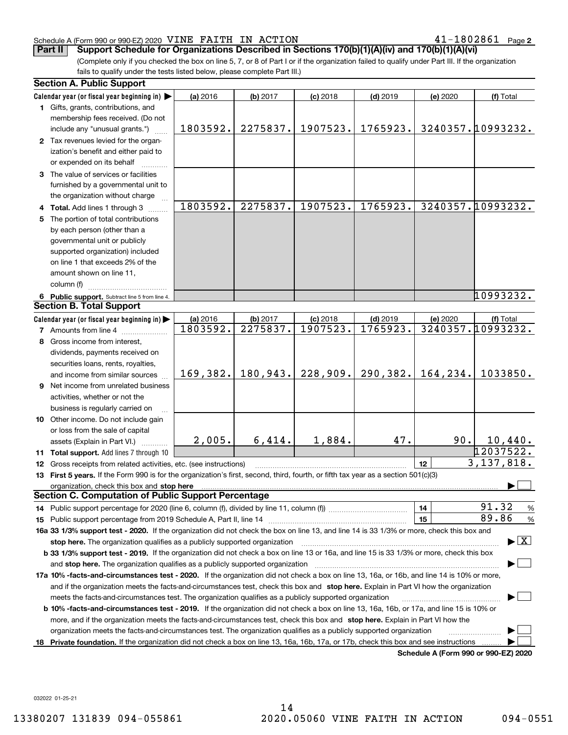Schedule A (Form 990 or 990-EZ) 2020 VINE FAITH IN ACTION 41-1802861 Page 2

**Part II** **Support Schedule for Organizations Described in Sections 170(b)(1)(A)(iv) and 170(b)(1)(A)(vi)**

(Complete only if you checked the box on line 5, 7, or 8 of Part I or if the organization failed to qualify under Part III. If the organization fails to qualify under the tests listed below, please complete Part III.)

**Section A. Public Support**

| Calendar year (or fiscal year beginning in) | (a) 2016 | (b) 2017 | (c) 2018 | (d) 2019 | (e) 2020 | (f) Total |
|---|---|---|---|---|---|---|
| 1 Gifts, grants, contributions, and membership fees received. (Do not include any "unusual grants.") | 1803592. | 2275837. | 1907523. | 1765923. | 3240357. | 10993232. |
| 2 Tax revenues levied for the organization's benefit and either paid to or expended on its behalf | | | | | | |
| 3 The value of services or facilities furnished by a governmental unit to the organization without charge | | | | | | |
| 4 **Total.** Add lines 1 through 3 | 1803592. | 2275837. | 1907523. | 1765923. | 3240357. | 10993232. |
| 5 The portion of total contributions by each person (other than a governmental unit or publicly supported organization) included on line 1 that exceeds 2% of the amount shown on line 11, column (f) | | | | | | |
| 6 **Public support.** Subtract line 5 from line 4. | | | | | | 10993232. |

**Section B. Total Support**

| Calendar year (or fiscal year beginning in) | (a) 2016 | (b) 2017 | (c) 2018 | (d) 2019 | (e) 2020 | (f) Total |
|---|---|---|---|---|---|---|
| 7 Amounts from line 4 | 1803592. | 2275837. | 1907523. | 1765923. | 3240357. | 10993232. |
| 8 Gross income from interest, dividends, payments received on securities loans, rents, royalties, and income from similar sources | 169,382. | 180,943. | 228,909. | 290,382. | 164,234. | 1033850. |
| 9 Net income from unrelated business activities, whether or not the business is regularly carried on | | | | | | |
| 10 Other income. Do not include gain or loss from the sale of capital assets (Explain in Part VI.) | 2,005. | 6,414. | 1,884. | 47. | 90. | 10,440. |
| 11 **Total support.** Add lines 7 through 10 | | | | | | 12037522. |
| 12 Gross receipts from related activities, etc. (see instructions) | | | | | 12 | 3,137,818. |

**13 First 5 years.** If the Form 990 is for the organization's first, second, third, fourth, or fifth tax year as a section 501(c)(3) organization, check this box and **stop here** ☐

**Section C. Computation of Public Support Percentage**

| | | |
|---|---|---|
| 14 Public support percentage for 2020 (line 6, column (f), divided by line 11, column (f)) | 14 | 91.32 % |
| 15 Public support percentage from 2019 Schedule A, Part II, line 14 | 15 | 89.86 % |

**16a 33 1/3% support test - 2020.** If the organization did not check the box on line 13, and line 14 is 33 1/3% or more, check this box and **stop here.** The organization qualifies as a publicly supported organization ☒

**b 33 1/3% support test - 2019.** If the organization did not check a box on line 13 or 16a, and line 15 is 33 1/3% or more, check this box and **stop here.** The organization qualifies as a publicly supported organization ☐

**17a 10% -facts-and-circumstances test - 2020.** If the organization did not check a box on line 13, 16a, or 16b, and line 14 is 10% or more, and if the organization meets the facts-and-circumstances test, check this box and **stop here.** Explain in Part VI how the organization meets the facts-and-circumstances test. The organization qualifies as a publicly supported organization ☐

**b 10% -facts-and-circumstances test - 2019.** If the organization did not check a box on line 13, 16a, 16b, or 17a, and line 15 is 10% or more, and if the organization meets the facts-and-circumstances test, check this box and **stop here.** Explain in Part VI how the organization meets the facts-and-circumstances test. The organization qualifies as a publicly supported organization ☐

**18 Private foundation.** If the organization did not check a box on line 13, 16a, 16b, 17a, or 17b, check this box and see instructions ☐

**Schedule A (Form 990 or 990-EZ) 2020**

032022 01-25-21

13380207 131839 094-055861 2020.05060 VINE FAITH IN ACTION 094-0551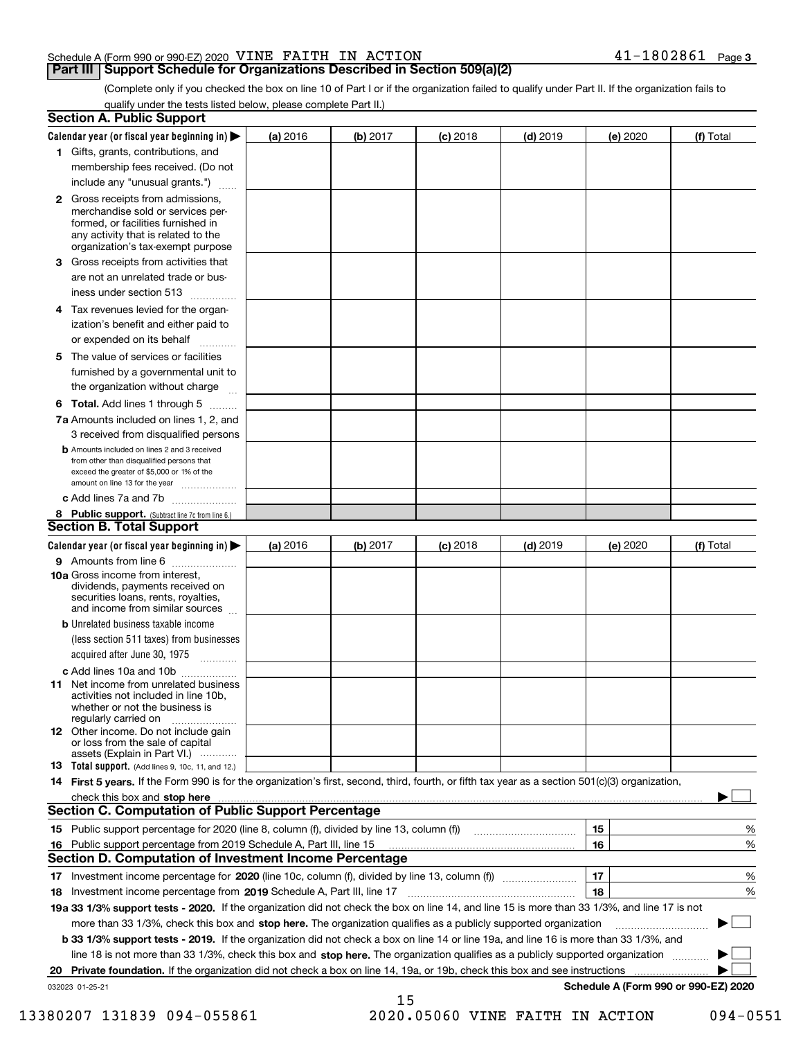Schedule A (Form 990 or 990-EZ) 2020 VINE FAITH IN ACTION 41-1802861 Page 3

## Part III Support Schedule for Organizations Described in Section 509(a)(2)

(Complete only if you checked the box on line 10 of Part I or if the organization failed to qualify under Part II. If the organization fails to qualify under the tests listed below, please complete Part II.)

### Section A. Public Support

| Calendar year (or fiscal year beginning in) ▶ | (a) 2016 | (b) 2017 | (c) 2018 | (d) 2019 | (e) 2020 | (f) Total |
|---|---|---|---|---|---|---|
| 1 Gifts, grants, contributions, and membership fees received. (Do not include any "unusual grants.") | | | | | | |
| 2 Gross receipts from admissions, merchandise sold or services performed, or facilities furnished in any activity that is related to the organization's tax-exempt purpose | | | | | | |
| 3 Gross receipts from activities that are not an unrelated trade or business under section 513 | | | | | | |
| 4 Tax revenues levied for the organization's benefit and either paid to or expended on its behalf | | | | | | |
| 5 The value of services or facilities furnished by a governmental unit to the organization without charge | | | | | | |
| 6 **Total.** Add lines 1 through 5 | | | | | | |
| 7a Amounts included on lines 1, 2, and 3 received from disqualified persons | | | | | | |
| b Amounts included on lines 2 and 3 received from other than disqualified persons that exceed the greater of $5,000 or 1% of the amount on line 13 for the year | | | | | | |
| c Add lines 7a and 7b | | | | | | |
| 8 **Public support.** (Subtract line 7c from line 6.) | | | | | | |

### Section B. Total Support

| Calendar year (or fiscal year beginning in) ▶ | (a) 2016 | (b) 2017 | (c) 2018 | (d) 2019 | (e) 2020 | (f) Total |
|---|---|---|---|---|---|---|
| 9 Amounts from line 6 | | | | | | |
| 10a Gross income from interest, dividends, payments received on securities loans, rents, royalties, and income from similar sources | | | | | | |
| b Unrelated business taxable income (less section 511 taxes) from businesses acquired after June 30, 1975 | | | | | | |
| c Add lines 10a and 10b | | | | | | |
| 11 Net income from unrelated business activities not included in line 10b, whether or not the business is regularly carried on | | | | | | |
| 12 Other income. Do not include gain or loss from the sale of capital assets (Explain in Part VI.) | | | | | | |
| 13 **Total support.** (Add lines 9, 10c, 11, and 12.) | | | | | | |

14 **First 5 years.** If the Form 990 is for the organization's first, second, third, fourth, or fifth tax year as a section 501(c)(3) organization, check this box and **stop here** ▶ ☐

### Section C. Computation of Public Support Percentage

| | | | |
|---|---|---|---|
| 15 | Public support percentage for 2020 (line 8, column (f), divided by line 13, column (f)) | 15 | % |
| 16 | Public support percentage from 2019 Schedule A, Part III, line 15 | 16 | % |

### Section D. Computation of Investment Income Percentage

| | | | |
|---|---|---|---|
| 17 | Investment income percentage for **2020** (line 10c, column (f), divided by line 13, column (f)) | 17 | % |
| 18 | Investment income percentage from **2019** Schedule A, Part III, line 17 | 18 | % |

**19a 33 1/3% support tests - 2020.** If the organization did not check the box on line 14, and line 15 is more than 33 1/3%, and line 17 is not more than 33 1/3%, check this box and **stop here.** The organization qualifies as a publicly supported organization ▶ ☐

**b 33 1/3% support tests - 2019.** If the organization did not check a box on line 14 or line 19a, and line 16 is more than 33 1/3%, and line 18 is not more than 33 1/3%, check this box and **stop here.** The organization qualifies as a publicly supported organization ▶ ☐

**20 Private foundation.** If the organization did not check a box on line 14, 19a, or 19b, check this box and see instructions ▶ ☐

032023 01-25-21 **Schedule A (Form 990 or 990-EZ) 2020**

13380207 131839 094-055861 2020.05060 VINE FAITH IN ACTION 094-0551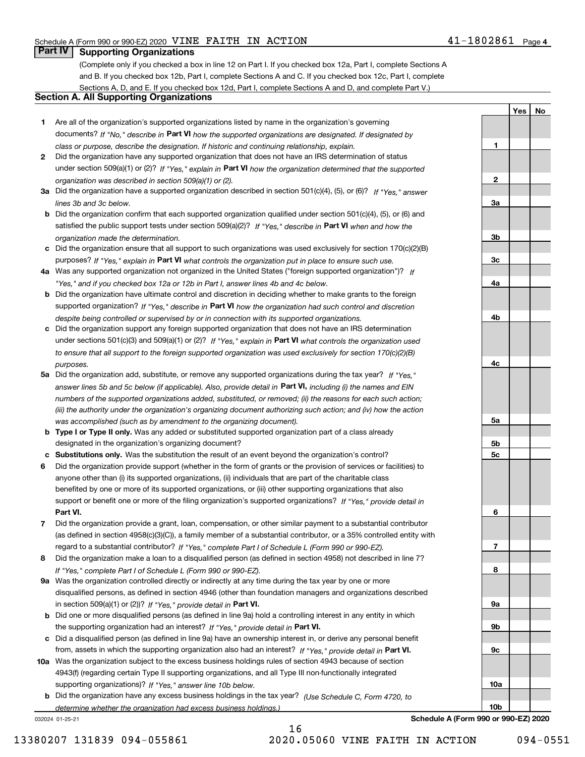Schedule A (Form 990 or 990-EZ) 2020 VINE FAITH IN ACTION 41-1802861 Page 4

## Part IV Supporting Organizations

(Complete only if you checked a box in line 12 on Part I. If you checked box 12a, Part I, complete Sections A and B. If you checked box 12b, Part I, complete Sections A and C. If you checked box 12c, Part I, complete Sections A, D, and E. If you checked box 12d, Part I, complete Sections A and D, and complete Part V.)

### Section A. All Supporting Organizations

| | | Line | Yes | No |
|---|---|---|---|---|
| **1** | Are all of the organization's supported organizations listed by name in the organization's governing documents? *If "No," describe in* **Part VI** *how the supported organizations are designated. If designated by class or purpose, describe the designation. If historic and continuing relationship, explain.* | 1 | | |
| **2** | Did the organization have any supported organization that does not have an IRS determination of status under section 509(a)(1) or (2)? *If "Yes," explain in* **Part VI** *how the organization determined that the supported organization was described in section 509(a)(1) or (2).* | 2 | | |
| **3a** | Did the organization have a supported organization described in section 501(c)(4), (5), or (6)? *If "Yes," answer lines 3b and 3c below.* | 3a | | |
| **b** | Did the organization confirm that each supported organization qualified under section 501(c)(4), (5), or (6) and satisfied the public support tests under section 509(a)(2)? *If "Yes," describe in* **Part VI** *when and how the organization made the determination.* | 3b | | |
| **c** | Did the organization ensure that all support to such organizations was used exclusively for section 170(c)(2)(B) purposes? *If "Yes," explain in* **Part VI** *what controls the organization put in place to ensure such use.* | 3c | | |
| **4a** | Was any supported organization not organized in the United States ("foreign supported organization")? *If "Yes," and if you checked box 12a or 12b in Part I, answer lines 4b and 4c below.* | 4a | | |
| **b** | Did the organization have ultimate control and discretion in deciding whether to make grants to the foreign supported organization? *If "Yes," describe in* **Part VI** *how the organization had such control and discretion despite being controlled or supervised by or in connection with its supported organizations.* | 4b | | |
| **c** | Did the organization support any foreign supported organization that does not have an IRS determination under sections 501(c)(3) and 509(a)(1) or (2)? *If "Yes," explain in* **Part VI** *what controls the organization used to ensure that all support to the foreign supported organization was used exclusively for section 170(c)(2)(B) purposes.* | 4c | | |
| **5a** | Did the organization add, substitute, or remove any supported organizations during the tax year? *If "Yes," answer lines 5b and 5c below (if applicable). Also, provide detail in* **Part VI,** *including (i) the names and EIN numbers of the supported organizations added, substituted, or removed; (ii) the reasons for each such action; (iii) the authority under the organization's organizing document authorizing such action; and (iv) how the action was accomplished (such as by amendment to the organizing document).* | 5a | | |
| **b** | **Type I or Type II only.** Was any added or substituted supported organization part of a class already designated in the organization's organizing document? | 5b | | |
| **c** | **Substitutions only.** Was the substitution the result of an event beyond the organization's control? | 5c | | |
| **6** | Did the organization provide support (whether in the form of grants or the provision of services or facilities) to anyone other than (i) its supported organizations, (ii) individuals that are part of the charitable class benefited by one or more of its supported organizations, or (iii) other supporting organizations that also support or benefit one or more of the filing organization's supported organizations? *If "Yes," provide detail in* **Part VI.** | 6 | | |
| **7** | Did the organization provide a grant, loan, compensation, or other similar payment to a substantial contributor (as defined in section 4958(c)(3)(C)), a family member of a substantial contributor, or a 35% controlled entity with regard to a substantial contributor? *If "Yes," complete Part I of Schedule L (Form 990 or 990-EZ).* | 7 | | |
| **8** | Did the organization make a loan to a disqualified person (as defined in section 4958) not described in line 7? *If "Yes," complete Part I of Schedule L (Form 990 or 990-EZ).* | 8 | | |
| **9a** | Was the organization controlled directly or indirectly at any time during the tax year by one or more disqualified persons, as defined in section 4946 (other than foundation managers and organizations described in section 509(a)(1) or (2))? *If "Yes," provide detail in* **Part VI.** | 9a | | |
| **b** | Did one or more disqualified persons (as defined in line 9a) hold a controlling interest in any entity in which the supporting organization had an interest? *If "Yes," provide detail in* **Part VI.** | 9b | | |
| **c** | Did a disqualified person (as defined in line 9a) have an ownership interest in, or derive any personal benefit from, assets in which the supporting organization also had an interest? *If "Yes," provide detail in* **Part VI.** | 9c | | |
| **10a** | Was the organization subject to the excess business holdings rules of section 4943 because of section 4943(f) (regarding certain Type II supporting organizations, and all Type III non-functionally integrated supporting organizations)? *If "Yes," answer line 10b below.* | 10a | | |
| **b** | Did the organization have any excess business holdings in the tax year? *(Use Schedule C, Form 4720, to determine whether the organization had excess business holdings.)* | 10b | | |

032024 01-25-21 **Schedule A (Form 990 or 990-EZ) 2020**

13380207 131839 094-055861 2020.05060 VINE FAITH IN ACTION 094-0551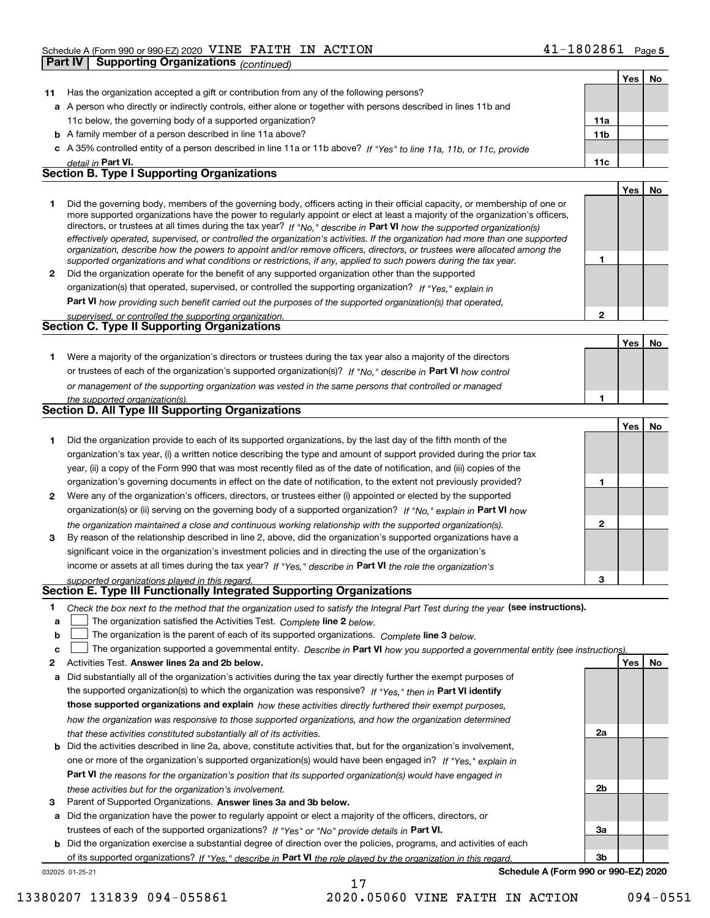Schedule A (Form 990 or 990-EZ) 2020 VINE FAITH IN ACTION 41-1802861 Page 5

**Part IV | Supporting Organizations** *(continued)*

| | | | Yes | No |
|---|---|---|---|---|
| **11** | Has the organization accepted a gift or contribution from any of the following persons? | | | |
| **a** | A person who directly or indirectly controls, either alone or together with persons described in lines 11b and 11c below, the governing body of a supported organization? | **11a** | | |
| **b** | A family member of a person described in line 11a above? | **11b** | | |
| **c** | A 35% controlled entity of a person described in line 11a or 11b above? *If "Yes" to line 11a, 11b, or 11c, provide detail in* **Part VI.** | **11c** | | |

## Section B. Type I Supporting Organizations

| | | | Yes | No |
|---|---|---|---|---|
| **1** | Did the governing body, members of the governing body, officers acting in their official capacity, or membership of one or more supported organizations have the power to regularly appoint or elect at least a majority of the organization's officers, directors, or trustees at all times during the tax year? *If "No," describe in* **Part VI** *how the supported organization(s) effectively operated, supervised, or controlled the organization's activities. If the organization had more than one supported organization, describe how the powers to appoint and/or remove officers, directors, or trustees were allocated among the supported organizations and what conditions or restrictions, if any, applied to such powers during the tax year.* | **1** | | |
| **2** | Did the organization operate for the benefit of any supported organization other than the supported organization(s) that operated, supervised, or controlled the supporting organization? *If "Yes," explain in* **Part VI** *how providing such benefit carried out the purposes of the supported organization(s) that operated, supervised, or controlled the supporting organization.* | **2** | | |

## Section C. Type II Supporting Organizations

| | | | Yes | No |
|---|---|---|---|---|
| **1** | Were a majority of the organization's directors or trustees during the tax year also a majority of the directors or trustees of each of the organization's supported organization(s)? *If "No," describe in* **Part VI** *how control or management of the supporting organization was vested in the same persons that controlled or managed the supported organization(s).* | **1** | | |

## Section D. All Type III Supporting Organizations

| | | | Yes | No |
|---|---|---|---|---|
| **1** | Did the organization provide to each of its supported organizations, by the last day of the fifth month of the organization's tax year, (i) a written notice describing the type and amount of support provided during the prior tax year, (ii) a copy of the Form 990 that was most recently filed as of the date of notification, and (iii) copies of the organization's governing documents in effect on the date of notification, to the extent not previously provided? | **1** | | |
| **2** | Were any of the organization's officers, directors, or trustees either (i) appointed or elected by the supported organization(s) or (ii) serving on the governing body of a supported organization? *If "No," explain in* **Part VI** *how the organization maintained a close and continuous working relationship with the supported organization(s).* | **2** | | |
| **3** | By reason of the relationship described in line 2, above, did the organization's supported organizations have a significant voice in the organization's investment policies and in directing the use of the organization's income or assets at all times during the tax year? *If "Yes," describe in* **Part VI** *the role the organization's supported organizations played in this regard.* | **3** | | |

## Section E. Type III Functionally Integrated Supporting Organizations

**1** *Check the box next to the method that the organization used to satisfy the Integral Part Test during the year* **(see instructions).**

**a** ☐ The organization satisfied the Activities Test. *Complete* **line 2** *below.*

**b** ☐ The organization is the parent of each of its supported organizations. *Complete* **line 3** *below.*

**c** ☐ The organization supported a governmental entity. *Describe in* **Part VI** *how you supported a governmental entity (see instructions).*

| | | | Yes | No |
|---|---|---|---|---|
| **2** | Activities Test. **Answer lines 2a and 2b below.** | | | |
| **a** | Did substantially all of the organization's activities during the tax year directly further the exempt purposes of the supported organization(s) to which the organization was responsive? *If "Yes," then in* **Part VI identify those supported organizations and explain** *how these activities directly furthered their exempt purposes, how the organization was responsive to those supported organizations, and how the organization determined that these activities constituted substantially all of its activities.* | **2a** | | |
| **b** | Did the activities described in line 2a, above, constitute activities that, but for the organization's involvement, one or more of the organization's supported organization(s) would have been engaged in? *If "Yes," explain in* **Part VI** *the reasons for the organization's position that its supported organization(s) would have engaged in these activities but for the organization's involvement.* | **2b** | | |
| **3** | Parent of Supported Organizations. **Answer lines 3a and 3b below.** | | | |
| **a** | Did the organization have the power to regularly appoint or elect a majority of the officers, directors, or trustees of each of the supported organizations? *If "Yes" or "No" provide details in* **Part VI.** | **3a** | | |
| **b** | Did the organization exercise a substantial degree of direction over the policies, programs, and activities of each of its supported organizations? *If "Yes," describe in* **Part VI** *the role played by the organization in this regard.* | **3b** | | |

032025 01-25-21 **Schedule A (Form 990 or 990-EZ) 2020**

13380207 131839 094-055861 2020.05060 VINE FAITH IN ACTION 094-0551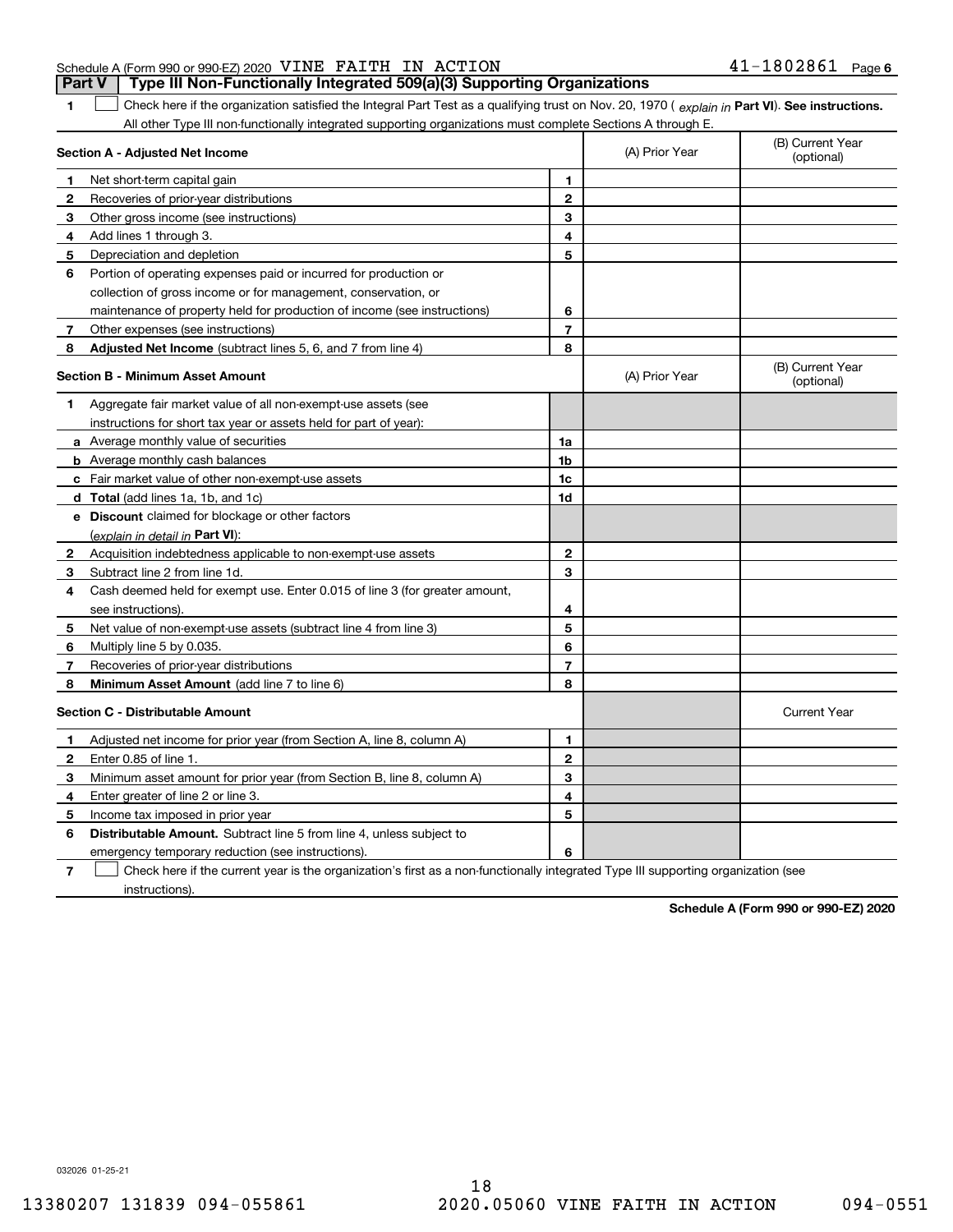Schedule A (Form 990 or 990-EZ) 2020 VINE FAITH IN ACTION 41-1802861 Page 6

## Part V Type III Non-Functionally Integrated 509(a)(3) Supporting Organizations

1 ☐ Check here if the organization satisfied the Integral Part Test as a qualifying trust on Nov. 20, 1970 ( *explain in* **Part VI**). **See instructions.** All other Type III non-functionally integrated supporting organizations must complete Sections A through E.

| **Section A - Adjusted Net Income** | | | (A) Prior Year | (B) Current Year (optional) |
|---|---|---|---|---|
| 1 | Net short-term capital gain | 1 | | |
| 2 | Recoveries of prior-year distributions | 2 | | |
| 3 | Other gross income (see instructions) | 3 | | |
| 4 | Add lines 1 through 3. | 4 | | |
| 5 | Depreciation and depletion | 5 | | |
| 6 | Portion of operating expenses paid or incurred for production or collection of gross income or for management, conservation, or maintenance of property held for production of income (see instructions) | 6 | | |
| 7 | Other expenses (see instructions) | 7 | | |
| 8 | **Adjusted Net Income** (subtract lines 5, 6, and 7 from line 4) | 8 | | |

| **Section B - Minimum Asset Amount** | | | (A) Prior Year | (B) Current Year (optional) |
|---|---|---|---|---|
| 1 | Aggregate fair market value of all non-exempt-use assets (see instructions for short tax year or assets held for part of year): | | | |
| a | Average monthly value of securities | 1a | | |
| b | Average monthly cash balances | 1b | | |
| c | Fair market value of other non-exempt-use assets | 1c | | |
| d | **Total** (add lines 1a, 1b, and 1c) | 1d | | |
| e | **Discount** claimed for blockage or other factors (*explain in detail in* **Part VI**): | | | |
| 2 | Acquisition indebtedness applicable to non-exempt-use assets | 2 | | |
| 3 | Subtract line 2 from line 1d. | 3 | | |
| 4 | Cash deemed held for exempt use. Enter 0.015 of line 3 (for greater amount, see instructions). | 4 | | |
| 5 | Net value of non-exempt-use assets (subtract line 4 from line 3) | 5 | | |
| 6 | Multiply line 5 by 0.035. | 6 | | |
| 7 | Recoveries of prior-year distributions | 7 | | |
| 8 | **Minimum Asset Amount** (add line 7 to line 6) | 8 | | |

| **Section C - Distributable Amount** | | | | Current Year |
|---|---|---|---|---|
| 1 | Adjusted net income for prior year (from Section A, line 8, column A) | 1 | | |
| 2 | Enter 0.85 of line 1. | 2 | | |
| 3 | Minimum asset amount for prior year (from Section B, line 8, column A) | 3 | | |
| 4 | Enter greater of line 2 or line 3. | 4 | | |
| 5 | Income tax imposed in prior year | 5 | | |
| 6 | **Distributable Amount.** Subtract line 5 from line 4, unless subject to emergency temporary reduction (see instructions). | 6 | | |

7 ☐ Check here if the current year is the organization's first as a non-functionally integrated Type III supporting organization (see instructions).

**Schedule A (Form 990 or 990-EZ) 2020**

032026 01-25-21

13380207 131839 094-055861 2020.05060 VINE FAITH IN ACTION 094-0551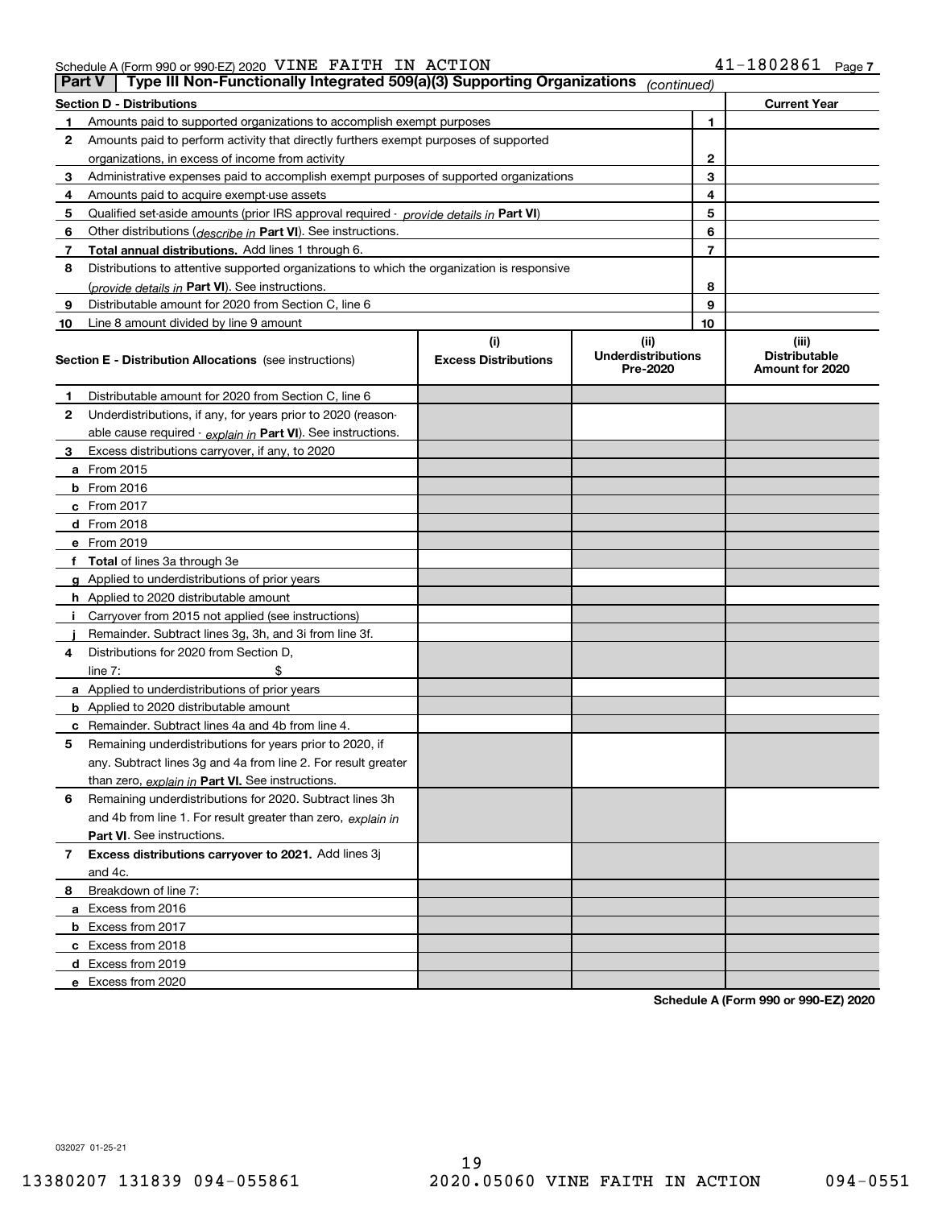Schedule A (Form 990 or 990-EZ) 2020 VINE FAITH IN ACTION 41-1802861 Page 7

**Part V | Type III Non-Functionally Integrated 509(a)(3) Supporting Organizations** *(continued)*

| Section D - Distributions | | | Current Year |
|---|---|---|---|
| 1 | Amounts paid to supported organizations to accomplish exempt purposes | 1 | |
| 2 | Amounts paid to perform activity that directly furthers exempt purposes of supported organizations, in excess of income from activity | 2 | |
| 3 | Administrative expenses paid to accomplish exempt purposes of supported organizations | 3 | |
| 4 | Amounts paid to acquire exempt-use assets | 4 | |
| 5 | Qualified set-aside amounts (prior IRS approval required - *provide details in* **Part VI**) | 5 | |
| 6 | Other distributions (*describe in* **Part VI**). See instructions. | 6 | |
| 7 | **Total annual distributions.** Add lines 1 through 6. | 7 | |
| 8 | Distributions to attentive supported organizations to which the organization is responsive (*provide details in* **Part VI**). See instructions. | 8 | |
| 9 | Distributable amount for 2020 from Section C, line 6 | 9 | |
| 10 | Line 8 amount divided by line 9 amount | 10 | |

| | **Section E - Distribution Allocations** (see instructions) | (i) Excess Distributions | (ii) Underdistributions Pre-2020 | (iii) Distributable Amount for 2020 |
|---|---|---|---|---|
| 1 | Distributable amount for 2020 from Section C, line 6 | | | |
| 2 | Underdistributions, if any, for years prior to 2020 (reasonable cause required - *explain in* **Part VI**). See instructions. | | | |
| 3 | Excess distributions carryover, if any, to 2020 | | | |
| a | From 2015 | | | |
| b | From 2016 | | | |
| c | From 2017 | | | |
| d | From 2018 | | | |
| e | From 2019 | | | |
| f | **Total** of lines 3a through 3e | | | |
| g | Applied to underdistributions of prior years | | | |
| h | Applied to 2020 distributable amount | | | |
| i | Carryover from 2015 not applied (see instructions) | | | |
| j | Remainder. Subtract lines 3g, 3h, and 3i from line 3f. | | | |
| 4 | Distributions for 2020 from Section D, line 7: $ | | | |
| a | Applied to underdistributions of prior years | | | |
| b | Applied to 2020 distributable amount | | | |
| c | Remainder. Subtract lines 4a and 4b from line 4. | | | |
| 5 | Remaining underdistributions for years prior to 2020, if any. Subtract lines 3g and 4a from line 2. For result greater than zero, *explain in* **Part VI.** See instructions. | | | |
| 6 | Remaining underdistributions for 2020. Subtract lines 3h and 4b from line 1. For result greater than zero, *explain in* **Part VI**. See instructions. | | | |
| 7 | **Excess distributions carryover to 2021.** Add lines 3j and 4c. | | | |
| 8 | Breakdown of line 7: | | | |
| a | Excess from 2016 | | | |
| b | Excess from 2017 | | | |
| c | Excess from 2018 | | | |
| d | Excess from 2019 | | | |
| e | Excess from 2020 | | | |

**Schedule A (Form 990 or 990-EZ) 2020**

032027 01-25-21

13380207 131839 094-055861 2020.05060 VINE FAITH IN ACTION 094-0551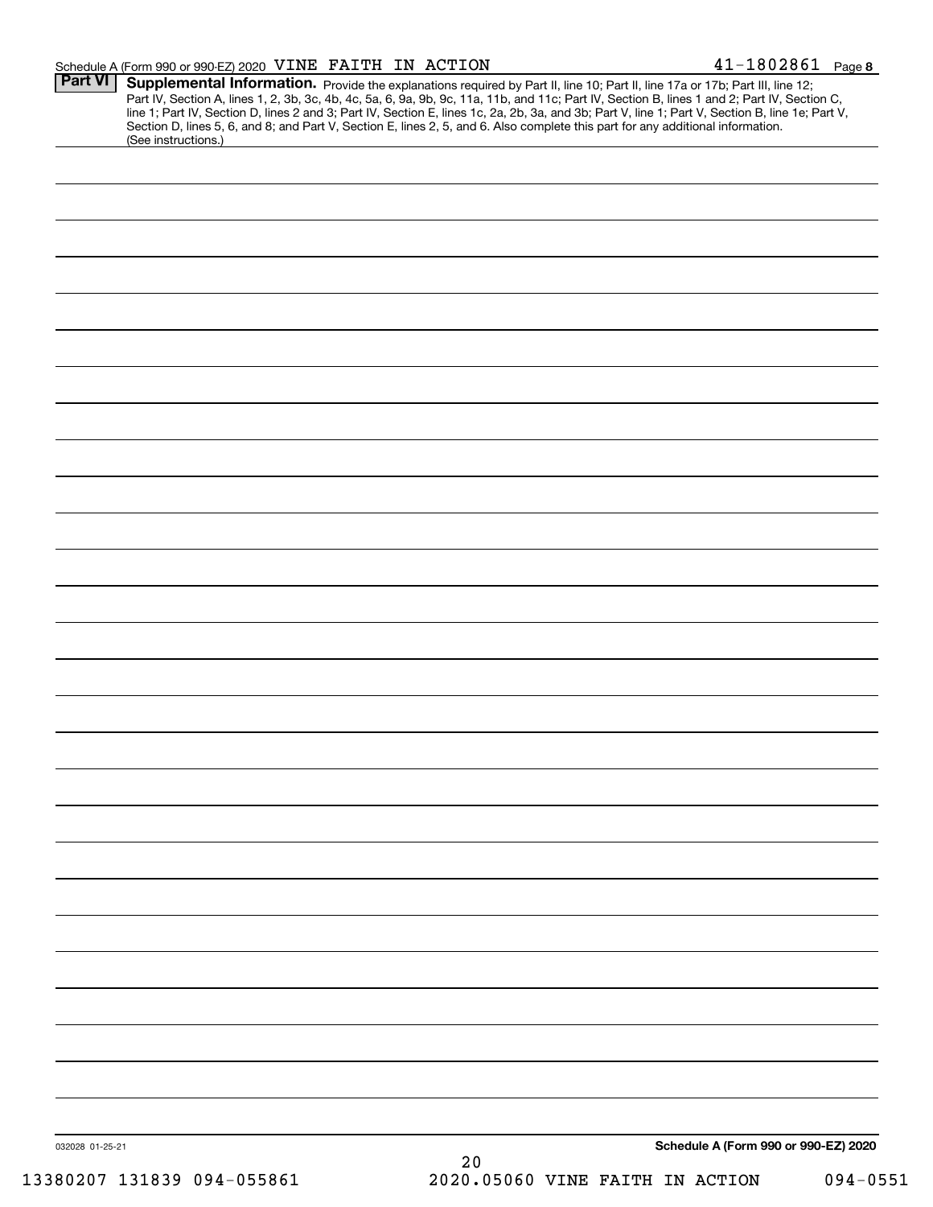Schedule A (Form 990 or 990-EZ) 2020 VINE FAITH IN ACTION 41-1802861 Page 8

**Part VI** **Supplemental Information.** Provide the explanations required by Part II, line 10; Part II, line 17a or 17b; Part III, line 12; Part IV, Section A, lines 1, 2, 3b, 3c, 4b, 4c, 5a, 6, 9a, 9b, 9c, 11a, 11b, and 11c; Part IV, Section B, lines 1 and 2; Part IV, Section C, line 1; Part IV, Section D, lines 2 and 3; Part IV, Section E, lines 1c, 2a, 2b, 3a, and 3b; Part V, line 1; Part V, Section B, line 1e; Part V, Section D, lines 5, 6, and 8; and Part V, Section E, lines 2, 5, and 6. Also complete this part for any additional information. (See instructions.)

032028 01-25-21

**Schedule A (Form 990 or 990-EZ) 2020**

13380207 131839 094-055861 2020.05060 VINE FAITH IN ACTION 094-0551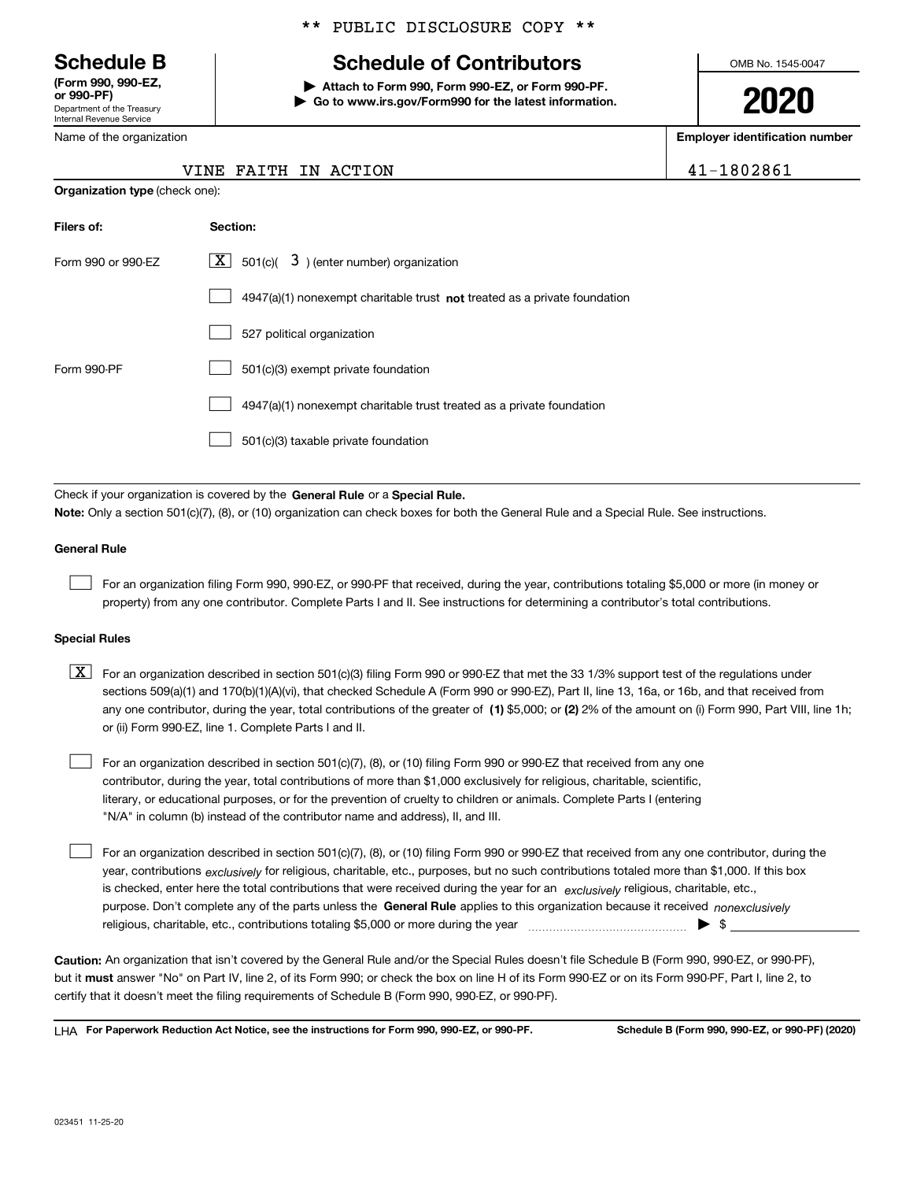** PUBLIC DISCLOSURE COPY **

# Schedule B
**(Form 990, 990-EZ, or 990-PF)**
Department of the Treasury
Internal Revenue Service

## Schedule of Contributors

▶ **Attach to Form 990, Form 990-EZ, or Form 990-PF.**
▶ **Go to www.irs.gov/Form990 for the latest information.**

OMB No. 1545-0047

**2020**

Name of the organization: VINE FAITH IN ACTION

**Employer identification number**: 41-1802861

**Organization type** (check one):

| **Filers of:** | **Section:** |
|---|---|
| Form 990 or 990-EZ | [X] 501(c)( 3 ) (enter number) organization |
| | [ ] 4947(a)(1) nonexempt charitable trust **not** treated as a private foundation |
| | [ ] 527 political organization |
| Form 990-PF | [ ] 501(c)(3) exempt private foundation |
| | [ ] 4947(a)(1) nonexempt charitable trust treated as a private foundation |
| | [ ] 501(c)(3) taxable private foundation |

Check if your organization is covered by the **General Rule** or a **Special Rule.**

**Note:** Only a section 501(c)(7), (8), or (10) organization can check boxes for both the General Rule and a Special Rule. See instructions.

### General Rule

[ ] For an organization filing Form 990, 990-EZ, or 990-PF that received, during the year, contributions totaling $5,000 or more (in money or property) from any one contributor. Complete Parts I and II. See instructions for determining a contributor's total contributions.

### Special Rules

[X] For an organization described in section 501(c)(3) filing Form 990 or 990-EZ that met the 33 1/3% support test of the regulations under sections 509(a)(1) and 170(b)(1)(A)(vi), that checked Schedule A (Form 990 or 990-EZ), Part II, line 13, 16a, or 16b, and that received from any one contributor, during the year, total contributions of the greater of **(1)** $5,000; or **(2)** 2% of the amount on (i) Form 990, Part VIII, line 1h; or (ii) Form 990-EZ, line 1. Complete Parts I and II.

[ ] For an organization described in section 501(c)(7), (8), or (10) filing Form 990 or 990-EZ that received from any one contributor, during the year, total contributions of more than $1,000 exclusively for religious, charitable, scientific, literary, or educational purposes, or for the prevention of cruelty to children or animals. Complete Parts I (entering "N/A" in column (b) instead of the contributor name and address), II, and III.

[ ] For an organization described in section 501(c)(7), (8), or (10) filing Form 990 or 990-EZ that received from any one contributor, during the year, contributions *exclusively* for religious, charitable, etc., purposes, but no such contributions totaled more than $1,000. If this box is checked, enter here the total contributions that were received during the year for an *exclusively* religious, charitable, etc., purpose. Don't complete any of the parts unless the **General Rule** applies to this organization because it received *nonexclusively* religious, charitable, etc., contributions totaling $5,000 or more during the year ▶ $ ________

**Caution:** An organization that isn't covered by the General Rule and/or the Special Rules doesn't file Schedule B (Form 990, 990-EZ, or 990-PF), but it **must** answer "No" on Part IV, line 2, of its Form 990; or check the box on line H of its Form 990-EZ or on its Form 990-PF, Part I, line 2, to certify that it doesn't meet the filing requirements of Schedule B (Form 990, 990-EZ, or 990-PF).

LHA **For Paperwork Reduction Act Notice, see the instructions for Form 990, 990-EZ, or 990-PF.** **Schedule B (Form 990, 990-EZ, or 990-PF) (2020)**

023451 11-25-20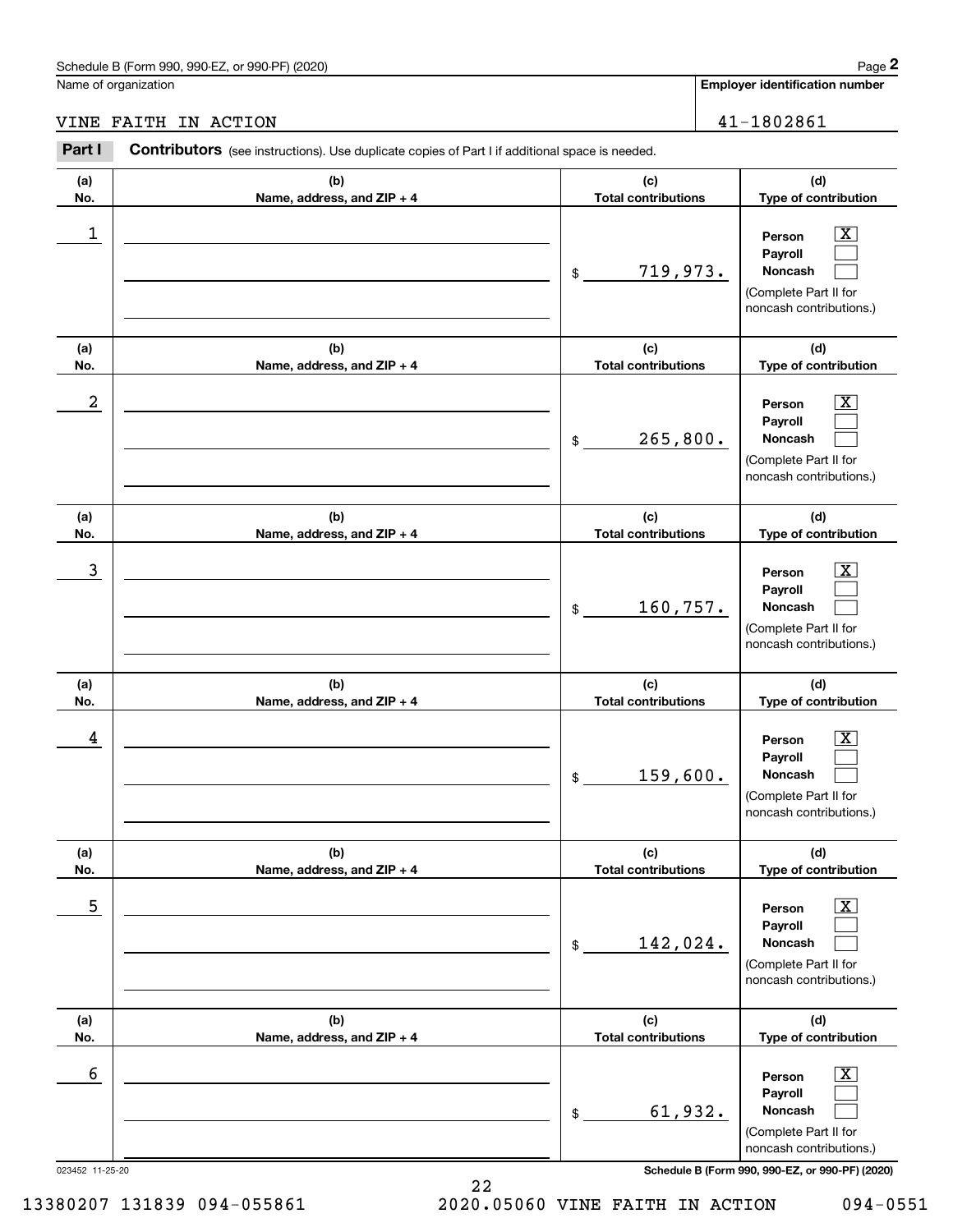Schedule B (Form 990, 990-EZ, or 990-PF) (2020)

Name of organization: VINE FAITH IN ACTION

**Employer identification number:** 41-1802861

**Part I** **Contributors** (see instructions). Use duplicate copies of Part I if additional space is needed.

| (a) No. | (b) Name, address, and ZIP + 4 | (c) Total contributions | (d) Type of contribution |
|---|---|---|---|
| 1 | | $ 719,973. | Person [X] Payroll [ ] Noncash [ ] (Complete Part II for noncash contributions.) |
| 2 | | $ 265,800. | Person [X] Payroll [ ] Noncash [ ] (Complete Part II for noncash contributions.) |
| 3 | | $ 160,757. | Person [X] Payroll [ ] Noncash [ ] (Complete Part II for noncash contributions.) |
| 4 | | $ 159,600. | Person [X] Payroll [ ] Noncash [ ] (Complete Part II for noncash contributions.) |
| 5 | | $ 142,024. | Person [X] Payroll [ ] Noncash [ ] (Complete Part II for noncash contributions.) |
| 6 | | $ 61,932. | Person [X] Payroll [ ] Noncash [ ] (Complete Part II for noncash contributions.) |

023452 11-25-20

Schedule B (Form 990, 990-EZ, or 990-PF) (2020)

13380207 131839 094-055861 2020.05060 VINE FAITH IN ACTION 094-0551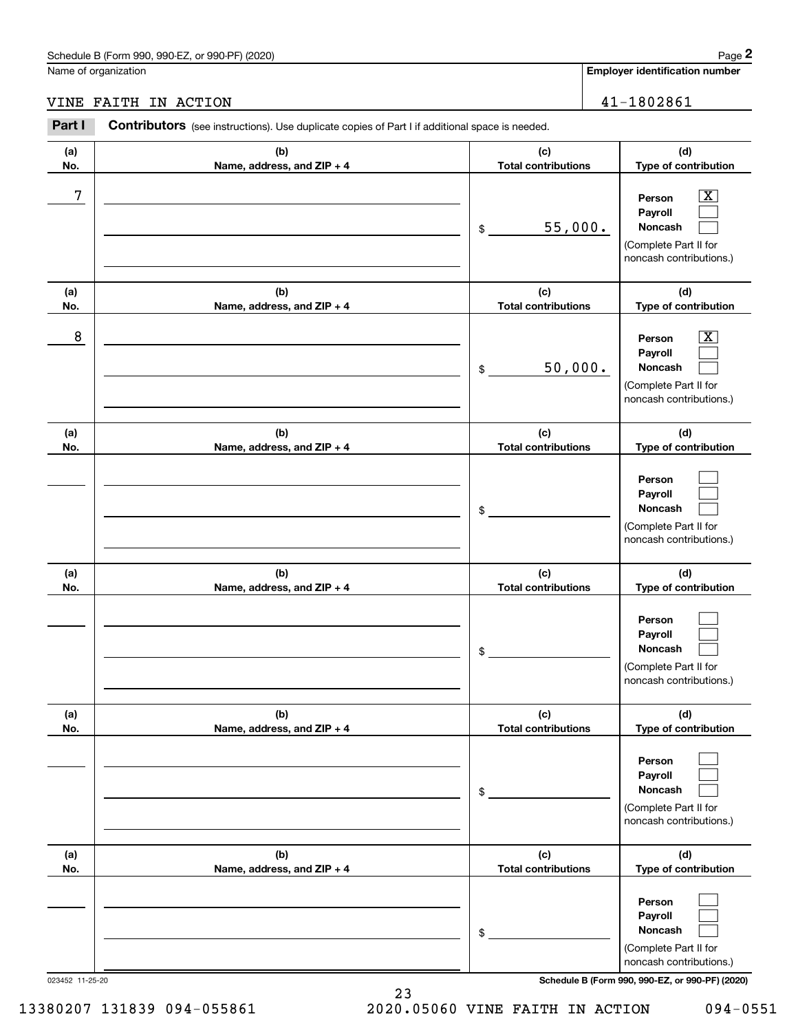Schedule B (Form 990, 990-EZ, or 990-PF) (2020)

Name of organization: VINE FAITH IN ACTION

Employer identification number: 41-1802861

**Part I** **Contributors** (see instructions). Use duplicate copies of Part I if additional space is needed.

| (a) No. | (b) Name, address, and ZIP + 4 | (c) Total contributions | (d) Type of contribution |
| --- | --- | --- | --- |
| 7 | | $ 55,000. | Person [X] Payroll [ ] Noncash [ ] (Complete Part II for noncash contributions.) |
| 8 | | $ 50,000. | Person [X] Payroll [ ] Noncash [ ] (Complete Part II for noncash contributions.) |
| | | $ | Person [ ] Payroll [ ] Noncash [ ] (Complete Part II for noncash contributions.) |
| | | $ | Person [ ] Payroll [ ] Noncash [ ] (Complete Part II for noncash contributions.) |
| | | $ | Person [ ] Payroll [ ] Noncash [ ] (Complete Part II for noncash contributions.) |
| | | $ | Person [ ] Payroll [ ] Noncash [ ] (Complete Part II for noncash contributions.) |

023452 11-25-20

Schedule B (Form 990, 990-EZ, or 990-PF) (2020)

13380207 131839 094-055861 2020.05060 VINE FAITH IN ACTION 094-0551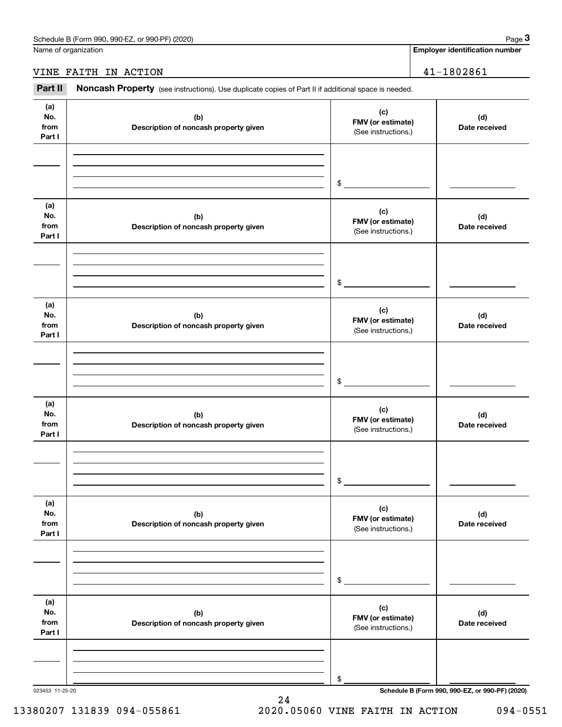Name of organization | **Employer identification number**

VINE FAITH IN ACTION | 41-1802861

**Part II** **Noncash Property** (see instructions). Use duplicate copies of Part II if additional space is needed.

| (a) No. from Part I | (b) Description of noncash property given | (c) FMV (or estimate) (See instructions.) | (d) Date received |
|---|---|---|---|
| | | $ | |

| (a) No. from Part I | (b) Description of noncash property given | (c) FMV (or estimate) (See instructions.) | (d) Date received |
|---|---|---|---|
| | | $ | |

| (a) No. from Part I | (b) Description of noncash property given | (c) FMV (or estimate) (See instructions.) | (d) Date received |
|---|---|---|---|
| | | $ | |

| (a) No. from Part I | (b) Description of noncash property given | (c) FMV (or estimate) (See instructions.) | (d) Date received |
|---|---|---|---|
| | | $ | |

| (a) No. from Part I | (b) Description of noncash property given | (c) FMV (or estimate) (See instructions.) | (d) Date received |
|---|---|---|---|
| | | $ | |

| (a) No. from Part I | (b) Description of noncash property given | (c) FMV (or estimate) (See instructions.) | (d) Date received |
|---|---|---|---|
| | | $ | |

023453 11-25-20

13380207 131839 094-055861 2020.05060 VINE FAITH IN ACTION 094-0551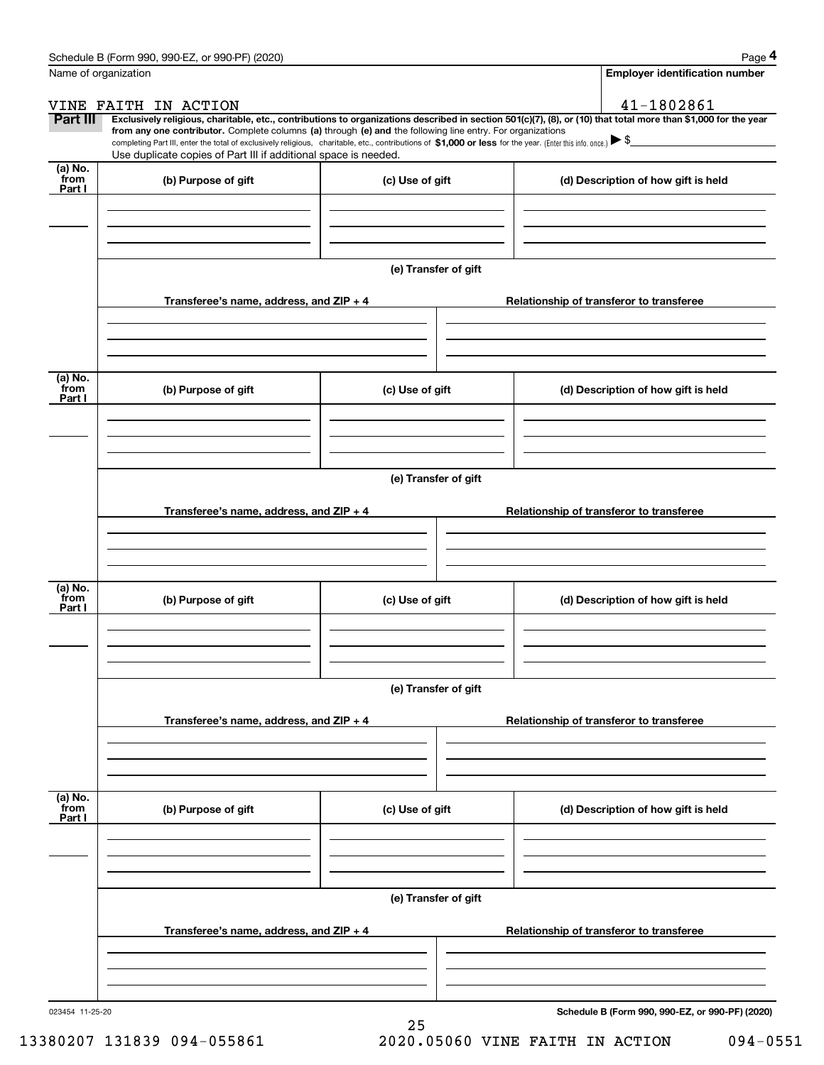Name of organization

VINE FAITH IN ACTION

**Employer identification number**

41-1802861

**Part III** **Exclusively religious, charitable, etc., contributions to organizations described in section 501(c)(7), (8), or (10) that total more than $1,000 for the year from any one contributor.** Complete columns **(a)** through **(e) and** the following line entry. For organizations completing Part III, enter the total of exclusively religious, charitable, etc., contributions of **$1,000 or less** for the year. (Enter this info. once.) ▶ $

Use duplicate copies of Part III if additional space is needed.

| (a) No. from Part I | (b) Purpose of gift | (c) Use of gift | (d) Description of how gift is held |
|---|---|---|---|
| | | | |

(e) Transfer of gift

| Transferee's name, address, and ZIP + 4 | Relationship of transferor to transferee |
|---|---|
| | |

| (a) No. from Part I | (b) Purpose of gift | (c) Use of gift | (d) Description of how gift is held |
|---|---|---|---|
| | | | |

(e) Transfer of gift

| Transferee's name, address, and ZIP + 4 | Relationship of transferor to transferee |
|---|---|
| | |

| (a) No. from Part I | (b) Purpose of gift | (c) Use of gift | (d) Description of how gift is held |
|---|---|---|---|
| | | | |

(e) Transfer of gift

| Transferee's name, address, and ZIP + 4 | Relationship of transferor to transferee |
|---|---|
| | |

| (a) No. from Part I | (b) Purpose of gift | (c) Use of gift | (d) Description of how gift is held |
|---|---|---|---|
| | | | |

(e) Transfer of gift

| Transferee's name, address, and ZIP + 4 | Relationship of transferor to transferee |
|---|---|
| | |

023454 11-25-20

13380207 131839 094-055861 2020.05060 VINE FAITH IN ACTION 094-0551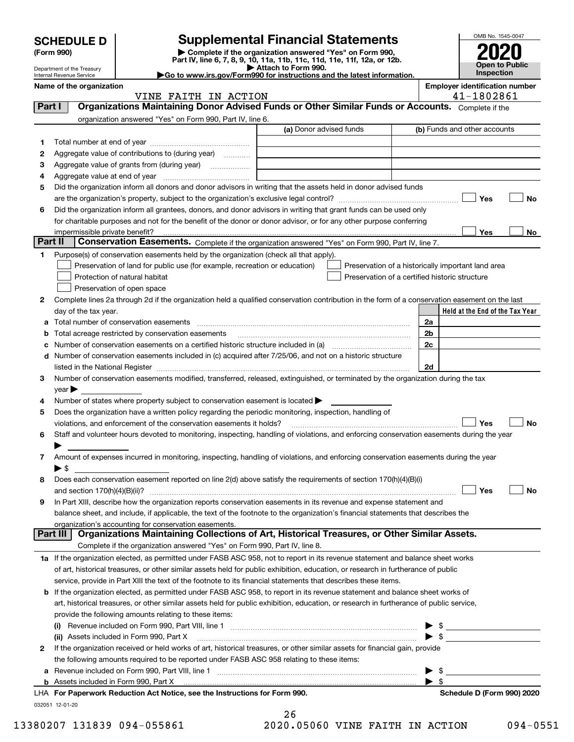**SCHEDULE D**
**(Form 990)**

Department of the Treasury
Internal Revenue Service

# Supplemental Financial Statements

▶ Complete if the organization answered "Yes" on Form 990, Part IV, line 6, 7, 8, 9, 10, 11a, 11b, 11c, 11d, 11e, 11f, 12a, or 12b.
▶ Attach to Form 990.
▶Go to www.irs.gov/Form990 for instructions and the latest information.

OMB No. 1545-0047
**2020**
**Open to Public Inspection**

**Name of the organization**
VINE FAITH IN ACTION

**Employer identification number**
41-1802861

## Part I Organizations Maintaining Donor Advised Funds or Other Similar Funds or Accounts.
Complete if the organization answered "Yes" on Form 990, Part IV, line 6.

| | | (a) Donor advised funds | (b) Funds and other accounts |
|---|---|---|---|
| 1 | Total number at end of year | | |
| 2 | Aggregate value of contributions to (during year) | | |
| 3 | Aggregate value of grants from (during year) | | |
| 4 | Aggregate value at end of year | | |

5 Did the organization inform all donors and donor advisors in writing that the assets held in donor advised funds are the organization's property, subject to the organization's exclusive legal control? ☐ Yes ☐ No

6 Did the organization inform all grantees, donors, and donor advisors in writing that grant funds can be used only for charitable purposes and not for the benefit of the donor or donor advisor, or for any other purpose conferring impermissible private benefit? ☐ Yes ☐ No

## Part II Conservation Easements.
Complete if the organization answered "Yes" on Form 990, Part IV, line 7.

1 Purpose(s) of conservation easements held by the organization (check all that apply).
- ☐ Preservation of land for public use (for example, recreation or education)
- ☐ Preservation of a historically important land area
- ☐ Protection of natural habitat
- ☐ Preservation of a certified historic structure
- ☐ Preservation of open space

2 Complete lines 2a through 2d if the organization held a qualified conservation contribution in the form of a conservation easement on the last day of the tax year.

| | | | Held at the End of the Tax Year |
|---|---|---|---|
| a | Total number of conservation easements | 2a | |
| b | Total acreage restricted by conservation easements | 2b | |
| c | Number of conservation easements on a certified historic structure included in (a) | 2c | |
| d | Number of conservation easements included in (c) acquired after 7/25/06, and not on a historic structure listed in the National Register | 2d | |

3 Number of conservation easements modified, transferred, released, extinguished, or terminated by the organization during the tax year ▶

4 Number of states where property subject to conservation easement is located ▶

5 Does the organization have a written policy regarding the periodic monitoring, inspection, handling of violations, and enforcement of the conservation easements it holds? ☐ Yes ☐ No

6 Staff and volunteer hours devoted to monitoring, inspecting, handling of violations, and enforcing conservation easements during the year ▶

7 Amount of expenses incurred in monitoring, inspecting, handling of violations, and enforcing conservation easements during the year ▶ $

8 Does each conservation easement reported on line 2(d) above satisfy the requirements of section 170(h)(4)(B)(i) and section 170(h)(4)(B)(ii)? ☐ Yes ☐ No

9 In Part XIII, describe how the organization reports conservation easements in its revenue and expense statement and balance sheet, and include, if applicable, the text of the footnote to the organization's financial statements that describes the organization's accounting for conservation easements.

## Part III Organizations Maintaining Collections of Art, Historical Treasures, or Other Similar Assets.
Complete if the organization answered "Yes" on Form 990, Part IV, line 8.

1a If the organization elected, as permitted under FASB ASC 958, not to report in its revenue statement and balance sheet works of art, historical treasures, or other similar assets held for public exhibition, education, or research in furtherance of public service, provide in Part XIII the text of the footnote to its financial statements that describes these items.

b If the organization elected, as permitted under FASB ASC 958, to report in its revenue statement and balance sheet works of art, historical treasures, or other similar assets held for public exhibition, education, or research in furtherance of public service, provide the following amounts relating to these items:

(i) Revenue included on Form 990, Part VIII, line 1 ▶ $

(ii) Assets included in Form 990, Part X ▶ $

2 If the organization received or held works of art, historical treasures, or other similar assets for financial gain, provide the following amounts required to be reported under FASB ASC 958 relating to these items:

a Revenue included on Form 990, Part VIII, line 1 ▶ $

b Assets included in Form 990, Part X ▶ $

**LHA For Paperwork Reduction Act Notice, see the Instructions for Form 990.** **Schedule D (Form 990) 2020**

032051 12-01-20

13380207 131839 094-055861 2020.05060 VINE FAITH IN ACTION 094-0551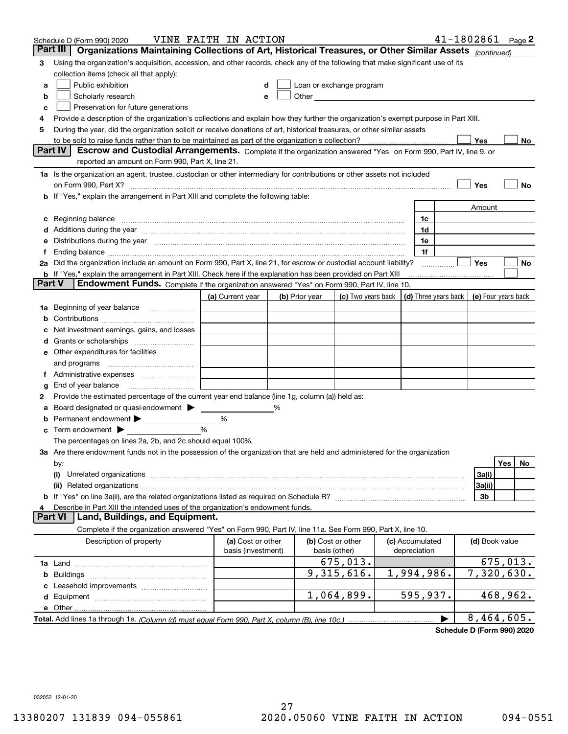Schedule D (Form 990) 2020 VINE FAITH IN ACTION 41-1802861 Page 2

## Part III Organizations Maintaining Collections of Art, Historical Treasures, or Other Similar Assets *(continued)*

**3** Using the organization's acquisition, accession, and other records, check any of the following that make significant use of its collection items (check all that apply):

- **a** ☐ Public exhibition
- **b** ☐ Scholarly research
- **c** ☐ Preservation for future generations
- **d** ☐ Loan or exchange program
- **e** ☐ Other

**4** Provide a description of the organization's collections and explain how they further the organization's exempt purpose in Part XIII.

**5** During the year, did the organization solicit or receive donations of art, historical treasures, or other similar assets to be sold to raise funds rather than to be maintained as part of the organization's collection? ☐ Yes ☐ No

## Part IV Escrow and Custodial Arrangements.

Complete if the organization answered "Yes" on Form 990, Part IV, line 9, or reported an amount on Form 990, Part X, line 21.

**1a** Is the organization an agent, trustee, custodian or other intermediary for contributions or other assets not included on Form 990, Part X? ☐ Yes ☐ No

**b** If "Yes," explain the arrangement in Part XIII and complete the following table:

| | | Amount |
|---|---|---|
| **c** Beginning balance | 1c | |
| **d** Additions during the year | 1d | |
| **e** Distributions during the year | 1e | |
| **f** Ending balance | 1f | |

**2a** Did the organization include an amount on Form 990, Part X, line 21, for escrow or custodial account liability? ☐ Yes ☐ No

**b** If "Yes," explain the arrangement in Part XIII. Check here if the explanation has been provided on Part XIII ☐

## Part V Endowment Funds.

Complete if the organization answered "Yes" on Form 990, Part IV, line 10.

| | (a) Current year | (b) Prior year | (c) Two years back | (d) Three years back | (e) Four years back |
|---|---|---|---|---|---|
| **1a** Beginning of year balance | | | | | |
| **b** Contributions | | | | | |
| **c** Net investment earnings, gains, and losses | | | | | |
| **d** Grants or scholarships | | | | | |
| **e** Other expenditures for facilities and programs | | | | | |
| **f** Administrative expenses | | | | | |
| **g** End of year balance | | | | | |

**2** Provide the estimated percentage of the current year end balance (line 1g, column (a)) held as:

- **a** Board designated or quasi-endowment ▶ ______ %
- **b** Permanent endowment ▶ ______ %
- **c** Term endowment ▶ ______ %

The percentages on lines 2a, 2b, and 2c should equal 100%.

**3a** Are there endowment funds not in the possession of the organization that are held and administered for the organization by:

| | | Yes | No |
|---|---|---|---|
| **(i)** Unrelated organizations | 3a(i) | | |
| **(ii)** Related organizations | 3a(ii) | | |
| **b** If "Yes" on line 3a(ii), are the related organizations listed as required on Schedule R? | 3b | | |

**4** Describe in Part XIII the intended uses of the organization's endowment funds.

## Part VI Land, Buildings, and Equipment.

Complete if the organization answered "Yes" on Form 990, Part IV, line 11a. See Form 990, Part X, line 10.

| Description of property | (a) Cost or other basis (investment) | (b) Cost or other basis (other) | (c) Accumulated depreciation | (d) Book value |
|---|---|---|---|---|
| **1a** Land | | 675,013. | | 675,013. |
| **b** Buildings | | 9,315,616. | 1,994,986. | 7,320,630. |
| **c** Leasehold improvements | | | | |
| **d** Equipment | | 1,064,899. | 595,937. | 468,962. |
| **e** Other | | | | |
| **Total.** Add lines 1a through 1e. *(Column (d) must equal Form 990, Part X, column (B), line 10c.)* | | | ▶ | 8,464,605. |

**Schedule D (Form 990) 2020**

032052 12-01-20

13380207 131839 094-055861 2020.05060 VINE FAITH IN ACTION 094-0551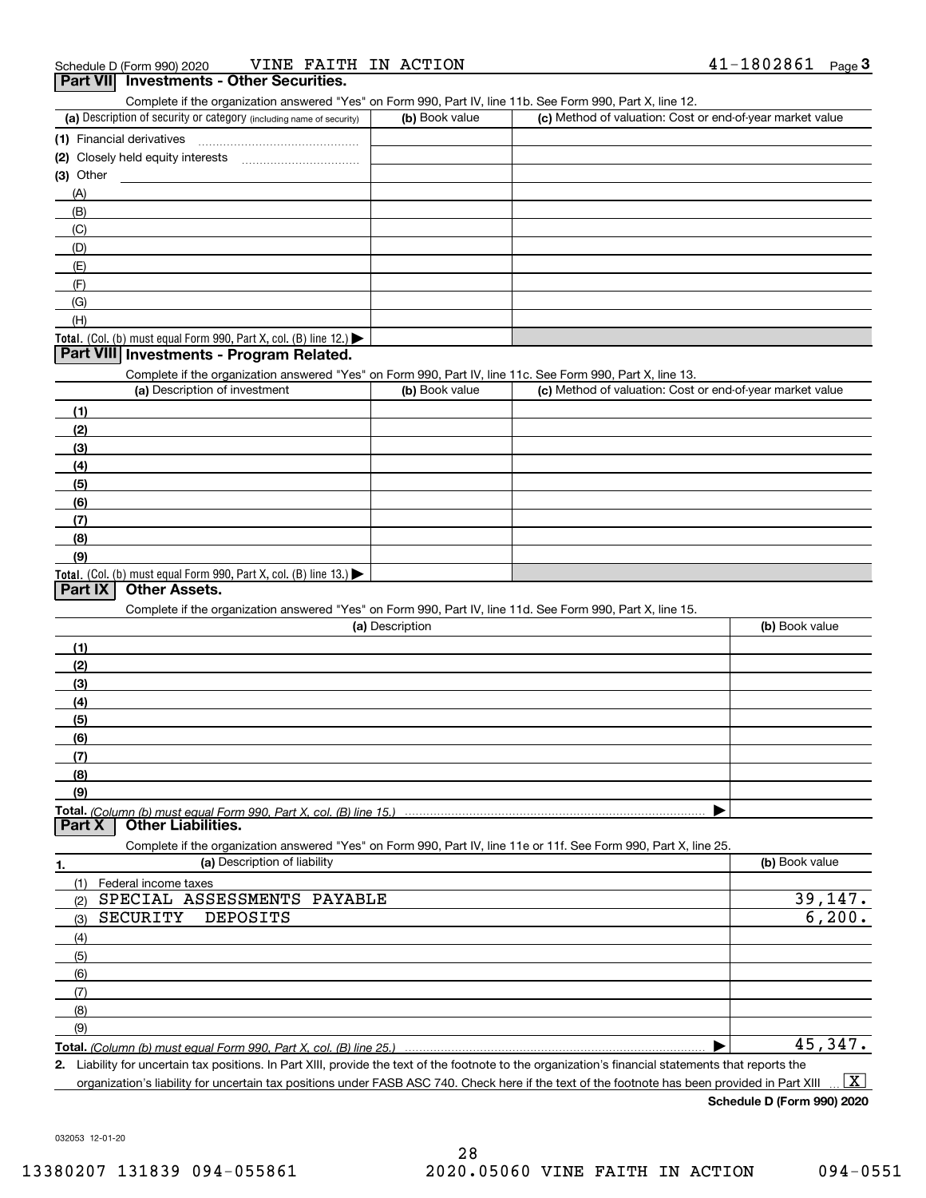Schedule D (Form 990) 2020 VINE FAITH IN ACTION 41-1802861 Page 3

## Part VII Investments - Other Securities.

Complete if the organization answered "Yes" on Form 990, Part IV, line 11b. See Form 990, Part X, line 12.

| (a) Description of security or category (including name of security) | (b) Book value | (c) Method of valuation: Cost or end-of-year market value |
|---|---|---|
| (1) Financial derivatives | | |
| (2) Closely held equity interests | | |
| (3) Other | | |
| (A) | | |
| (B) | | |
| (C) | | |
| (D) | | |
| (E) | | |
| (F) | | |
| (G) | | |
| (H) | | |
| Total. (Col. (b) must equal Form 990, Part X, col. (B) line 12.) | | |

## Part VIII Investments - Program Related.

Complete if the organization answered "Yes" on Form 990, Part IV, line 11c. See Form 990, Part X, line 13.

| (a) Description of investment | (b) Book value | (c) Method of valuation: Cost or end-of-year market value |
|---|---|---|
| (1) | | |
| (2) | | |
| (3) | | |
| (4) | | |
| (5) | | |
| (6) | | |
| (7) | | |
| (8) | | |
| (9) | | |
| Total. (Col. (b) must equal Form 990, Part X, col. (B) line 13.) | | |

## Part IX Other Assets.

Complete if the organization answered "Yes" on Form 990, Part IV, line 11d. See Form 990, Part X, line 15.

| (a) Description | (b) Book value |
|---|---|
| (1) | |
| (2) | |
| (3) | |
| (4) | |
| (5) | |
| (6) | |
| (7) | |
| (8) | |
| (9) | |
| Total. (Column (b) must equal Form 990, Part X, col. (B) line 15.) | |

## Part X Other Liabilities.

Complete if the organization answered "Yes" on Form 990, Part IV, line 11e or 11f. See Form 990, Part X, line 25.

| 1. (a) Description of liability | (b) Book value |
|---|---|
| (1) Federal income taxes | |
| (2) SPECIAL ASSESSMENTS PAYABLE | 39,147. |
| (3) SECURITY DEPOSITS | 6,200. |
| (4) | |
| (5) | |
| (6) | |
| (7) | |
| (8) | |
| (9) | |
| Total. (Column (b) must equal Form 990, Part X, col. (B) line 25.) | 45,347. |

2. Liability for uncertain tax positions. In Part XIII, provide the text of the footnote to the organization's financial statements that reports the organization's liability for uncertain tax positions under FASB ASC 740. Check here if the text of the footnote has been provided in Part XIII [X]

Schedule D (Form 990) 2020

032053 12-01-20

13380207 131839 094-055861 2020.05060 VINE FAITH IN ACTION 094-0551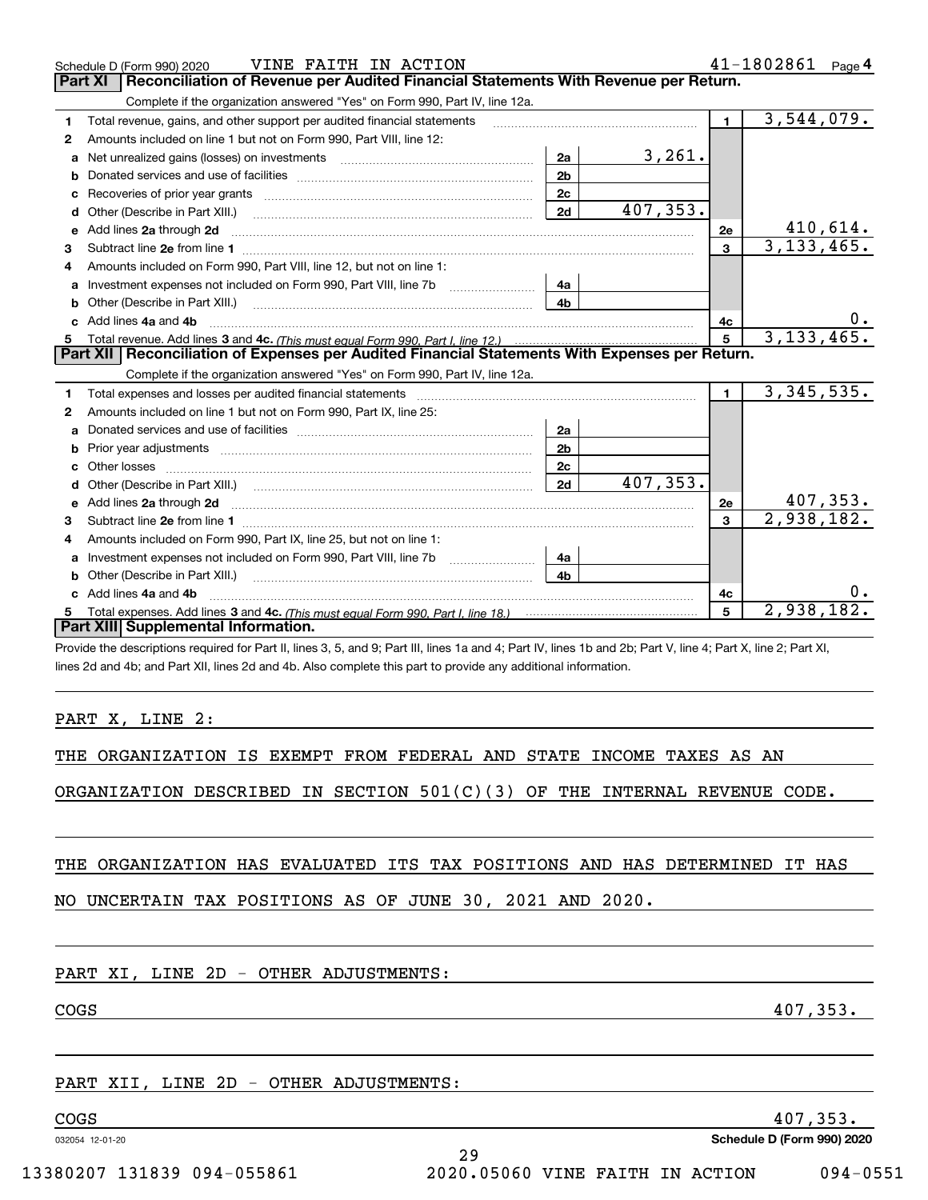Schedule D (Form 990) 2020 VINE FAITH IN ACTION 41-1802861 Page 4

## Part XI Reconciliation of Revenue per Audited Financial Statements With Revenue per Return.

Complete if the organization answered "Yes" on Form 990, Part IV, line 12a.

| | | | | | |
|---|---|---|---|---|---|
| 1 | Total revenue, gains, and other support per audited financial statements | | | 1 | 3,544,079. |
| 2 | Amounts included on line 1 but not on Form 990, Part VIII, line 12: | | | | |
| a | Net unrealized gains (losses) on investments | 2a | 3,261. | | |
| b | Donated services and use of facilities | 2b | | | |
| c | Recoveries of prior year grants | 2c | | | |
| d | Other (Describe in Part XIII.) | 2d | 407,353. | | |
| e | Add lines 2a through 2d | | | 2e | 410,614. |
| 3 | Subtract line 2e from line 1 | | | 3 | 3,133,465. |
| 4 | Amounts included on Form 990, Part VIII, line 12, but not on line 1: | | | | |
| a | Investment expenses not included on Form 990, Part VIII, line 7b | 4a | | | |
| b | Other (Describe in Part XIII.) | 4b | | | |
| c | Add lines 4a and 4b | | | 4c | 0. |
| 5 | Total revenue. Add lines 3 and 4c. *(This must equal Form 990, Part I, line 12.)* | | | 5 | 3,133,465. |

## Part XII Reconciliation of Expenses per Audited Financial Statements With Expenses per Return.

Complete if the organization answered "Yes" on Form 990, Part IV, line 12a.

| | | | | | |
|---|---|---|---|---|---|
| 1 | Total expenses and losses per audited financial statements | | | 1 | 3,345,535. |
| 2 | Amounts included on line 1 but not on Form 990, Part IX, line 25: | | | | |
| a | Donated services and use of facilities | 2a | | | |
| b | Prior year adjustments | 2b | | | |
| c | Other losses | 2c | | | |
| d | Other (Describe in Part XIII.) | 2d | 407,353. | | |
| e | Add lines 2a through 2d | | | 2e | 407,353. |
| 3 | Subtract line 2e from line 1 | | | 3 | 2,938,182. |
| 4 | Amounts included on Form 990, Part IX, line 25, but not on line 1: | | | | |
| a | Investment expenses not included on Form 990, Part VIII, line 7b | 4a | | | |
| b | Other (Describe in Part XIII.) | 4b | | | |
| c | Add lines 4a and 4b | | | 4c | 0. |
| 5 | Total expenses. Add lines 3 and 4c. *(This must equal Form 990, Part I, line 18.)* | | | 5 | 2,938,182. |

## Part XIII Supplemental Information.

Provide the descriptions required for Part II, lines 3, 5, and 9; Part III, lines 1a and 4; Part IV, lines 1b and 2b; Part V, line 4; Part X, line 2; Part XI, lines 2d and 4b; and Part XII, lines 2d and 4b. Also complete this part to provide any additional information.

PART X, LINE 2:

THE ORGANIZATION IS EXEMPT FROM FEDERAL AND STATE INCOME TAXES AS AN ORGANIZATION DESCRIBED IN SECTION 501(C)(3) OF THE INTERNAL REVENUE CODE.

THE ORGANIZATION HAS EVALUATED ITS TAX POSITIONS AND HAS DETERMINED IT HAS NO UNCERTAIN TAX POSITIONS AS OF JUNE 30, 2021 AND 2020.

PART XI, LINE 2D - OTHER ADJUSTMENTS:

COGS 407,353.

PART XII, LINE 2D - OTHER ADJUSTMENTS:

COGS 407,353.

032054 12-01-20 Schedule D (Form 990) 2020

13380207 131839 094-055861 2020.05060 VINE FAITH IN ACTION 094-0551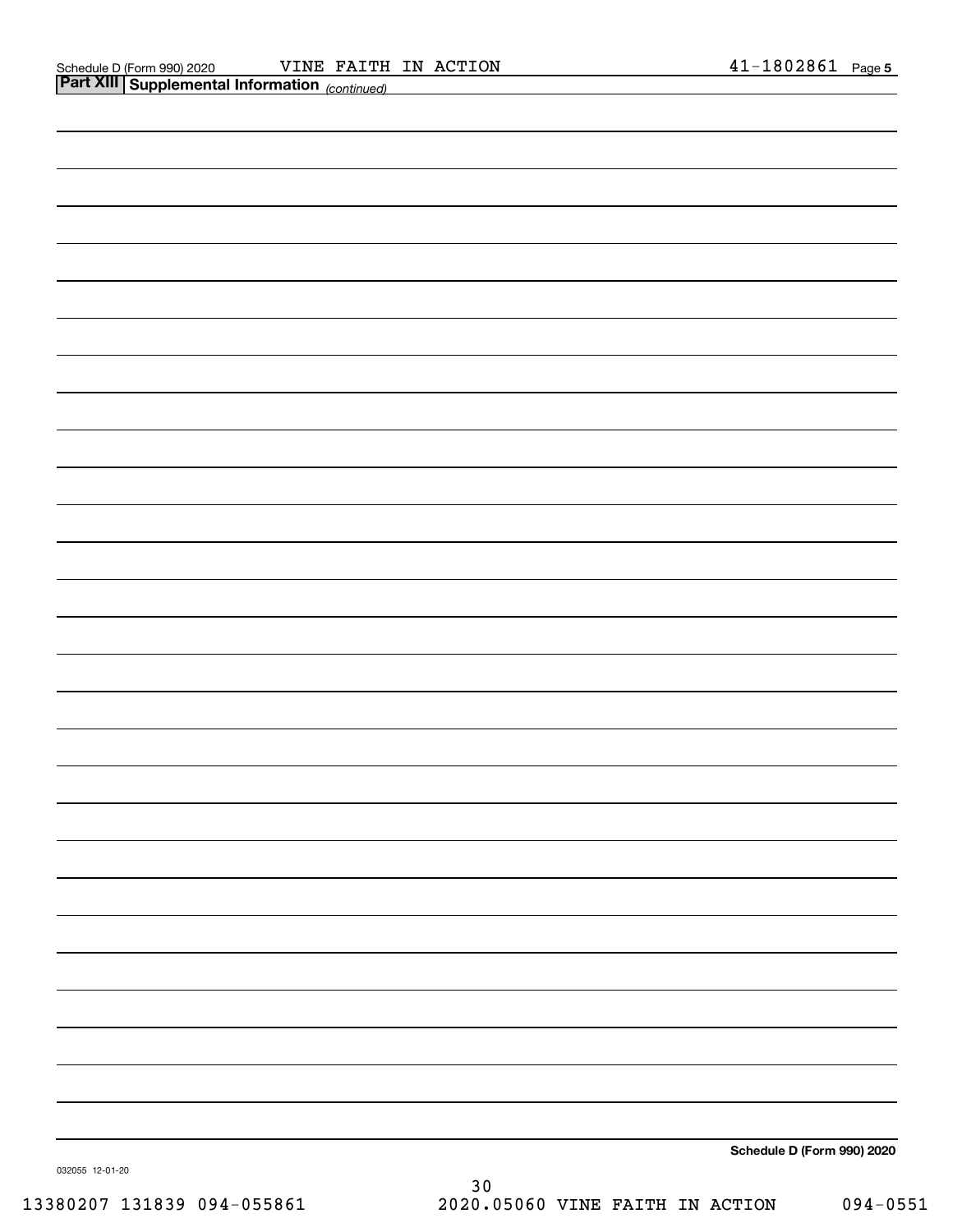Schedule D (Form 990) 2020 VINE FAITH IN ACTION 41-1802861 Page 5

**Part XIII** **Supplemental Information** *(continued)*

**Schedule D (Form 990) 2020**

032055 12-01-20

13380207 131839 094-055861 2020.05060 VINE FAITH IN ACTION 094-0551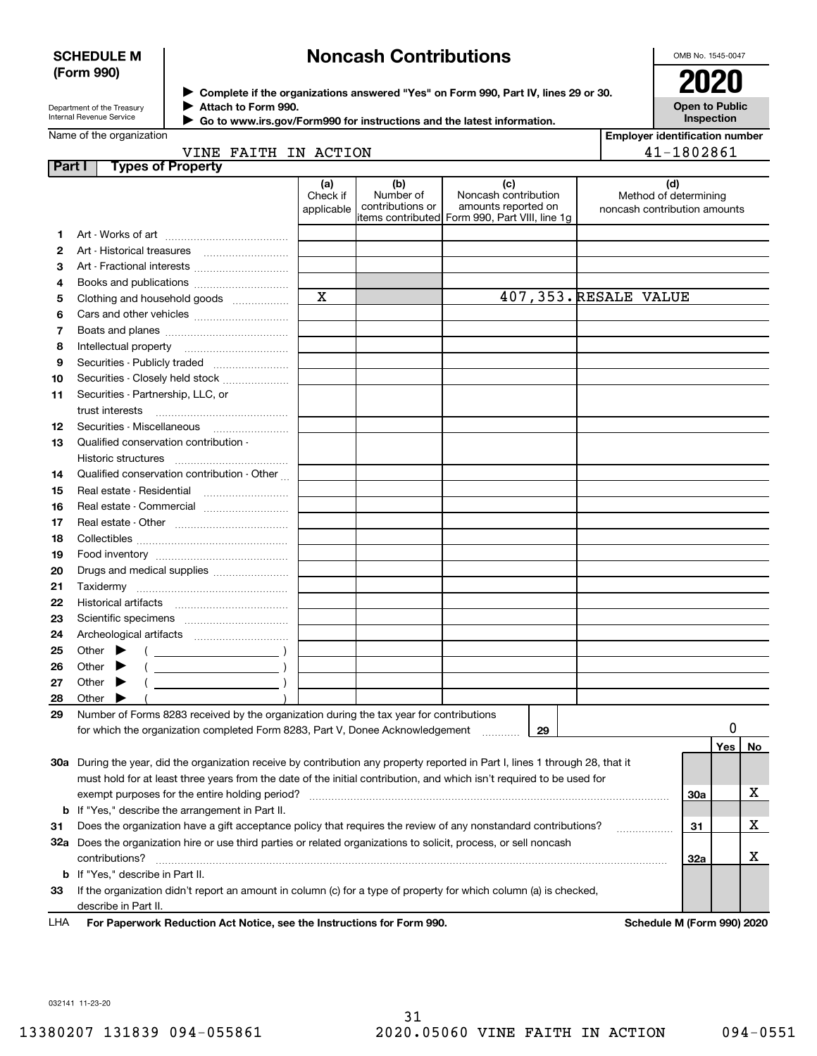**SCHEDULE M (Form 990)**

Department of the Treasury
Internal Revenue Service

# Noncash Contributions

▶ Complete if the organizations answered "Yes" on Form 990, Part IV, lines 29 or 30.
▶ Attach to Form 990.
▶ Go to www.irs.gov/Form990 for instructions and the latest information.

OMB No. 1545-0047

**2020**

**Open to Public Inspection**

Name of the organization: VINE FAITH IN ACTION

Employer identification number: 41-1802861

## Part I Types of Property

| | | (a) Check if applicable | (b) Number of contributions or items contributed | (c) Noncash contribution amounts reported on Form 990, Part VIII, line 1g | (d) Method of determining noncash contribution amounts |
|---|---|---|---|---|---|
| 1 | Art - Works of art | | | | |
| 2 | Art - Historical treasures | | | | |
| 3 | Art - Fractional interests | | | | |
| 4 | Books and publications | | | | |
| 5 | Clothing and household goods | X | | 407,353. | RESALE VALUE |
| 6 | Cars and other vehicles | | | | |
| 7 | Boats and planes | | | | |
| 8 | Intellectual property | | | | |
| 9 | Securities - Publicly traded | | | | |
| 10 | Securities - Closely held stock | | | | |
| 11 | Securities - Partnership, LLC, or trust interests | | | | |
| 12 | Securities - Miscellaneous | | | | |
| 13 | Qualified conservation contribution - Historic structures | | | | |
| 14 | Qualified conservation contribution - Other | | | | |
| 15 | Real estate - Residential | | | | |
| 16 | Real estate - Commercial | | | | |
| 17 | Real estate - Other | | | | |
| 18 | Collectibles | | | | |
| 19 | Food inventory | | | | |
| 20 | Drugs and medical supplies | | | | |
| 21 | Taxidermy | | | | |
| 22 | Historical artifacts | | | | |
| 23 | Scientific specimens | | | | |
| 24 | Archeological artifacts | | | | |
| 25 | Other ▶ ( ) | | | | |
| 26 | Other ▶ ( ) | | | | |
| 27 | Other ▶ ( ) | | | | |
| 28 | Other ▶ ( ) | | | | |

29 Number of Forms 8283 received by the organization during the tax year for contributions for which the organization completed Form 8283, Part V, Donee Acknowledgement ..... 29 | 0

| | | | Yes | No |
|---|---|---|---|---|
| 30a | During the year, did the organization receive by contribution any property reported in Part I, lines 1 through 28, that it must hold for at least three years from the date of the initial contribution, and which isn't required to be used for exempt purposes for the entire holding period? | 30a | | X |
| b | If "Yes," describe the arrangement in Part II. | | | |
| 31 | Does the organization have a gift acceptance policy that requires the review of any nonstandard contributions? | 31 | | X |
| 32a | Does the organization hire or use third parties or related organizations to solicit, process, or sell noncash contributions? | 32a | | X |
| b | If "Yes," describe in Part II. | | | |
| 33 | If the organization didn't report an amount in column (c) for a type of property for which column (a) is checked, describe in Part II. | | | |

LHA **For Paperwork Reduction Act Notice, see the Instructions for Form 990.** **Schedule M (Form 990) 2020**

032141 11-23-20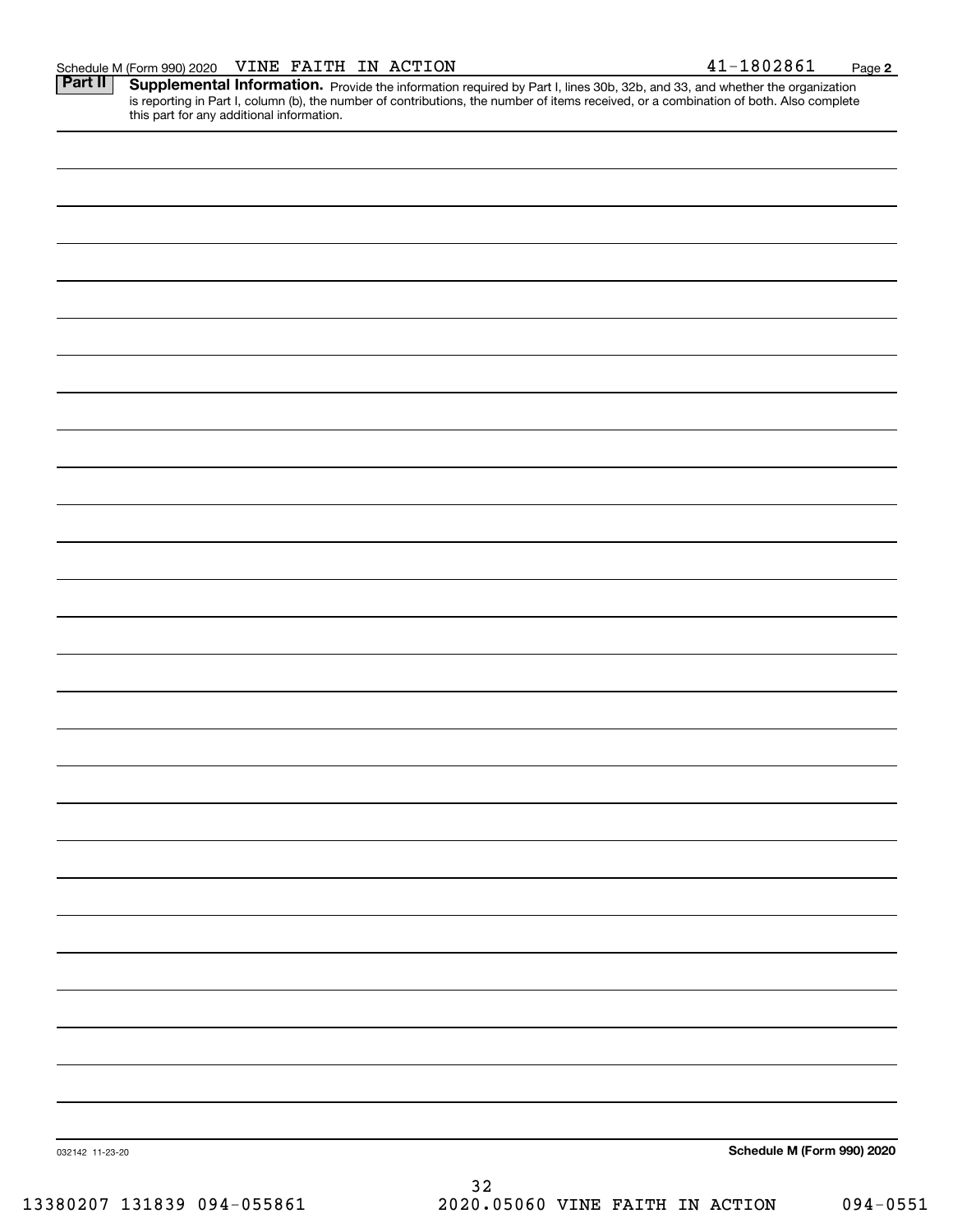Schedule M (Form 990) 2020 VINE FAITH IN ACTION 41-1802861

**Part II** **Supplemental Information.** Provide the information required by Part I, lines 30b, 32b, and 33, and whether the organization is reporting in Part I, column (b), the number of contributions, the number of items received, or a combination of both. Also complete this part for any additional information.

032142 11-23-20 **Schedule M (Form 990) 2020**

13380207 131839 094-055861 2020.05060 VINE FAITH IN ACTION 094-0551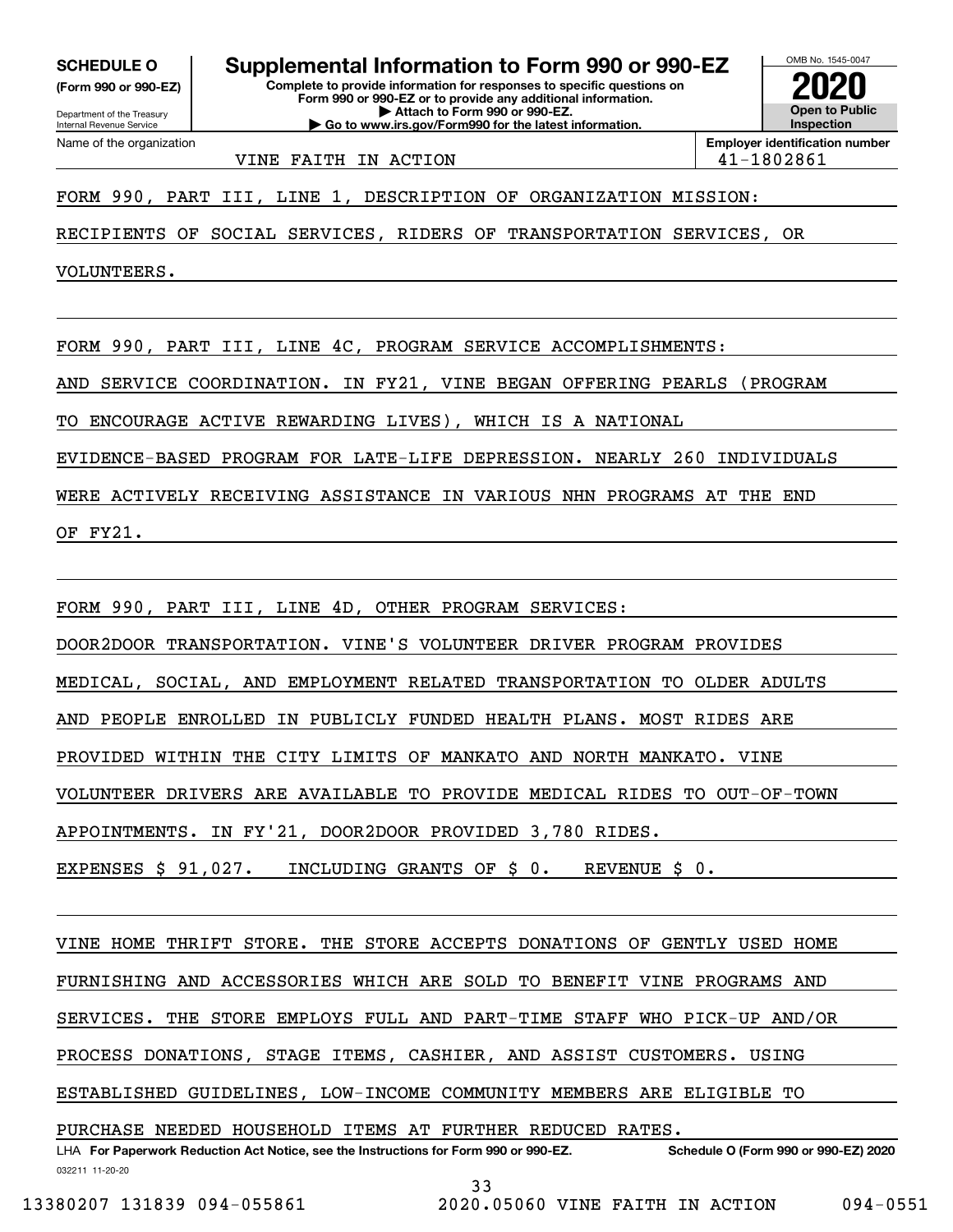**SCHEDULE O** (Form 990 or 990-EZ)

Department of the Treasury
Internal Revenue Service

# Supplemental Information to Form 990 or 990-EZ

**Complete to provide information for responses to specific questions on Form 990 or 990-EZ or to provide any additional information.**
**▶ Attach to Form 990 or 990-EZ.**
**▶ Go to www.irs.gov/Form990 for the latest information.**

OMB No. 1545-0047

**2020**

**Open to Public Inspection**

Name of the organization: VINE FAITH IN ACTION

**Employer identification number** 41-1802861

FORM 990, PART III, LINE 1, DESCRIPTION OF ORGANIZATION MISSION:

RECIPIENTS OF SOCIAL SERVICES, RIDERS OF TRANSPORTATION SERVICES, OR VOLUNTEERS.

FORM 990, PART III, LINE 4C, PROGRAM SERVICE ACCOMPLISHMENTS:

AND SERVICE COORDINATION. IN FY21, VINE BEGAN OFFERING PEARLS (PROGRAM TO ENCOURAGE ACTIVE REWARDING LIVES), WHICH IS A NATIONAL EVIDENCE-BASED PROGRAM FOR LATE-LIFE DEPRESSION. NEARLY 260 INDIVIDUALS WERE ACTIVELY RECEIVING ASSISTANCE IN VARIOUS NHN PROGRAMS AT THE END OF FY21.

FORM 990, PART III, LINE 4D, OTHER PROGRAM SERVICES:

DOOR2DOOR TRANSPORTATION. VINE'S VOLUNTEER DRIVER PROGRAM PROVIDES MEDICAL, SOCIAL, AND EMPLOYMENT RELATED TRANSPORTATION TO OLDER ADULTS AND PEOPLE ENROLLED IN PUBLICLY FUNDED HEALTH PLANS. MOST RIDES ARE PROVIDED WITHIN THE CITY LIMITS OF MANKATO AND NORTH MANKATO. VINE VOLUNTEER DRIVERS ARE AVAILABLE TO PROVIDE MEDICAL RIDES TO OUT-OF-TOWN APPOINTMENTS. IN FY'21, DOOR2DOOR PROVIDED 3,780 RIDES.

EXPENSES $ 91,027. INCLUDING GRANTS OF $ 0. REVENUE $ 0.

VINE HOME THRIFT STORE. THE STORE ACCEPTS DONATIONS OF GENTLY USED HOME FURNISHING AND ACCESSORIES WHICH ARE SOLD TO BENEFIT VINE PROGRAMS AND SERVICES. THE STORE EMPLOYS FULL AND PART-TIME STAFF WHO PICK-UP AND/OR PROCESS DONATIONS, STAGE ITEMS, CASHIER, AND ASSIST CUSTOMERS. USING ESTABLISHED GUIDELINES, LOW-INCOME COMMUNITY MEMBERS ARE ELIGIBLE TO PURCHASE NEEDED HOUSEHOLD ITEMS AT FURTHER REDUCED RATES.

LHA **For Paperwork Reduction Act Notice, see the Instructions for Form 990 or 990-EZ.** **Schedule O (Form 990 or 990-EZ) 2020**

032211 11-20-20

13380207 131839 094-055861 2020.05060 VINE FAITH IN ACTION 094-0551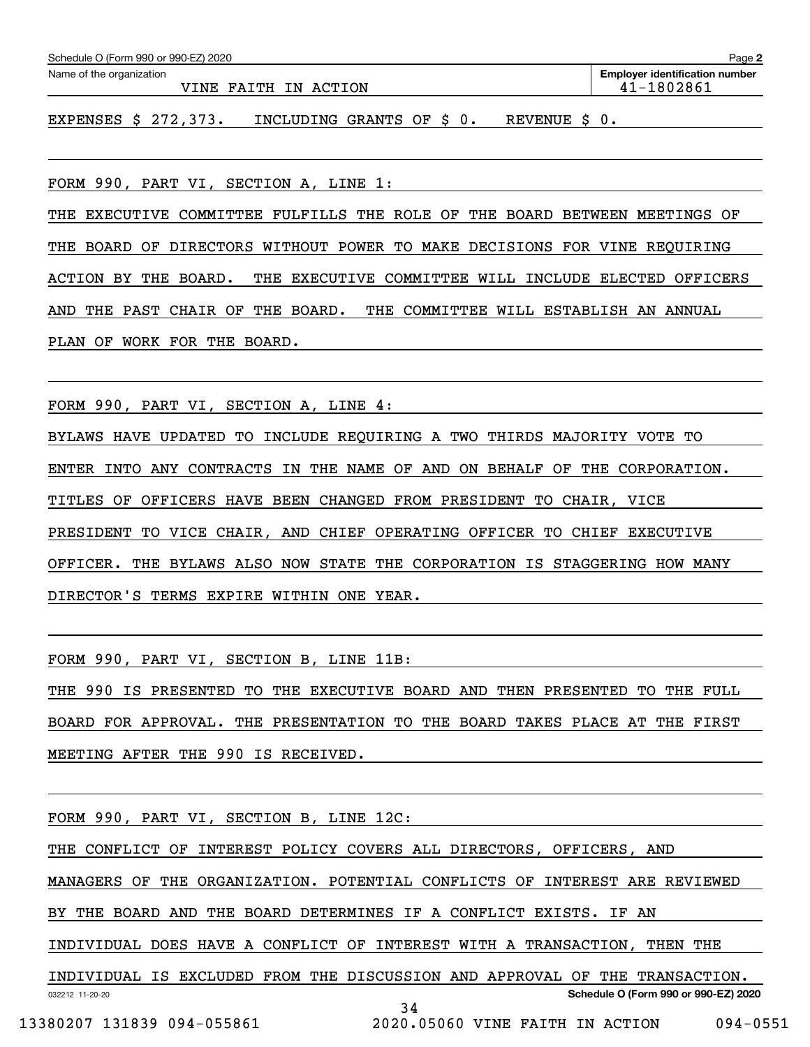Schedule O (Form 990 or 990-EZ) 2020

Name of the organization: VINE FAITH IN ACTION

Employer identification number: 41-1802861

EXPENSES $ 272,373. INCLUDING GRANTS OF $ 0. REVENUE $ 0.

FORM 990, PART VI, SECTION A, LINE 1:

THE EXECUTIVE COMMITTEE FULFILLS THE ROLE OF THE BOARD BETWEEN MEETINGS OF THE BOARD OF DIRECTORS WITHOUT POWER TO MAKE DECISIONS FOR VINE REQUIRING ACTION BY THE BOARD. THE EXECUTIVE COMMITTEE WILL INCLUDE ELECTED OFFICERS AND THE PAST CHAIR OF THE BOARD. THE COMMITTEE WILL ESTABLISH AN ANNUAL PLAN OF WORK FOR THE BOARD.

FORM 990, PART VI, SECTION A, LINE 4:

BYLAWS HAVE UPDATED TO INCLUDE REQUIRING A TWO THIRDS MAJORITY VOTE TO ENTER INTO ANY CONTRACTS IN THE NAME OF AND ON BEHALF OF THE CORPORATION. TITLES OF OFFICERS HAVE BEEN CHANGED FROM PRESIDENT TO CHAIR, VICE PRESIDENT TO VICE CHAIR, AND CHIEF OPERATING OFFICER TO CHIEF EXECUTIVE OFFICER. THE BYLAWS ALSO NOW STATE THE CORPORATION IS STAGGERING HOW MANY DIRECTOR'S TERMS EXPIRE WITHIN ONE YEAR.

FORM 990, PART VI, SECTION B, LINE 11B:

THE 990 IS PRESENTED TO THE EXECUTIVE BOARD AND THEN PRESENTED TO THE FULL BOARD FOR APPROVAL. THE PRESENTATION TO THE BOARD TAKES PLACE AT THE FIRST MEETING AFTER THE 990 IS RECEIVED.

FORM 990, PART VI, SECTION B, LINE 12C:

THE CONFLICT OF INTEREST POLICY COVERS ALL DIRECTORS, OFFICERS, AND MANAGERS OF THE ORGANIZATION. POTENTIAL CONFLICTS OF INTEREST ARE REVIEWED BY THE BOARD AND THE BOARD DETERMINES IF A CONFLICT EXISTS. IF AN INDIVIDUAL DOES HAVE A CONFLICT OF INTEREST WITH A TRANSACTION, THEN THE INDIVIDUAL IS EXCLUDED FROM THE DISCUSSION AND APPROVAL OF THE TRANSACTION.

032212 11-20-20 Schedule O (Form 990 or 990-EZ) 2020

13380207 131839 094-055861 2020.05060 VINE FAITH IN ACTION 094-0551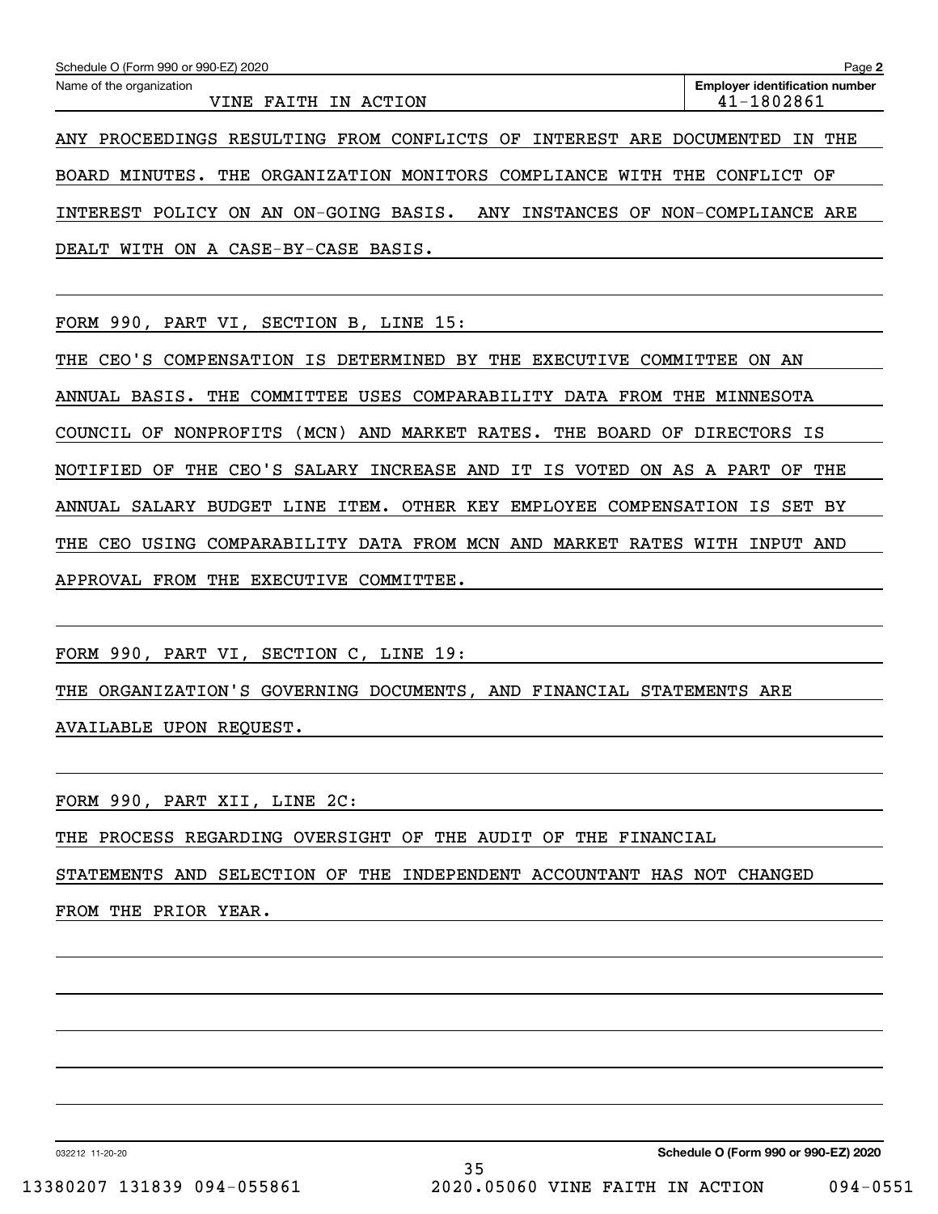Schedule O (Form 990 or 990-EZ) 2020 Page **2**

Name of the organization: VINE FAITH IN ACTION

**Employer identification number**: 41-1802861

ANY PROCEEDINGS RESULTING FROM CONFLICTS OF INTEREST ARE DOCUMENTED IN THE BOARD MINUTES. THE ORGANIZATION MONITORS COMPLIANCE WITH THE CONFLICT OF INTEREST POLICY ON AN ON-GOING BASIS. ANY INSTANCES OF NON-COMPLIANCE ARE DEALT WITH ON A CASE-BY-CASE BASIS.

FORM 990, PART VI, SECTION B, LINE 15:

THE CEO'S COMPENSATION IS DETERMINED BY THE EXECUTIVE COMMITTEE ON AN ANNUAL BASIS. THE COMMITTEE USES COMPARABILITY DATA FROM THE MINNESOTA COUNCIL OF NONPROFITS (MCN) AND MARKET RATES. THE BOARD OF DIRECTORS IS NOTIFIED OF THE CEO'S SALARY INCREASE AND IT IS VOTED ON AS A PART OF THE ANNUAL SALARY BUDGET LINE ITEM. OTHER KEY EMPLOYEE COMPENSATION IS SET BY THE CEO USING COMPARABILITY DATA FROM MCN AND MARKET RATES WITH INPUT AND APPROVAL FROM THE EXECUTIVE COMMITTEE.

FORM 990, PART VI, SECTION C, LINE 19:

THE ORGANIZATION'S GOVERNING DOCUMENTS, AND FINANCIAL STATEMENTS ARE AVAILABLE UPON REQUEST.

FORM 990, PART XII, LINE 2C:

THE PROCESS REGARDING OVERSIGHT OF THE AUDIT OF THE FINANCIAL STATEMENTS AND SELECTION OF THE INDEPENDENT ACCOUNTANT HAS NOT CHANGED FROM THE PRIOR YEAR.

032212 11-20-20 **Schedule O (Form 990 or 990-EZ) 2020**

13380207 131839 094-055861 2020.05060 VINE FAITH IN ACTION 094-0551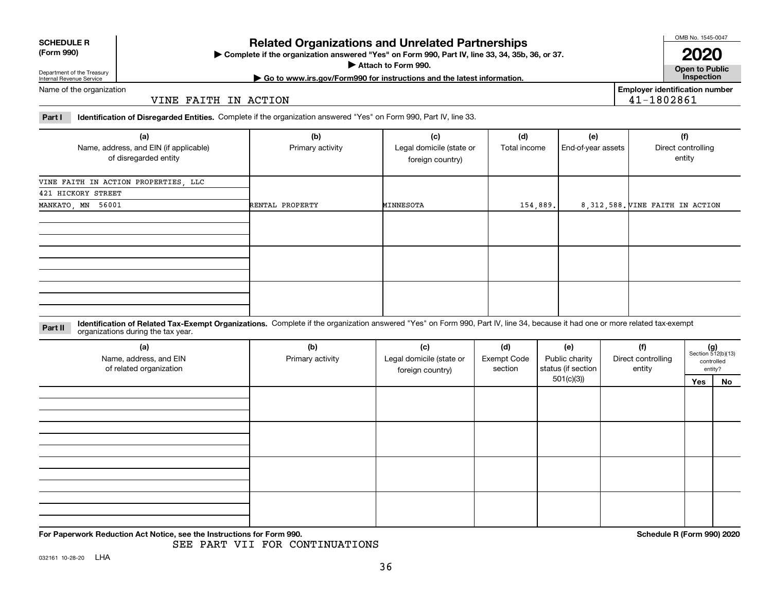**SCHEDULE R (Form 990)**

Department of the Treasury
Internal Revenue Service

# Related Organizations and Unrelated Partnerships

▶ Complete if the organization answered "Yes" on Form 990, Part IV, line 33, 34, 35b, 36, or 37.
▶ Attach to Form 990.
▶ Go to www.irs.gov/Form990 for instructions and the latest information.

OMB No. 1545-0047

**2020**

**Open to Public Inspection**

Name of the organization: VINE FAITH IN ACTION

Employer identification number: 41-1802861

**Part I** **Identification of Disregarded Entities.** Complete if the organization answered "Yes" on Form 990, Part IV, line 33.

| (a) Name, address, and EIN (if applicable) of disregarded entity | (b) Primary activity | (c) Legal domicile (state or foreign country) | (d) Total income | (e) End-of-year assets | (f) Direct controlling entity |
|---|---|---|---|---|---|
| VINE FAITH IN ACTION PROPERTIES, LLC<br>421 HICKORY STREET<br>MANKATO, MN 56001 | RENTAL PROPERTY | MINNESOTA | 154,889. | 8,312,588. | VINE FAITH IN ACTION |
| | | | | | |
| | | | | | |
| | | | | | |

**Part II** **Identification of Related Tax-Exempt Organizations.** Complete if the organization answered "Yes" on Form 990, Part IV, line 34, because it had one or more related tax-exempt organizations during the tax year.

| (a) Name, address, and EIN of related organization | (b) Primary activity | (c) Legal domicile (state or foreign country) | (d) Exempt Code section | (e) Public charity status (if section 501(c)(3)) | (f) Direct controlling entity | (g) Section 512(b)(13) controlled entity? Yes | No |
|---|---|---|---|---|---|---|---|
| | | | | | | | |
| | | | | | | | |
| | | | | | | | |
| | | | | | | | |

**For Paperwork Reduction Act Notice, see the Instructions for Form 990.**

SEE PART VII FOR CONTINUATIONS

**Schedule R (Form 990) 2020**

032161 10-28-20 LHA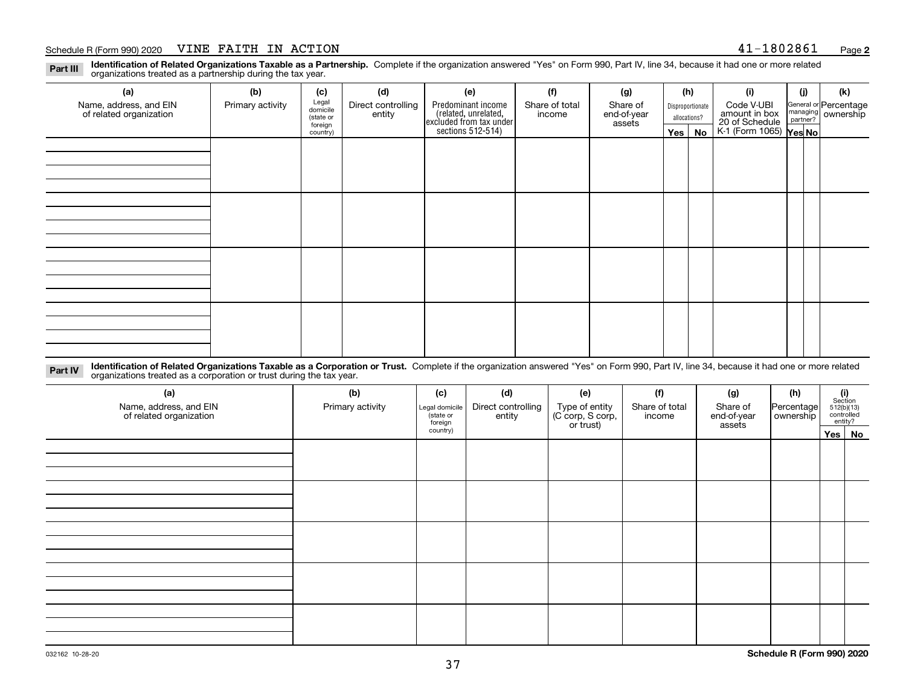Schedule R (Form 990) 2020 VINE FAITH IN ACTION 41-1802861 Page **2**

**Part III** **Identification of Related Organizations Taxable as a Partnership.** Complete if the organization answered "Yes" on Form 990, Part IV, line 34, because it had one or more related organizations treated as a partnership during the tax year.

| (a) Name, address, and EIN of related organization | (b) Primary activity | (c) Legal domicile (state or foreign country) | (d) Direct controlling entity | (e) Predominant income (related, unrelated, excluded from tax under sections 512-514) | (f) Share of total income | (g) Share of end-of-year assets | (h) Disproportionate allocations? Yes | No | (i) Code V-UBI amount in box 20 of Schedule K-1 (Form 1065) | (j) General or managing partner? Yes | No | (k) Percentage ownership |
|---|---|---|---|---|---|---|---|---|---|---|---|---|
| | | | | | | | | | | | | |
| | | | | | | | | | | | | |
| | | | | | | | | | | | | |
| | | | | | | | | | | | | |

**Part IV** **Identification of Related Organizations Taxable as a Corporation or Trust.** Complete if the organization answered "Yes" on Form 990, Part IV, line 34, because it had one or more related organizations treated as a corporation or trust during the tax year.

| (a) Name, address, and EIN of related organization | (b) Primary activity | (c) Legal domicile (state or foreign country) | (d) Direct controlling entity | (e) Type of entity (C corp, S corp, or trust) | (f) Share of total income | (g) Share of end-of-year assets | (h) Percentage ownership | (i) Section 512(b)(13) controlled entity? Yes | No |
|---|---|---|---|---|---|---|---|---|---|
| | | | | | | | | | |
| | | | | | | | | | |
| | | | | | | | | | |
| | | | | | | | | | |
| | | | | | | | | | |

032162 10-28-20 **Schedule R (Form 990) 2020**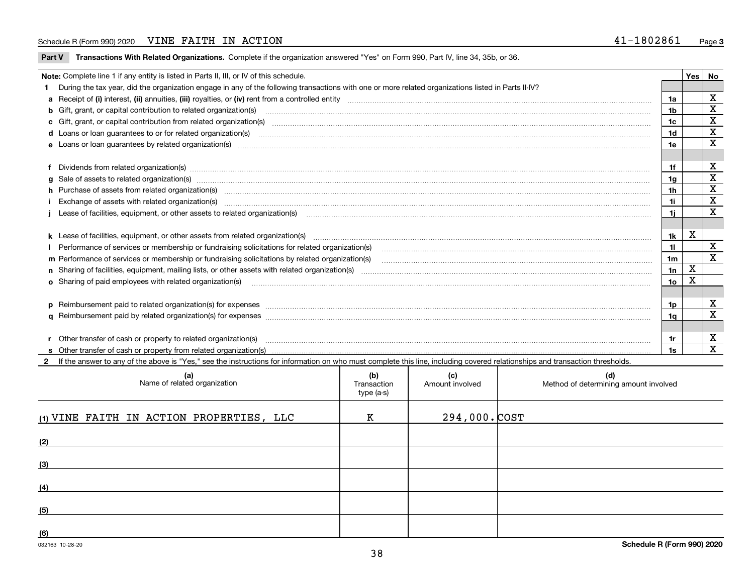Schedule R (Form 990) 2020 VINE FAITH IN ACTION 41-1802861 Page 3

**Part V Transactions With Related Organizations.** Complete if the organization answered "Yes" on Form 990, Part IV, line 34, 35b, or 36.

| Note: Complete line 1 if any entity is listed in Parts II, III, or IV of this schedule. | | Yes | No |
|---|---|---|---|
| **1** During the tax year, did the organization engage in any of the following transactions with one or more related organizations listed in Parts II-IV? | | | |
| **a** Receipt of **(i)** interest, **(ii)** annuities, **(iii)** royalties, or **(iv)** rent from a controlled entity | 1a | | X |
| **b** Gift, grant, or capital contribution to related organization(s) | 1b | | X |
| **c** Gift, grant, or capital contribution from related organization(s) | 1c | | X |
| **d** Loans or loan guarantees to or for related organization(s) | 1d | | X |
| **e** Loans or loan guarantees by related organization(s) | 1e | | X |
| **f** Dividends from related organization(s) | 1f | | X |
| **g** Sale of assets to related organization(s) | 1g | | X |
| **h** Purchase of assets from related organization(s) | 1h | | X |
| **i** Exchange of assets with related organization(s) | 1i | | X |
| **j** Lease of facilities, equipment, or other assets to related organization(s) | 1j | | X |
| **k** Lease of facilities, equipment, or other assets from related organization(s) | 1k | X | |
| **l** Performance of services or membership or fundraising solicitations for related organization(s) | 1l | | X |
| **m** Performance of services or membership or fundraising solicitations by related organization(s) | 1m | | X |
| **n** Sharing of facilities, equipment, mailing lists, or other assets with related organization(s) | 1n | X | |
| **o** Sharing of paid employees with related organization(s) | 1o | X | |
| **p** Reimbursement paid to related organization(s) for expenses | 1p | | X |
| **q** Reimbursement paid by related organization(s) for expenses | 1q | | X |
| **r** Other transfer of cash or property to related organization(s) | 1r | | X |
| **s** Other transfer of cash or property from related organization(s) | 1s | | X |

**2** If the answer to any of the above is "Yes," see the instructions for information on who must complete this line, including covered relationships and transaction thresholds.

| (a) Name of related organization | (b) Transaction type (a-s) | (c) Amount involved | (d) Method of determining amount involved |
|---|---|---|---|
| (1) VINE FAITH IN ACTION PROPERTIES, LLC | K | 294,000. | COST |
| (2) | | | |
| (3) | | | |
| (4) | | | |
| (5) | | | |
| (6) | | | |

032163 10-28-20 **Schedule R (Form 990) 2020**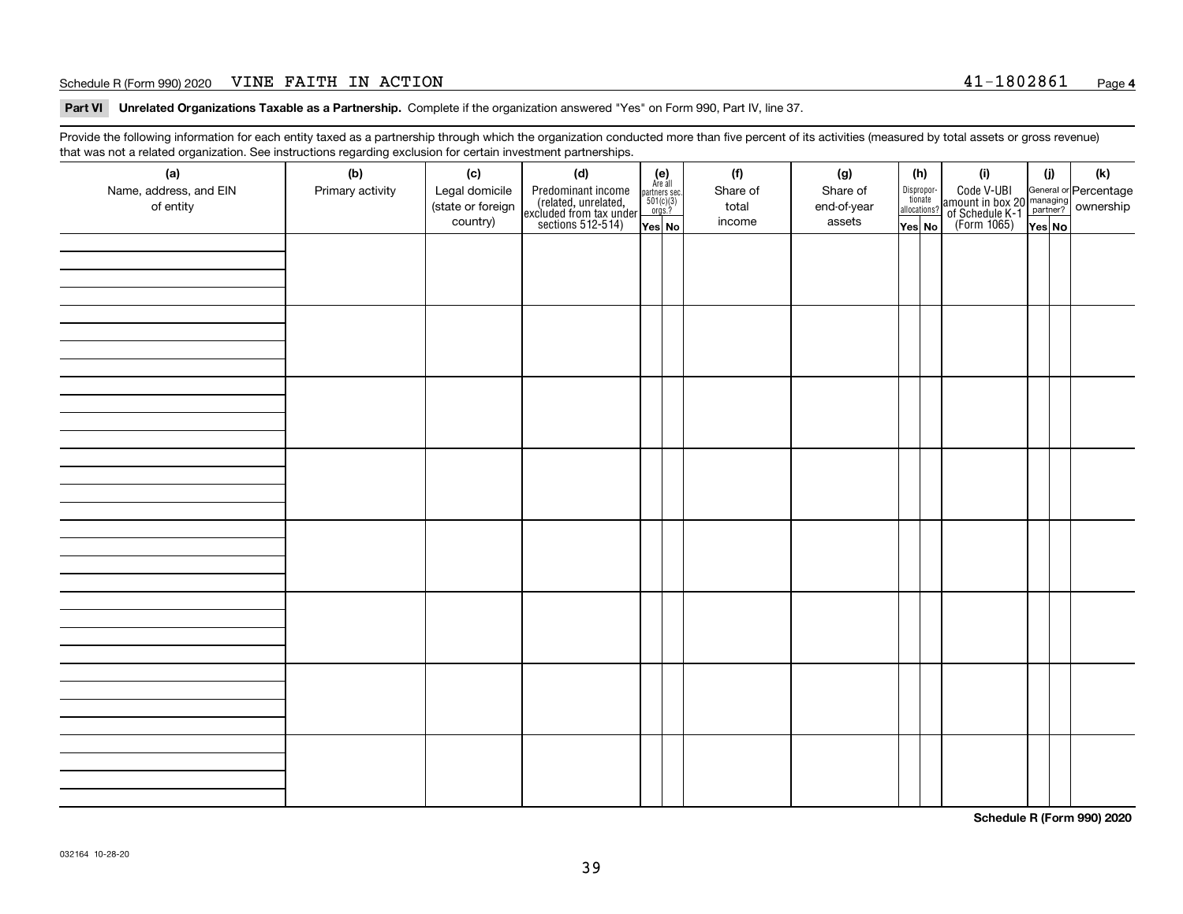Schedule R (Form 990) 2020 VINE FAITH IN ACTION 41-1802861 Page 4

**Part VI Unrelated Organizations Taxable as a Partnership.** Complete if the organization answered "Yes" on Form 990, Part IV, line 37.

Provide the following information for each entity taxed as a partnership through which the organization conducted more than five percent of its activities (measured by total assets or gross revenue) that was not a related organization. See instructions regarding exclusion for certain investment partnerships.

| (a) Name, address, and EIN of entity | (b) Primary activity | (c) Legal domicile (state or foreign country) | (d) Predominant income (related, unrelated, excluded from tax under sections 512-514) | (e) Are all partners sec. 501(c)(3) orgs.? Yes | No | (f) Share of total income | (g) Share of end-of-year assets | (h) Disproportionate allocations? Yes | No | (i) Code V-UBI amount in box 20 of Schedule K-1 (Form 1065) | (j) General or managing partner? Yes | No | (k) Percentage ownership |
|---|---|---|---|---|---|---|---|---|---|---|---|---|---|
| | | | | | | | | | | | | | |
| | | | | | | | | | | | | | |
| | | | | | | | | | | | | | |
| | | | | | | | | | | | | | |
| | | | | | | | | | | | | | |
| | | | | | | | | | | | | | |
| | | | | | | | | | | | | | |
| | | | | | | | | | | | | | |

**Schedule R (Form 990) 2020**

032164 10-28-20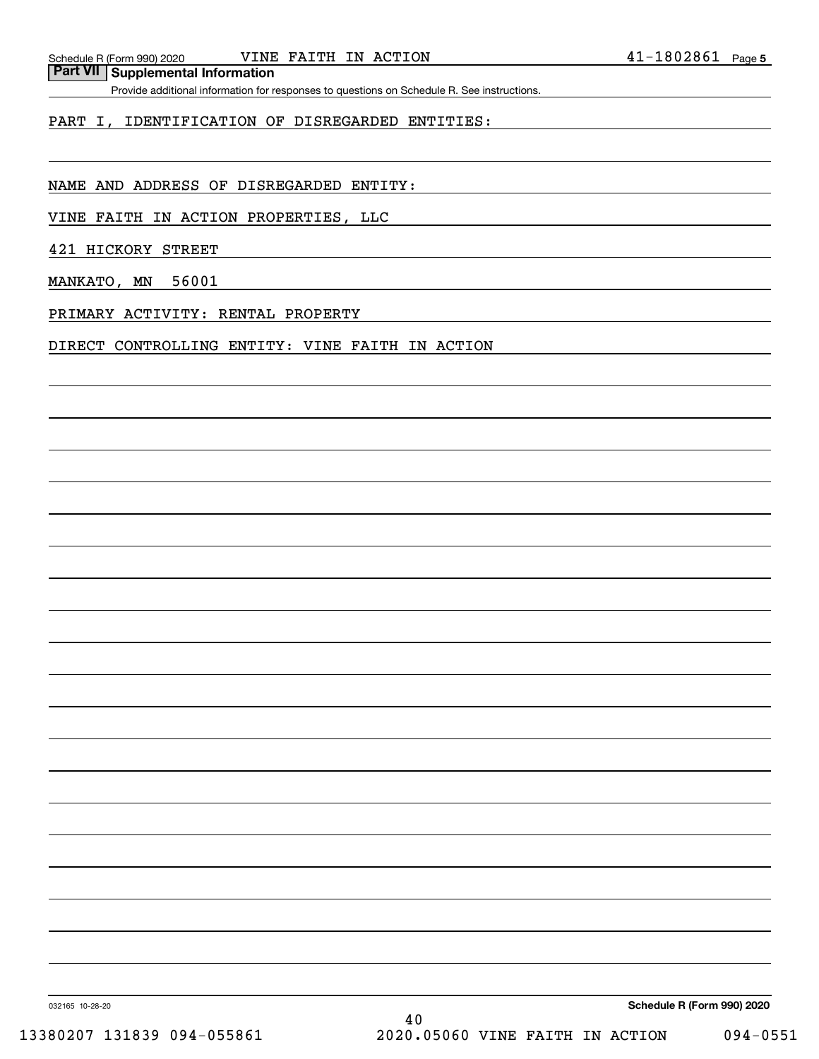Schedule R (Form 990) 2020 VINE FAITH IN ACTION 41-1802861 Page 5

## Part VII Supplemental Information

Provide additional information for responses to questions on Schedule R. See instructions.

PART I, IDENTIFICATION OF DISREGARDED ENTITIES:

NAME AND ADDRESS OF DISREGARDED ENTITY:

VINE FAITH IN ACTION PROPERTIES, LLC

421 HICKORY STREET

MANKATO, MN 56001

PRIMARY ACTIVITY: RENTAL PROPERTY

DIRECT CONTROLLING ENTITY: VINE FAITH IN ACTION

032165 10-28-20 Schedule R (Form 990) 2020

13380207 131839 094-055861 2020.05060 VINE FAITH IN ACTION 094-0551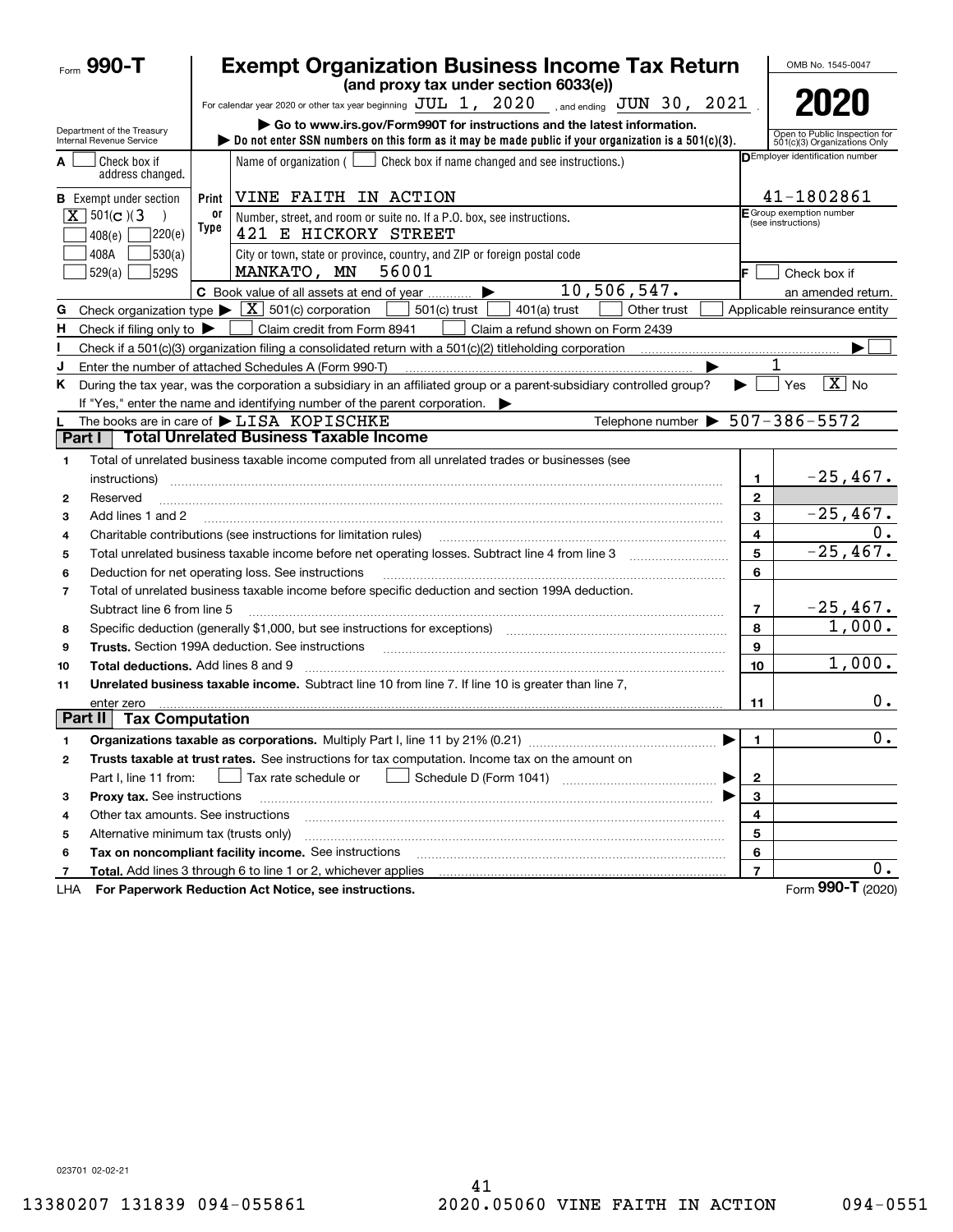Form **990-T**

# Exempt Organization Business Income Tax Return

**(and proxy tax under section 6033(e))**

For calendar year 2020 or other tax year beginning JUL 1, 2020 , and ending JUN 30, 2021 .

▶ Go to www.irs.gov/Form990T for instructions and the latest information.

▶ Do not enter SSN numbers on this form as it may be made public if your organization is a 501(c)(3).

OMB No. 1545-0047

**2020**

Open to Public Inspection for 501(c)(3) Organizations Only

Department of the Treasury
Internal Revenue Service

**A** ☐ Check box if address changed.

Name of organization ( ☐ Check box if name changed and see instructions.)

**B** Exempt under section
[X] 501(C)(3 )
☐ 408(e) ☐ 220(e)
☐ 408A ☐ 530(a)
☐ 529(a) ☐ 529S

Print or Type

VINE FAITH IN ACTION

Number, street, and room or suite no. If a P.O. box, see instructions.
421 E HICKORY STREET

City or town, state or province, country, and ZIP or foreign postal code
MANKATO, MN 56001

**D** Employer identification number: 41-1802861

**E** Group exemption number (see instructions)

**F** ☐ Check box if an amended return.

**C** Book value of all assets at end of year ▶ 10,506,547.

**G** Check organization type ▶ [X] 501(c) corporation ☐ 501(c) trust ☐ 401(a) trust ☐ Other trust ☐ Applicable reinsurance entity

**H** Check if filing only to ▶ ☐ Claim credit from Form 8941 ☐ Claim a refund shown on Form 2439

**I** Check if a 501(c)(3) organization filing a consolidated return with a 501(c)(2) titleholding corporation ▶ ☐

**J** Enter the number of attached Schedules A (Form 990-T) ▶ 1

**K** During the tax year, was the corporation a subsidiary in an affiliated group or a parent-subsidiary controlled group? ▶ ☐ Yes [X] No
If "Yes," enter the name and identifying number of the parent corporation. ▶

**L** The books are in care of ▶ LISA KOPISCHKE Telephone number ▶ 507-386-5572

## Part I Total Unrelated Business Taxable Income

| | | | |
|---|---|---|---|
| 1 | Total of unrelated business taxable income computed from all unrelated trades or businesses (see instructions) | 1 | -25,467. |
| 2 | Reserved | 2 | |
| 3 | Add lines 1 and 2 | 3 | -25,467. |
| 4 | Charitable contributions (see instructions for limitation rules) | 4 | 0. |
| 5 | Total unrelated business taxable income before net operating losses. Subtract line 4 from line 3 | 5 | -25,467. |
| 6 | Deduction for net operating loss. See instructions | 6 | |
| 7 | Total of unrelated business taxable income before specific deduction and section 199A deduction. Subtract line 6 from line 5 | 7 | -25,467. |
| 8 | Specific deduction (generally $1,000, but see instructions for exceptions) | 8 | 1,000. |
| 9 | **Trusts.** Section 199A deduction. See instructions | 9 | |
| 10 | **Total deductions.** Add lines 8 and 9 | 10 | 1,000. |
| 11 | **Unrelated business taxable income.** Subtract line 10 from line 7. If line 10 is greater than line 7, enter zero | 11 | 0. |

## Part II Tax Computation

| | | | |
|---|---|---|---|
| 1 | **Organizations taxable as corporations.** Multiply Part I, line 11 by 21% (0.21) ▶ | 1 | 0. |
| 2 | **Trusts taxable at trust rates.** See instructions for tax computation. Income tax on the amount on Part I, line 11 from: ☐ Tax rate schedule or ☐ Schedule D (Form 1041) ▶ | 2 | |
| 3 | **Proxy tax.** See instructions ▶ | 3 | |
| 4 | Other tax amounts. See instructions | 4 | |
| 5 | Alternative minimum tax (trusts only) | 5 | |
| 6 | **Tax on noncompliant facility income.** See instructions | 6 | |
| 7 | **Total.** Add lines 3 through 6 to line 1 or 2, whichever applies | 7 | 0. |

LHA **For Paperwork Reduction Act Notice, see instructions.** Form **990-T** (2020)

023701 02-02-21

13380207 131839 094-055861 2020.05060 VINE FAITH IN ACTION 094-0551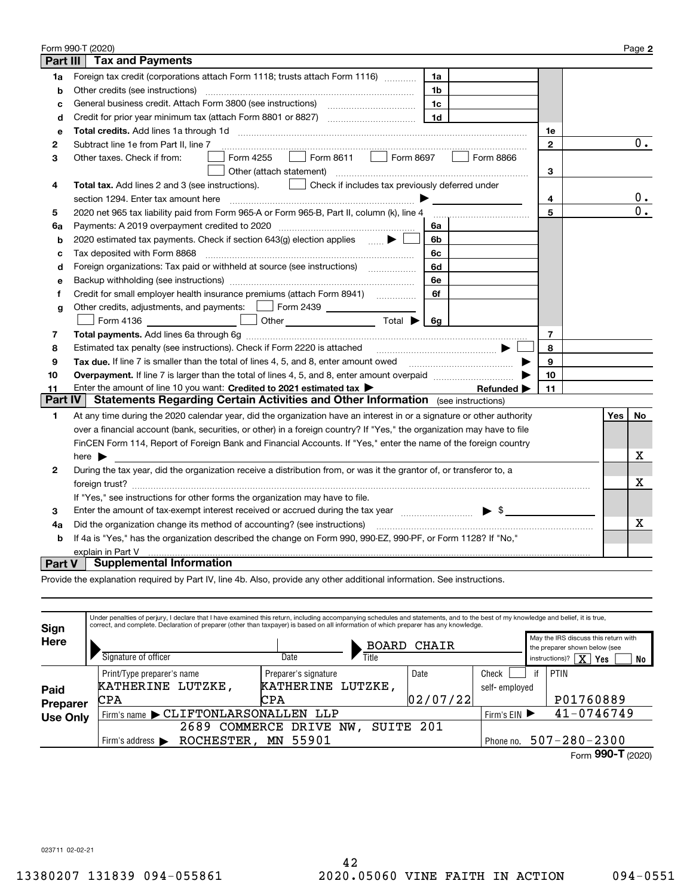Form 990-T (2020) Page **2**

## Part III Tax and Payments

| | | | | | |
|---|---|---|---|---|---|
| **1a** | Foreign tax credit (corporations attach Form 1118; trusts attach Form 1116) | 1a | | | |
| **b** | Other credits (see instructions) | 1b | | | |
| **c** | General business credit. Attach Form 3800 (see instructions) | 1c | | | |
| **d** | Credit for prior year minimum tax (attach Form 8801 or 8827) | 1d | | | |
| **e** | **Total credits.** Add lines 1a through 1d | | | 1e | |
| **2** | Subtract line 1e from Part II, line 7 | | | 2 | 0. |
| **3** | Other taxes. Check if from: ☐ Form 4255 ☐ Form 8611 ☐ Form 8697 ☐ Form 8866 ☐ Other (attach statement) | | | 3 | |
| **4** | **Total tax.** Add lines 2 and 3 (see instructions). ☐ Check if includes tax previously deferred under section 1294. Enter tax amount here ▶ | | | 4 | 0. |
| **5** | 2020 net 965 tax liability paid from Form 965-A or Form 965-B, Part II, column (k), line 4 | | | 5 | 0. |
| **6a** | Payments: A 2019 overpayment credited to 2020 | 6a | | | |
| **b** | 2020 estimated tax payments. Check if section 643(g) election applies ▶ ☐ | 6b | | | |
| **c** | Tax deposited with Form 8868 | 6c | | | |
| **d** | Foreign organizations: Tax paid or withheld at source (see instructions) | 6d | | | |
| **e** | Backup withholding (see instructions) | 6e | | | |
| **f** | Credit for small employer health insurance premiums (attach Form 8941) | 6f | | | |
| **g** | Other credits, adjustments, and payments: ☐ Form 2439 ____ ☐ Form 4136 ____ ☐ Other ____ Total ▶ | 6g | | | |
| **7** | **Total payments.** Add lines 6a through 6g | | | 7 | |
| **8** | Estimated tax penalty (see instructions). Check if Form 2220 is attached ▶ ☐ | | | 8 | |
| **9** | **Tax due.** If line 7 is smaller than the total of lines 4, 5, and 8, enter amount owed ▶ | | | 9 | |
| **10** | **Overpayment.** If line 7 is larger than the total of lines 4, 5, and 8, enter amount overpaid ▶ | | | 10 | |
| **11** | Enter the amount of line 10 you want: **Credited to 2021 estimated tax** ▶ **Refunded** ▶ | | | 11 | |

## Part IV Statements Regarding Certain Activities and Other Information (see instructions)

| | | Yes | No |
|---|---|---|---|
| **1** | At any time during the 2020 calendar year, did the organization have an interest in or a signature or other authority over a financial account (bank, securities, or other) in a foreign country? If "Yes," the organization may have to file FinCEN Form 114, Report of Foreign Bank and Financial Accounts. If "Yes," enter the name of the foreign country here ▶ | | X |
| **2** | During the tax year, did the organization receive a distribution from, or was it the grantor of, or transferor to, a foreign trust? If "Yes," see instructions for other forms the organization may have to file. | | X |
| **3** | Enter the amount of tax-exempt interest received or accrued during the tax year ▶ $ | | |
| **4a** | Did the organization change its method of accounting? (see instructions) | | X |
| **b** | If 4a is "Yes," has the organization described the change on Form 990, 990-EZ, 990-PF, or Form 1128? If "No," explain in Part V | | |

## Part V Supplemental Information

Provide the explanation required by Part IV, line 4b. Also, provide any other additional information. See instructions.

**Sign Here**

Under penalties of perjury, I declare that I have examined this return, including accompanying schedules and statements, and to the best of my knowledge and belief, it is true, correct, and complete. Declaration of preparer (other than taxpayer) is based on all information of which preparer has any knowledge.

Signature of officer ____ Date ____ Title: BOARD CHAIR

May the IRS discuss this return with the preparer shown below (see instructions)? ☒ Yes ☐ No

**Paid Preparer Use Only**

| Print/Type preparer's name | Preparer's signature | Date | Check ☐ if self-employed | PTIN |
|---|---|---|---|---|
| KATHERINE LUTZKE, CPA | KATHERINE LUTZKE, CPA | 02/07/22 | | P01760889 |
| Firm's name ▶ CLIFTONLARSONALLEN LLP | | | Firm's EIN ▶ 41-0746749 | |
| Firm's address ▶ 2689 COMMERCE DRIVE NW, SUITE 201 ROCHESTER, MN 55901 | | | Phone no. 507-280-2300 | |

Form **990-T** (2020)

023711 02-02-21

13380207 131839 094-055861 2020.05060 VINE FAITH IN ACTION 094-0551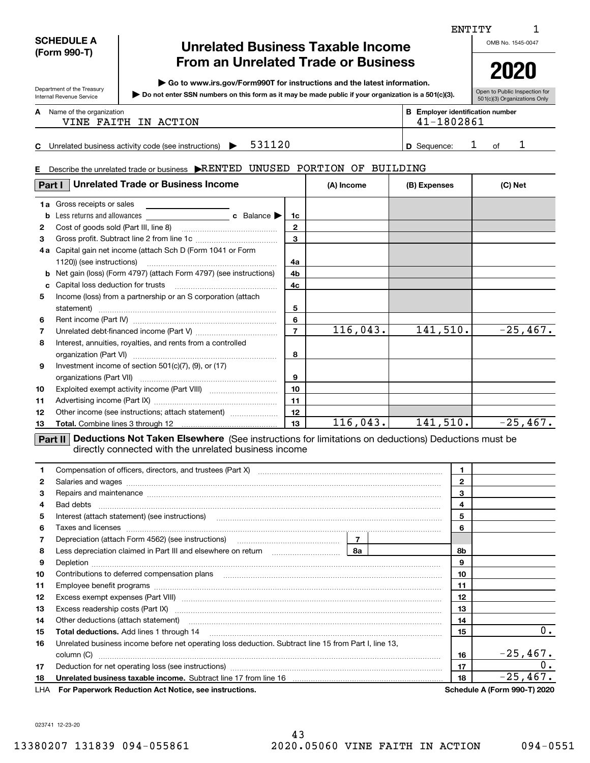ENTITY 1

**SCHEDULE A (Form 990-T)**

Department of the Treasury
Internal Revenue Service

# Unrelated Business Taxable Income From an Unrelated Trade or Business

▶ Go to www.irs.gov/Form990T for instructions and the latest information.

▶ Do not enter SSN numbers on this form as it may be made public if your organization is a 501(c)(3).

OMB No. 1545-0047

**2020**

Open to Public Inspection for 501(c)(3) Organizations Only

**A** Name of the organization: VINE FAITH IN ACTION

**B** Employer identification number: 41-1802861

**C** Unrelated business activity code (see instructions) ▶ 531120

**D** Sequence: 1 of 1

**E** Describe the unrelated trade or business ▶RENTED UNUSED PORTION OF BUILDING

| **Part I** Unrelated Trade or Business Income | | (A) Income | (B) Expenses | (C) Net |
|---|---|---|---|---|
| **1a** Gross receipts or sales | | | | |
| **b** Less returns and allowances **c** Balance ▶ | 1c | | | |
| **2** Cost of goods sold (Part III, line 8) | 2 | | | |
| **3** Gross profit. Subtract line 2 from line 1c | 3 | | | |
| **4a** Capital gain net income (attach Sch D (Form 1041 or Form 1120)) (see instructions) | 4a | | | |
| **b** Net gain (loss) (Form 4797) (attach Form 4797) (see instructions) | 4b | | | |
| **c** Capital loss deduction for trusts | 4c | | | |
| **5** Income (loss) from a partnership or an S corporation (attach statement) | 5 | | | |
| **6** Rent income (Part IV) | 6 | | | |
| **7** Unrelated debt-financed income (Part V) | 7 | 116,043. | 141,510. | -25,467. |
| **8** Interest, annuities, royalties, and rents from a controlled organization (Part VI) | 8 | | | |
| **9** Investment income of section 501(c)(7), (9), or (17) organizations (Part VII) | 9 | | | |
| **10** Exploited exempt activity income (Part VIII) | 10 | | | |
| **11** Advertising income (Part IX) | 11 | | | |
| **12** Other income (see instructions; attach statement) | 12 | | | |
| **13** **Total.** Combine lines 3 through 12 | 13 | 116,043. | 141,510. | -25,467. |

**Part II** **Deductions Not Taken Elsewhere** (See instructions for limitations on deductions) Deductions must be directly connected with the unrelated business income

| | | |
|---|---|---|
| **1** Compensation of officers, directors, and trustees (Part X) | 1 | |
| **2** Salaries and wages | 2 | |
| **3** Repairs and maintenance | 3 | |
| **4** Bad debts | 4 | |
| **5** Interest (attach statement) (see instructions) | 5 | |
| **6** Taxes and licenses | 6 | |
| **7** Depreciation (attach Form 4562) (see instructions) 7 | | |
| **8** Less depreciation claimed in Part III and elsewhere on return 8a | 8b | |
| **9** Depletion | 9 | |
| **10** Contributions to deferred compensation plans | 10 | |
| **11** Employee benefit programs | 11 | |
| **12** Excess exempt expenses (Part VIII) | 12 | |
| **13** Excess readership costs (Part IX) | 13 | |
| **14** Other deductions (attach statement) | 14 | |
| **15** **Total deductions.** Add lines 1 through 14 | 15 | 0. |
| **16** Unrelated business income before net operating loss deduction. Subtract line 15 from Part I, line 13, column (C) | 16 | -25,467. |
| **17** Deduction for net operating loss (see instructions) | 17 | 0. |
| **18** **Unrelated business taxable income.** Subtract line 17 from line 16 | 18 | -25,467. |

LHA **For Paperwork Reduction Act Notice, see instructions.** **Schedule A (Form 990-T) 2020**

023741 12-23-20

13380207 131839 094-055861 2020.05060 VINE FAITH IN ACTION 094-0551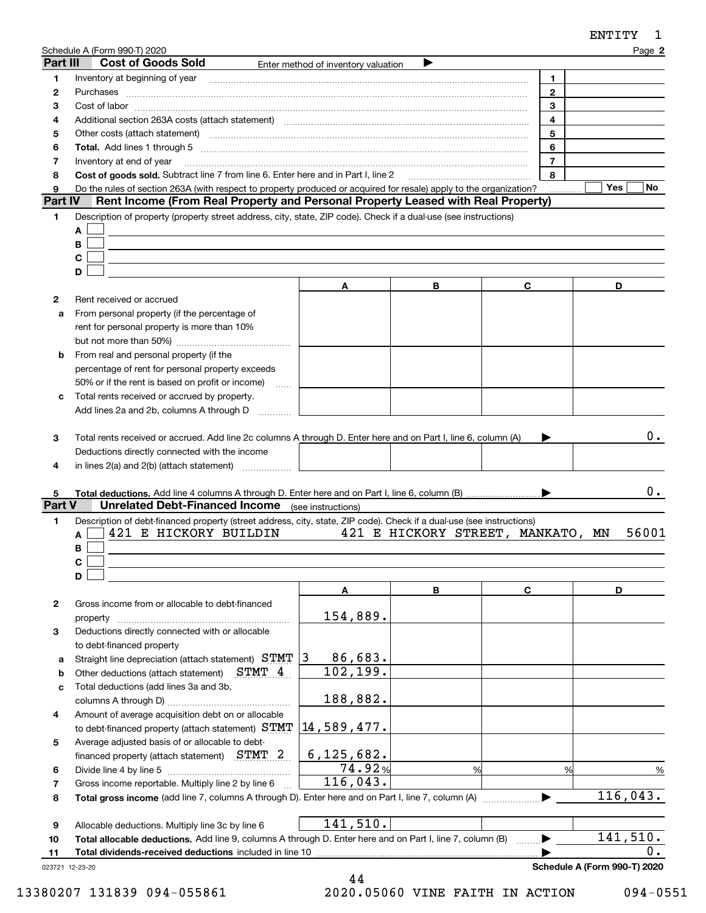ENTITY 1

Schedule A (Form 990-T) 2020 Page **2**

## Part III Cost of Goods Sold

Enter method of inventory valuation ▶

| | | | |
|---|---|---|---|
| **1** | Inventory at beginning of year | **1** | |
| **2** | Purchases | **2** | |
| **3** | Cost of labor | **3** | |
| **4** | Additional section 263A costs (attach statement) | **4** | |
| **5** | Other costs (attach statement) | **5** | |
| **6** | **Total.** Add lines 1 through 5 | **6** | |
| **7** | Inventory at end of year | **7** | |
| **8** | **Cost of goods sold.** Subtract line 7 from line 6. Enter here and in Part I, line 2 | **8** | |
| **9** | Do the rules of section 263A (with respect to property produced or acquired for resale) apply to the organization? | | Yes ☐ No ☐ |

## Part IV Rent Income (From Real Property and Personal Property Leased with Real Property)

**1** Description of property (property street address, city, state, ZIP code). Check if a dual-use (see instructions)

- **A** ☐
- **B** ☐
- **C** ☐
- **D** ☐

| | | A | B | C | D |
|---|---|---|---|---|---|
| **2** | Rent received or accrued | | | | |
| **a** | From personal property (if the percentage of rent for personal property is more than 10% but not more than 50%) | | | | |
| **b** | From real and personal property (if the percentage of rent for personal property exceeds 50% or if the rent is based on profit or income) | | | | |
| **c** | Total rents received or accrued by property. Add lines 2a and 2b, columns A through D | | | | |
| **3** | Total rents received or accrued. Add line 2c columns A through D. Enter here and on Part I, line 6, column (A) ▶ | | | | 0. |
| **4** | Deductions directly connected with the income in lines 2(a) and 2(b) (attach statement) | | | | |
| **5** | **Total deductions.** Add line 4 columns A through D. Enter here and on Part I, line 6, column (B) ▶ | | | | 0. |

## Part V Unrelated Debt-Financed Income (see instructions)

**1** Description of debt-financed property (street address, city, state, ZIP code). Check if a dual-use (see instructions)

- **A** ☐ 421 E HICKORY BUILDIN 421 E HICKORY STREET, MANKATO, MN 56001
- **B** ☐
- **C** ☐
- **D** ☐

| | | A | B | C | D |
|---|---|---|---|---|---|
| **2** | Gross income from or allocable to debt-financed property | 154,889. | | | |
| **3** | Deductions directly connected with or allocable to debt-financed property | | | | |
| **a** | Straight line depreciation (attach statement) STMT 3 | 86,683. | | | |
| **b** | Other deductions (attach statement) STMT 4 | 102,199. | | | |
| **c** | Total deductions (add lines 3a and 3b, columns A through D) | 188,882. | | | |
| **4** | Amount of average acquisition debt on or allocable to debt-financed property (attach statement) STMT | 14,589,477. | | | |
| **5** | Average adjusted basis of or allocable to debt-financed property (attach statement) STMT 2 | 6,125,682. | | | |
| **6** | Divide line 4 by line 5 | 74.92 % | % | % | % |
| **7** | Gross income reportable. Multiply line 2 by line 6 | 116,043. | | | |
| **8** | **Total gross income** (add line 7, columns A through D). Enter here and on Part I, line 7, column (A) ▶ | | | | 116,043. |
| **9** | Allocable deductions. Multiply line 3c by line 6 | 141,510. | | | |
| **10** | **Total allocable deductions.** Add line 9, columns A through D. Enter here and on Part I, line 7, column (B) ▶ | | | | 141,510. |
| **11** | **Total dividends-received deductions** included in line 10 ▶ | | | | 0. |

023721 12-23-20 **Schedule A (Form 990-T) 2020**

13380207 131839 094-055861 2020.05060 VINE FAITH IN ACTION 094-0551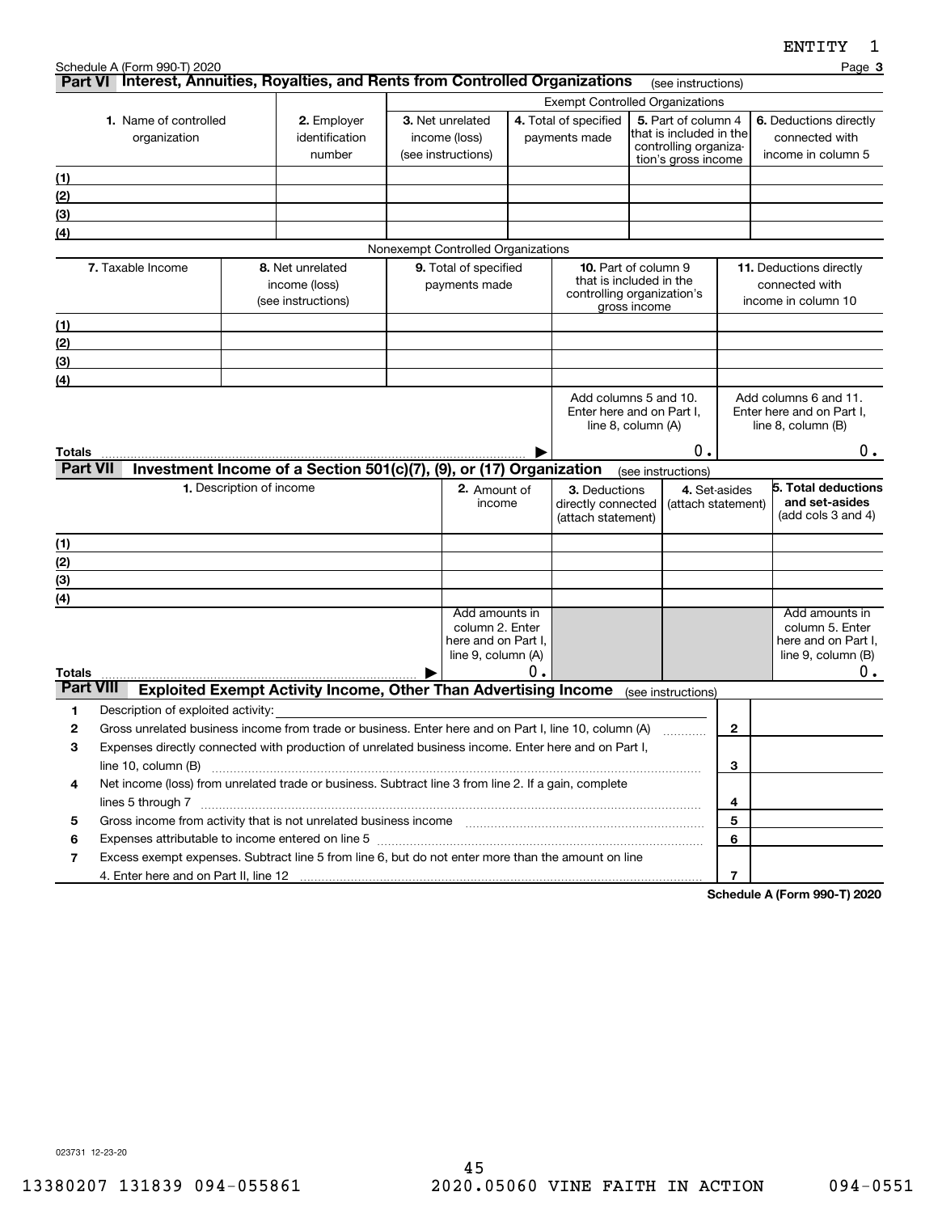ENTITY 1

Schedule A (Form 990-T) 2020 Page **3**

## Part VI Interest, Annuities, Royalties, and Rents from Controlled Organizations (see instructions)

| | | | Exempt Controlled Organizations | | | |
|---|---|---|---|---|---|---|
| | **1.** Name of controlled organization | **2.** Employer identification number | **3.** Net unrelated income (loss) (see instructions) | **4.** Total of specified payments made | **5.** Part of column 4 that is included in the controlling organization's gross income | **6.** Deductions directly connected with income in column 5 |
| **(1)** | | | | | | |
| **(2)** | | | | | | |
| **(3)** | | | | | | |
| **(4)** | | | | | | |

Nonexempt Controlled Organizations

| | **7.** Taxable Income | **8.** Net unrelated income (loss) (see instructions) | **9.** Total of specified payments made | **10.** Part of column 9 that is included in the controlling organization's gross income | **11.** Deductions directly connected with income in column 10 |
|---|---|---|---|---|---|
| **(1)** | | | | | |
| **(2)** | | | | | |
| **(3)** | | | | | |
| **(4)** | | | | | |
| | | | | Add columns 5 and 10. Enter here and on Part I, line 8, column (A) | Add columns 6 and 11. Enter here and on Part I, line 8, column (B) |
| **Totals** | | | ▶ | 0. | 0. |

## Part VII Investment Income of a Section 501(c)(7), (9), or (17) Organization (see instructions)

| | **1.** Description of income | **2.** Amount of income | **3.** Deductions directly connected (attach statement) | **4.** Set-asides (attach statement) | **5. Total deductions and set-asides** (add cols 3 and 4) |
|---|---|---|---|---|---|
| **(1)** | | | | | |
| **(2)** | | | | | |
| **(3)** | | | | | |
| **(4)** | | | | | |
| | | Add amounts in column 2. Enter here and on Part I, line 9, column (A) | | | Add amounts in column 5. Enter here and on Part I, line 9, column (B) |
| **Totals** | ▶ | 0. | | | 0. |

## Part VIII Exploited Exempt Activity Income, Other Than Advertising Income (see instructions)

| | | | |
|---|---|---|---|
| **1** | Description of exploited activity: | | |
| **2** | Gross unrelated business income from trade or business. Enter here and on Part I, line 10, column (A) | **2** | |
| **3** | Expenses directly connected with production of unrelated business income. Enter here and on Part I, line 10, column (B) | **3** | |
| **4** | Net income (loss) from unrelated trade or business. Subtract line 3 from line 2. If a gain, complete lines 5 through 7 | **4** | |
| **5** | Gross income from activity that is not unrelated business income | **5** | |
| **6** | Expenses attributable to income entered on line 5 | **6** | |
| **7** | Excess exempt expenses. Subtract line 5 from line 6, but do not enter more than the amount on line 4. Enter here and on Part II, line 12 | **7** | |

**Schedule A (Form 990-T) 2020**

023731 12-23-20

13380207 131839 094-055861 2020.05060 VINE FAITH IN ACTION 094-0551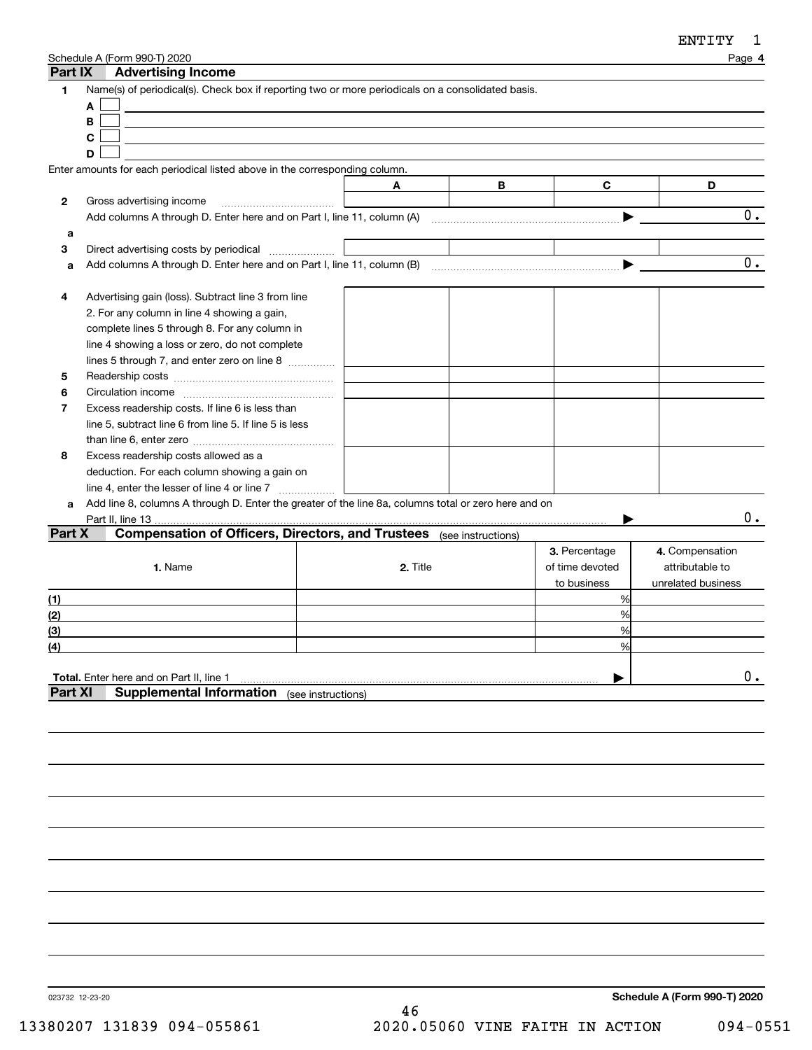ENTITY 1

Schedule A (Form 990-T) 2020 Page **4**

## Part IX Advertising Income

**1** Name(s) of periodical(s). Check box if reporting two or more periodicals on a consolidated basis.

**A** ☐

**B** ☐

**C** ☐

**D** ☐

Enter amounts for each periodical listed above in the corresponding column.

| | | A | B | C | D |
|---|---|---|---|---|---|
| **2** | Gross advertising income | | | | |
| | Add columns A through D. Enter here and on Part I, line 11, column (A) ▶ | | | | 0. |
| **a** | | | | | |
| **3** | Direct advertising costs by periodical | | | | |
| **a** | Add columns A through D. Enter here and on Part I, line 11, column (B) ▶ | | | | 0. |
| **4** | Advertising gain (loss). Subtract line 3 from line 2. For any column in line 4 showing a gain, complete lines 5 through 8. For any column in line 4 showing a loss or zero, do not complete lines 5 through 7, and enter zero on line 8 | | | | |
| **5** | Readership costs | | | | |
| **6** | Circulation income | | | | |
| **7** | Excess readership costs. If line 6 is less than line 5, subtract line 6 from line 5. If line 5 is less than line 6, enter zero | | | | |
| **8** | Excess readership costs allowed as a deduction. For each column showing a gain on line 4, enter the lesser of line 4 or line 7 | | | | |
| **a** | Add line 8, columns A through D. Enter the greater of the line 8a, columns total or zero here and on Part II, line 13 ▶ | | | | 0. |

## Part X Compensation of Officers, Directors, and Trustees (see instructions)

| | 1. Name | 2. Title | 3. Percentage of time devoted to business | 4. Compensation attributable to unrelated business |
|---|---|---|---|---|
| (1) | | | % | |
| (2) | | | % | |
| (3) | | | % | |
| (4) | | | % | |
| **Total.** Enter here and on Part II, line 1 ▶ | | | | 0. |

## Part XI Supplemental Information (see instructions)

023732 12-23-20

**Schedule A (Form 990-T) 2020**

13380207 131839 094-055861 2020.05060 VINE FAITH IN ACTION 094-0551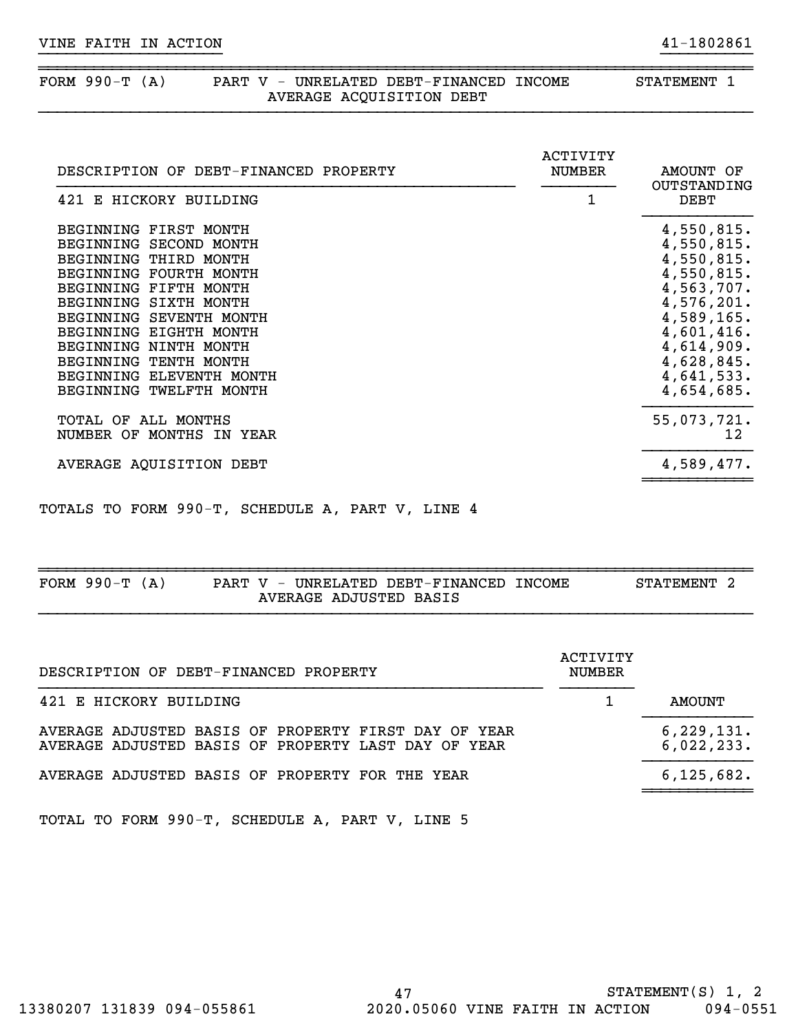VINE FAITH IN ACTION 41-1802861

## FORM 990-T (A) PART V - UNRELATED DEBT-FINANCED INCOME AVERAGE ACQUISITION DEBT — STATEMENT 1

| DESCRIPTION OF DEBT-FINANCED PROPERTY | ACTIVITY NUMBER | AMOUNT OF OUTSTANDING DEBT |
|---|---|---|
| 421 E HICKORY BUILDING | 1 | |
| BEGINNING FIRST MONTH | | 4,550,815. |
| BEGINNING SECOND MONTH | | 4,550,815. |
| BEGINNING THIRD MONTH | | 4,550,815. |
| BEGINNING FOURTH MONTH | | 4,550,815. |
| BEGINNING FIFTH MONTH | | 4,563,707. |
| BEGINNING SIXTH MONTH | | 4,576,201. |
| BEGINNING SEVENTH MONTH | | 4,589,165. |
| BEGINNING EIGHTH MONTH | | 4,601,416. |
| BEGINNING NINTH MONTH | | 4,614,909. |
| BEGINNING TENTH MONTH | | 4,628,845. |
| BEGINNING ELEVENTH MONTH | | 4,641,533. |
| BEGINNING TWELFTH MONTH | | 4,654,685. |
| TOTAL OF ALL MONTHS | | 55,073,721. |
| NUMBER OF MONTHS IN YEAR | | 12 |
| AVERAGE AQUISITION DEBT | | 4,589,477. |

TOTALS TO FORM 990-T, SCHEDULE A, PART V, LINE 4

## FORM 990-T (A) PART V - UNRELATED DEBT-FINANCED INCOME AVERAGE ADJUSTED BASIS — STATEMENT 2

| DESCRIPTION OF DEBT-FINANCED PROPERTY | ACTIVITY NUMBER | AMOUNT |
|---|---|---|
| 421 E HICKORY BUILDING | 1 | |
| AVERAGE ADJUSTED BASIS OF PROPERTY FIRST DAY OF YEAR | | 6,229,131. |
| AVERAGE ADJUSTED BASIS OF PROPERTY LAST DAY OF YEAR | | 6,022,233. |
| AVERAGE ADJUSTED BASIS OF PROPERTY FOR THE YEAR | | 6,125,682. |

TOTAL TO FORM 990-T, SCHEDULE A, PART V, LINE 5

STATEMENT(S) 1, 2
13380207 131839 094-055861 2020.05060 VINE FAITH IN ACTION 094-0551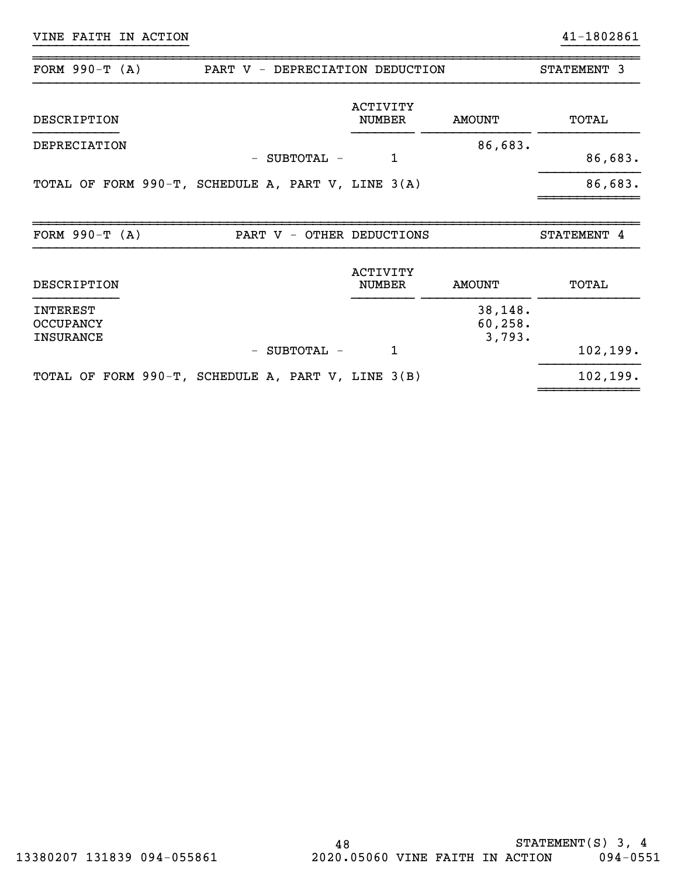VINE FAITH IN ACTION 41-1802861

## FORM 990-T (A) PART V - DEPRECIATION DEDUCTION STATEMENT 3

| DESCRIPTION | | ACTIVITY NUMBER | AMOUNT | TOTAL |
|---|---|---|---|---|
| DEPRECIATION | | | 86,683. | |
| | - SUBTOTAL - | 1 | | 86,683. |
| TOTAL OF FORM 990-T, SCHEDULE A, PART V, LINE 3(A) | | | | 86,683. |

## FORM 990-T (A) PART V - OTHER DEDUCTIONS STATEMENT 4

| DESCRIPTION | | ACTIVITY NUMBER | AMOUNT | TOTAL |
|---|---|---|---|---|
| INTEREST | | | 38,148. | |
| OCCUPANCY | | | 60,258. | |
| INSURANCE | | | 3,793. | |
| | - SUBTOTAL - | 1 | | 102,199. |
| TOTAL OF FORM 990-T, SCHEDULE A, PART V, LINE 3(B) | | | | 102,199. |

STATEMENT(S) 3, 4

13380207 131839 094-055861 2020.05060 VINE FAITH IN ACTION 094-0551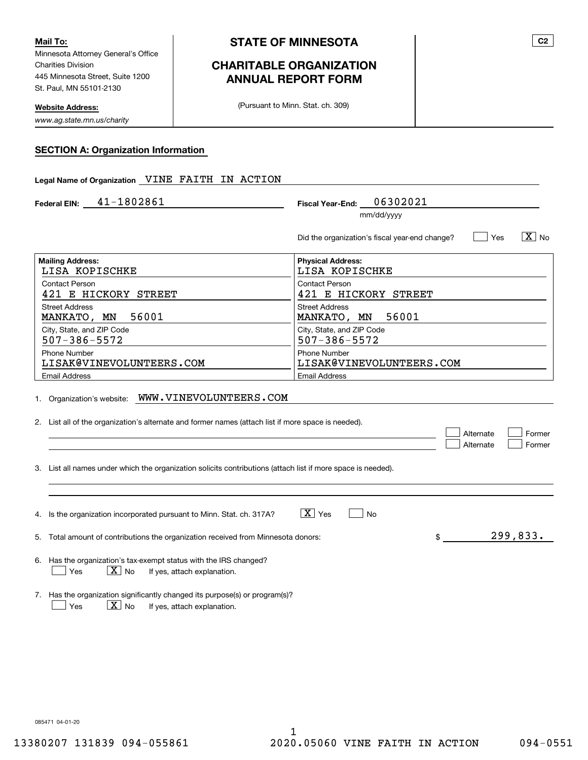**Mail To:**
Minnesota Attorney General's Office
Charities Division
445 Minnesota Street, Suite 1200
St. Paul, MN 55101-2130

**Website Address:**
*www.ag.state.mn.us/charity*

# STATE OF MINNESOTA

## CHARITABLE ORGANIZATION ANNUAL REPORT FORM

(Pursuant to Minn. Stat. ch. 309)

C2

### SECTION A: Organization Information

**Legal Name of Organization** VINE FAITH IN ACTION

**Federal EIN:** 41-1802861

**Fiscal Year-End:** 06302021 (mm/dd/yyyy)

Did the organization's fiscal year-end change? [ ] Yes [X] No

| Mailing Address: | Physical Address: |
|---|---|
| LISA KOPISCHKE | LISA KOPISCHKE |
| Contact Person | Contact Person |
| 421 E HICKORY STREET | 421 E HICKORY STREET |
| Street Address | Street Address |
| MANKATO, MN 56001 | MANKATO, MN 56001 |
| City, State, and ZIP Code | City, State, and ZIP Code |
| 507-386-5572 | 507-386-5572 |
| Phone Number | Phone Number |
| LISAK@VINEVOLUNTEERS.COM | LISAK@VINEVOLUNTEERS.COM |
| Email Address | Email Address |

1. Organization's website: WWW.VINEVOLUNTEERS.COM

2. List all of the organization's alternate and former names (attach list if more space is needed).
   [ ] Alternate [ ] Former
   [ ] Alternate [ ] Former

3. List all names under which the organization solicits contributions (attach list if more space is needed).

4. Is the organization incorporated pursuant to Minn. Stat. ch. 317A? [X] Yes [ ] No

5. Total amount of contributions the organization received from Minnesota donors: $ 299,833.

6. Has the organization's tax-exempt status with the IRS changed?
   [ ] Yes [X] No If yes, attach explanation.

7. Has the organization significantly changed its purpose(s) or program(s)?
   [ ] Yes [X] No If yes, attach explanation.

085471 04-01-20

13380207 131839 094-055861 2020.05060 VINE FAITH IN ACTION 094-0551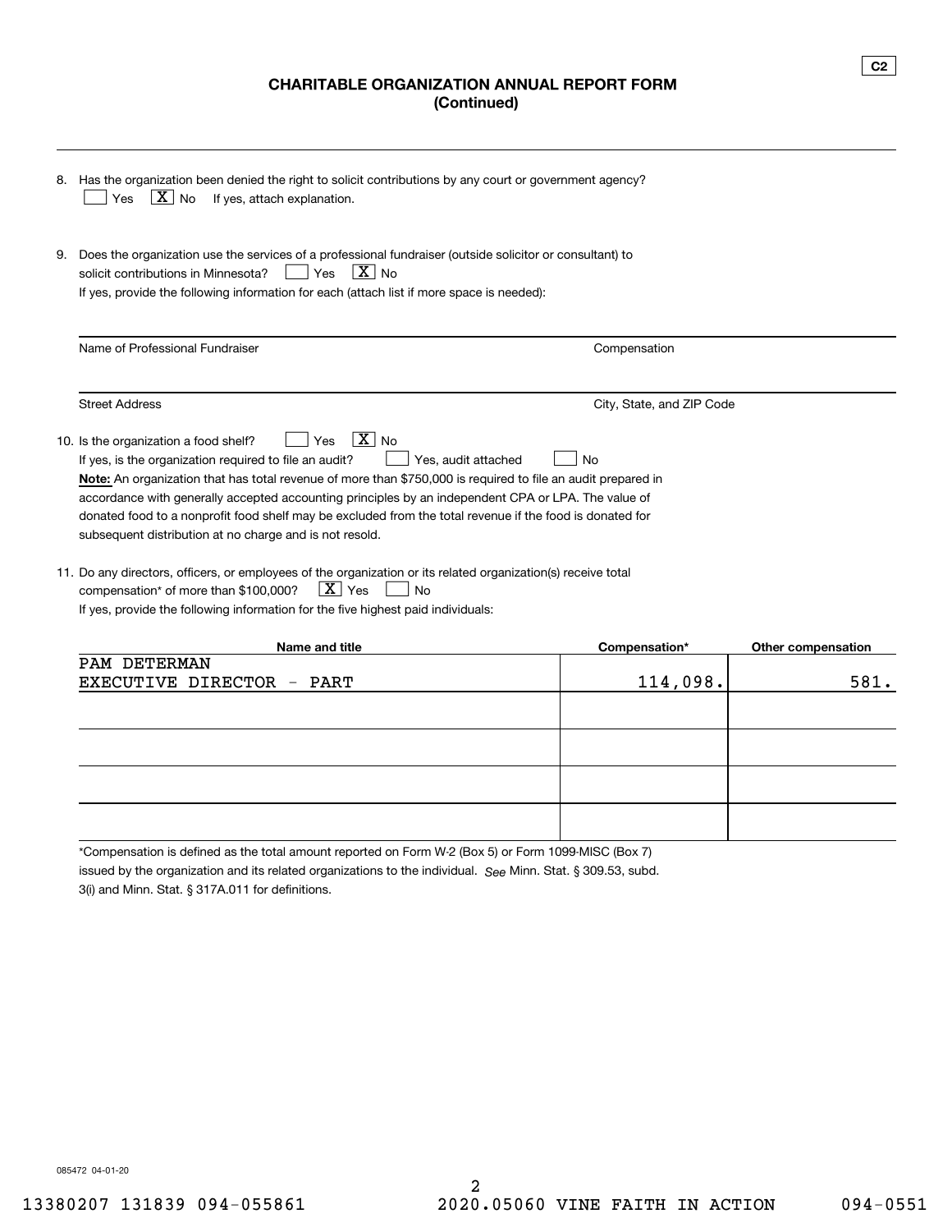# CHARITABLE ORGANIZATION ANNUAL REPORT FORM
## (Continued)

8. Has the organization been denied the right to solicit contributions by any court or government agency?
☐ Yes ☒ No If yes, attach explanation.

9. Does the organization use the services of a professional fundraiser (outside solicitor or consultant) to solicit contributions in Minnesota? ☐ Yes ☒ No
If yes, provide the following information for each (attach list if more space is needed):

| Name of Professional Fundraiser | Compensation |
|---|---|
| | |
| **Street Address** | **City, State, and ZIP Code** |
| | |

10. Is the organization a food shelf? ☐ Yes ☒ No
If yes, is the organization required to file an audit? ☐ Yes, audit attached ☐ No
**Note:** An organization that has total revenue of more than $750,000 is required to file an audit prepared in accordance with generally accepted accounting principles by an independent CPA or LPA. The value of donated food to a nonprofit food shelf may be excluded from the total revenue if the food is donated for subsequent distribution at no charge and is not resold.

11. Do any directors, officers, or employees of the organization or its related organization(s) receive total compensation* of more than $100,000? ☒ Yes ☐ No
If yes, provide the following information for the five highest paid individuals:

| Name and title | Compensation* | Other compensation |
|---|---|---|
| PAM DETERMAN<br>EXECUTIVE DIRECTOR - PART | 114,098. | 581. |
| | | |
| | | |
| | | |
| | | |

*Compensation is defined as the total amount reported on Form W-2 (Box 5) or Form 1099-MISC (Box 7) issued by the organization and its related organizations to the individual. *See* Minn. Stat. § 309.53, subd. 3(i) and Minn. Stat. § 317A.011 for definitions.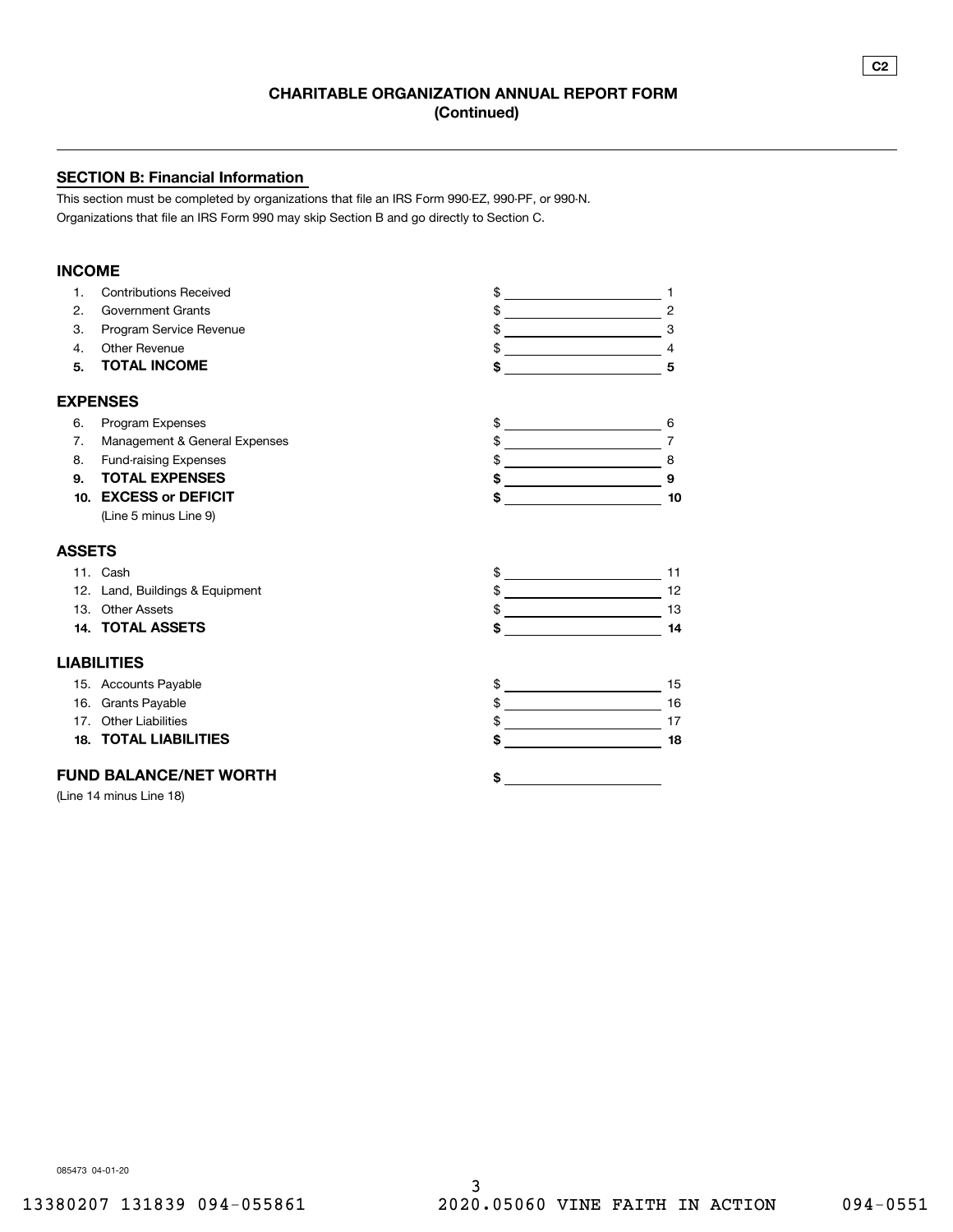C2

# CHARITABLE ORGANIZATION ANNUAL REPORT FORM
## (Continued)

## SECTION B: Financial Information

This section must be completed by organizations that file an IRS Form 990-EZ, 990-PF, or 990-N.
Organizations that file an IRS Form 990 may skip Section B and go directly to Section C.

### INCOME

| | | | |
|---|---|---|---|
| 1. | Contributions Received | $ | 1 |
| 2. | Government Grants | $ | 2 |
| 3. | Program Service Revenue | $ | 3 |
| 4. | Other Revenue | $ | 4 |
| **5.** | **TOTAL INCOME** | **$** | **5** |

### EXPENSES

| | | | |
|---|---|---|---|
| 6. | Program Expenses | $ | 6 |
| 7. | Management & General Expenses | $ | 7 |
| 8. | Fund-raising Expenses | $ | 8 |
| **9.** | **TOTAL EXPENSES** | **$** | **9** |
| **10.** | **EXCESS or DEFICIT** (Line 5 minus Line 9) | **$** | **10** |

### ASSETS

| | | | |
|---|---|---|---|
| 11. | Cash | $ | 11 |
| 12. | Land, Buildings & Equipment | $ | 12 |
| 13. | Other Assets | $ | 13 |
| **14.** | **TOTAL ASSETS** | **$** | **14** |

### LIABILITIES

| | | | |
|---|---|---|---|
| 15. | Accounts Payable | $ | 15 |
| 16. | Grants Payable | $ | 16 |
| 17. | Other Liabilities | $ | 17 |
| **18.** | **TOTAL LIABILITIES** | **$** | **18** |

### FUND BALANCE/NET WORTH

(Line 14 minus Line 18) **$**

085473 04-01-20

13380207 131839 094-055861 2020.05060 VINE FAITH IN ACTION 094-0551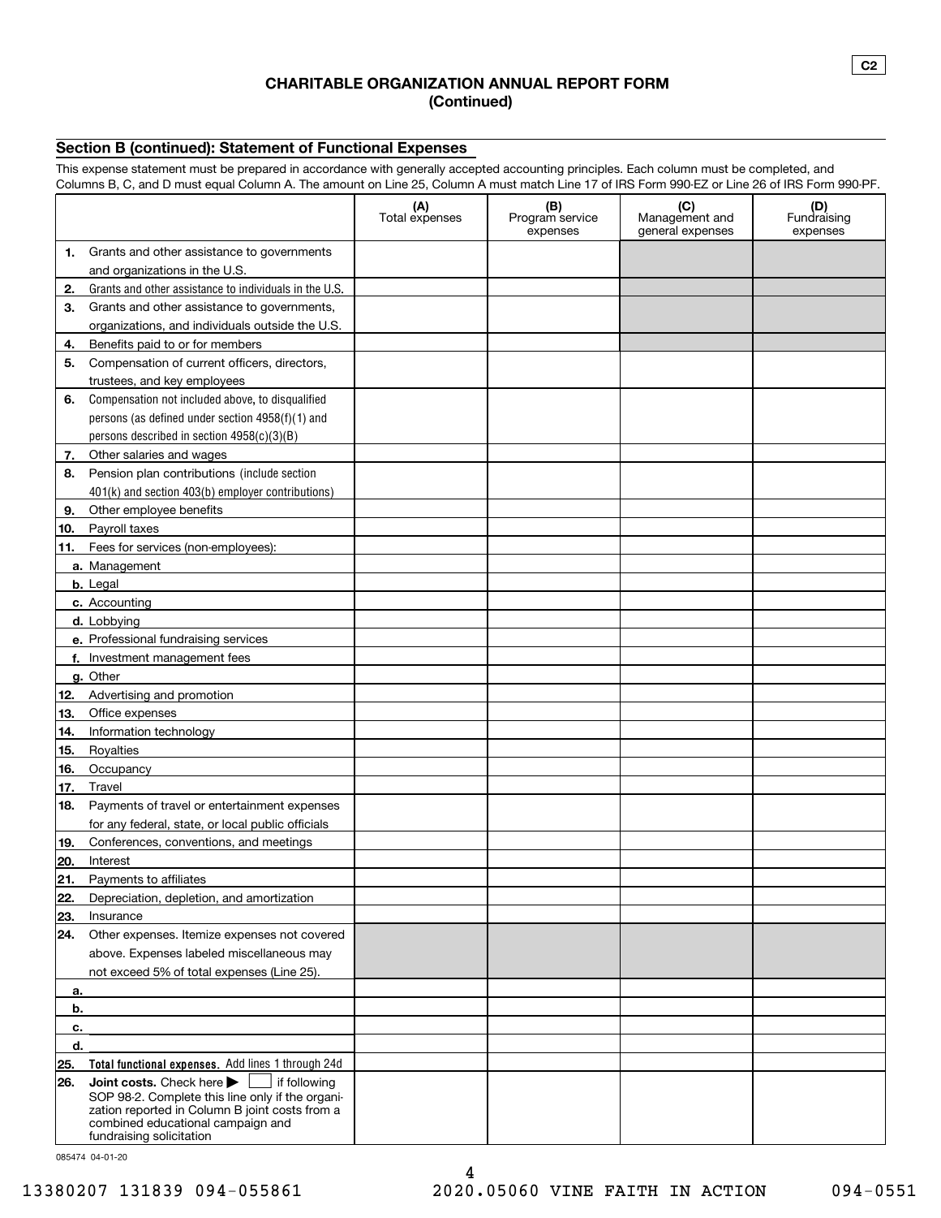C2

**CHARITABLE ORGANIZATION ANNUAL REPORT FORM**
**(Continued)**

## Section B (continued): Statement of Functional Expenses

This expense statement must be prepared in accordance with generally accepted accounting principles. Each column must be completed, and Columns B, C, and D must equal Column A. The amount on Line 25, Column A must match Line 17 of IRS Form 990-EZ or Line 26 of IRS Form 990-PF.

| | (A) Total expenses | (B) Program service expenses | (C) Management and general expenses | (D) Fundraising expenses |
|---|---|---|---|---|
| **1.** Grants and other assistance to governments and organizations in the U.S. | | | | |
| **2.** Grants and other assistance to individuals in the U.S. | | | | |
| **3.** Grants and other assistance to governments, organizations, and individuals outside the U.S. | | | | |
| **4.** Benefits paid to or for members | | | | |
| **5.** Compensation of current officers, directors, trustees, and key employees | | | | |
| **6.** Compensation not included above, to disqualified persons (as defined under section 4958(f)(1) and persons described in section 4958(c)(3)(B) | | | | |
| **7.** Other salaries and wages | | | | |
| **8.** Pension plan contributions (include section 401(k) and section 403(b) employer contributions) | | | | |
| **9.** Other employee benefits | | | | |
| **10.** Payroll taxes | | | | |
| **11.** Fees for services (non-employees): | | | | |
| **a.** Management | | | | |
| **b.** Legal | | | | |
| **c.** Accounting | | | | |
| **d.** Lobbying | | | | |
| **e.** Professional fundraising services | | | | |
| **f.** Investment management fees | | | | |
| **g.** Other | | | | |
| **12.** Advertising and promotion | | | | |
| **13.** Office expenses | | | | |
| **14.** Information technology | | | | |
| **15.** Royalties | | | | |
| **16.** Occupancy | | | | |
| **17.** Travel | | | | |
| **18.** Payments of travel or entertainment expenses for any federal, state, or local public officials | | | | |
| **19.** Conferences, conventions, and meetings | | | | |
| **20.** Interest | | | | |
| **21.** Payments to affiliates | | | | |
| **22.** Depreciation, depletion, and amortization | | | | |
| **23.** Insurance | | | | |
| **24.** Other expenses. Itemize expenses not covered above. Expenses labeled miscellaneous may not exceed 5% of total expenses (Line 25). | | | | |
| **a.** | | | | |
| **b.** | | | | |
| **c.** | | | | |
| **d.** | | | | |
| **25.** **Total functional expenses.** Add lines 1 through 24d | | | | |
| **26.** **Joint costs.** Check here ▶ ☐ if following SOP 98-2. Complete this line only if the organization reported in Column B joint costs from a combined educational campaign and fundraising solicitation | | | | |

085474 04-01-20

13380207 131839 094-055861 2020.05060 VINE FAITH IN ACTION 094-0551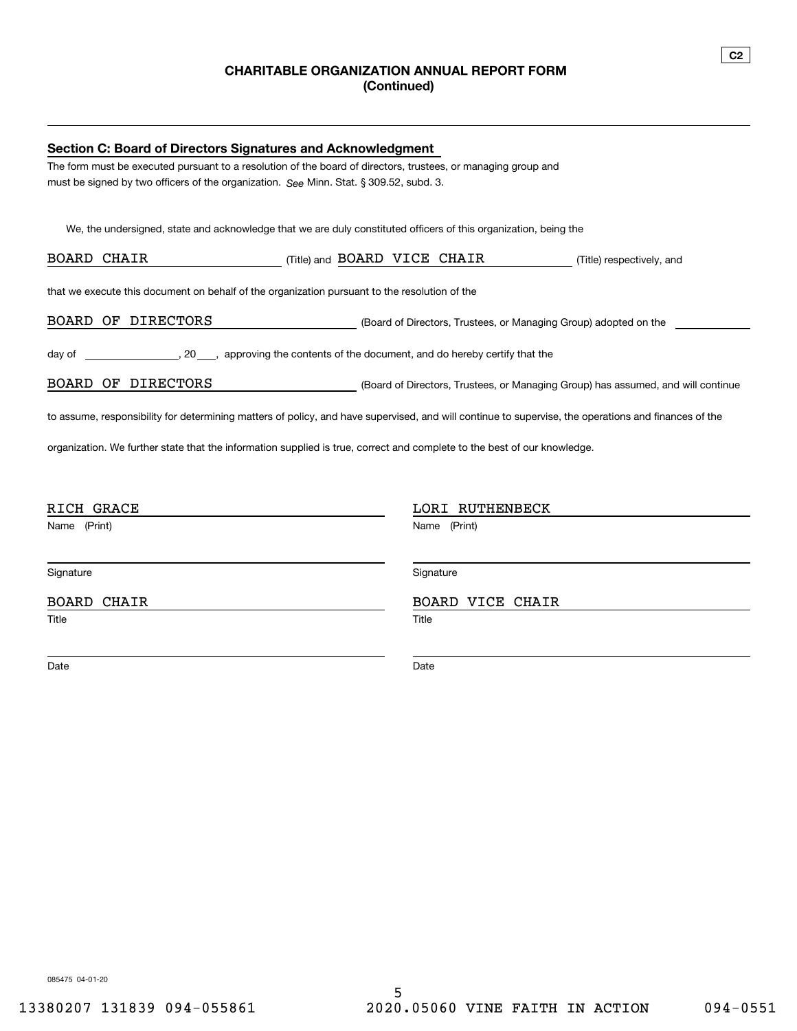**C2**

**CHARITABLE ORGANIZATION ANNUAL REPORT FORM**
**(Continued)**

---

**Section C: Board of Directors Signatures and Acknowledgment**

The form must be executed pursuant to a resolution of the board of directors, trustees, or managing group and must be signed by two officers of the organization. *See* Minn. Stat. § 309.52, subd. 3.

We, the undersigned, state and acknowledge that we are duly constituted officers of this organization, being the

BOARD CHAIR (Title) and BOARD VICE CHAIR (Title) respectively, and

that we execute this document on behalf of the organization pursuant to the resolution of the

BOARD OF DIRECTORS (Board of Directors, Trustees, or Managing Group) adopted on the ________

day of ________, 20___, approving the contents of the document, and do hereby certify that the

BOARD OF DIRECTORS (Board of Directors, Trustees, or Managing Group) has assumed, and will continue

to assume, responsibility for determining matters of policy, and have supervised, and will continue to supervise, the operations and finances of the organization. We further state that the information supplied is true, correct and complete to the best of our knowledge.

RICH GRACE
Name (Print)

________________________
Signature

BOARD CHAIR
Title

________________________
Date

LORI RUTHENBECK
Name (Print)

________________________
Signature

BOARD VICE CHAIR
Title

________________________
Date

085475 04-01-20

13380207 131839 094-055861 2020.05060 VINE FAITH IN ACTION 094-0551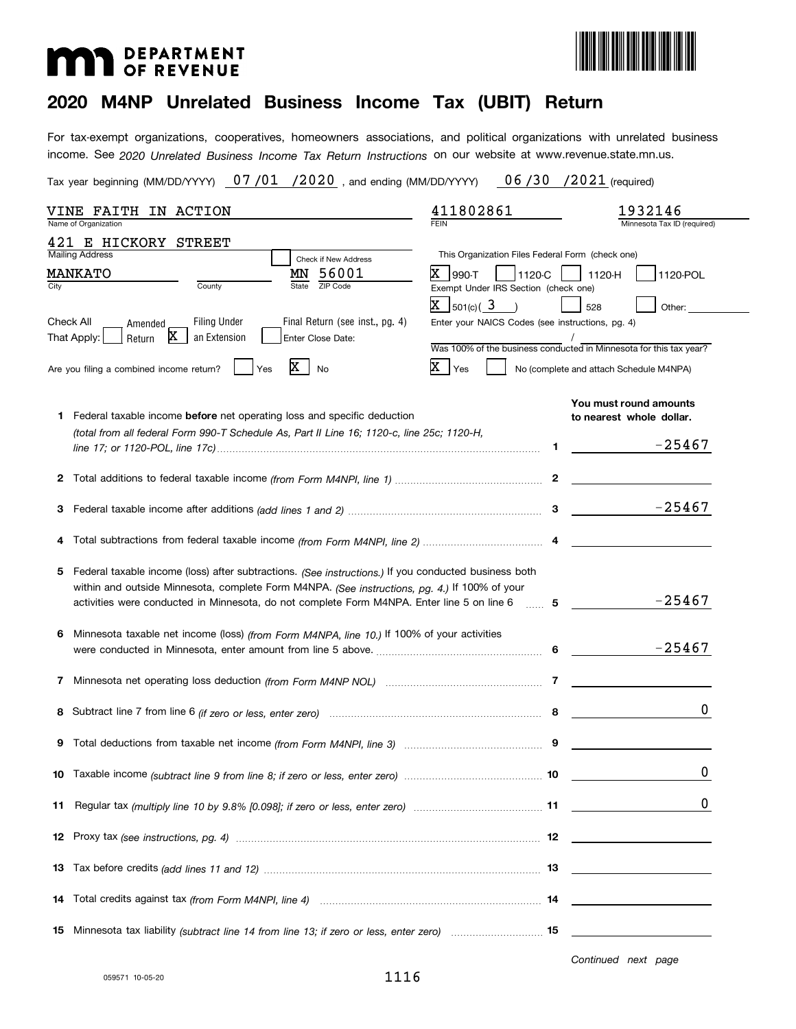DEPARTMENT OF REVENUE

# 2020 M4NP Unrelated Business Income Tax (UBIT) Return

For tax-exempt organizations, cooperatives, homeowners associations, and political organizations with unrelated business income. See *2020 Unrelated Business Income Tax Return Instructions* on our website at www.revenue.state.mn.us.

Tax year beginning (MM/DD/YYYY) 07/01 /2020 , and ending (MM/DD/YYYY) 06/30 /2021 (required)

Name of Organization: VINE FAITH IN ACTION

FEIN: 411802861

Minnesota Tax ID (required): 1932146

Mailing Address: 421 E HICKORY STREET

☐ Check if New Address

City: MANKATO County: State: MN ZIP Code: 56001

This Organization Files Federal Form (check one): [X] 990-T ☐ 1120-C ☐ 1120-H ☐ 1120-POL

Exempt Under IRS Section (check one): [X] 501(c)( 3 ) ☐ 528 ☐ Other:

Check All That Apply: ☐ Amended Return [X] Filing Under an Extension ☐ Final Return (see inst., pg. 4) Enter Close Date:

Enter your NAICS Codes (see instructions, pg. 4) /

Was 100% of the business conducted in Minnesota for this tax year? [X] Yes ☐ No (complete and attach Schedule M4NPA)

Are you filing a combined income return? ☐ Yes [X] No

You must round amounts to nearest whole dollar.

| | | | |
|---|---|---|---|
| 1 | Federal taxable income **before** net operating loss and specific deduction *(total from all federal Form 990-T Schedule As, Part II Line 16; 1120-c, line 25c; 1120-H, line 17; or 1120-POL, line 17c)* | 1 | -25467 |
| 2 | Total additions to federal taxable income *(from Form M4NPI, line 1)* | 2 | |
| 3 | Federal taxable income after additions *(add lines 1 and 2)* | 3 | -25467 |
| 4 | Total subtractions from federal taxable income *(from Form M4NPI, line 2)* | 4 | |
| 5 | Federal taxable income (loss) after subtractions. *(See instructions.)* If you conducted business both within and outside Minnesota, complete Form M4NPA. *(See instructions, pg. 4.)* If 100% of your activities were conducted in Minnesota, do not complete Form M4NPA. Enter line 5 on line 6 | 5 | -25467 |
| 6 | Minnesota taxable net income (loss) *(from Form M4NPA, line 10.)* If 100% of your activities were conducted in Minnesota, enter amount from line 5 above. | 6 | -25467 |
| 7 | Minnesota net operating loss deduction *(from Form M4NP NOL)* | 7 | |
| 8 | Subtract line 7 from line 6 *(if zero or less, enter zero)* | 8 | 0 |
| 9 | Total deductions from taxable net income *(from Form M4NPI, line 3)* | 9 | |
| 10 | Taxable income *(subtract line 9 from line 8; if zero or less, enter zero)* | 10 | 0 |
| 11 | Regular tax *(multiply line 10 by 9.8% [0.098]; if zero or less, enter zero)* | 11 | 0 |
| 12 | Proxy tax *(see instructions, pg. 4)* | 12 | |
| 13 | Tax before credits *(add lines 11 and 12)* | 13 | |
| 14 | Total credits against tax *(from Form M4NPI, line 4)* | 14 | |
| 15 | Minnesota tax liability *(subtract line 14 from line 13; if zero or less, enter zero)* | 15 | |

*Continued next page*

059571 10-05-20

1116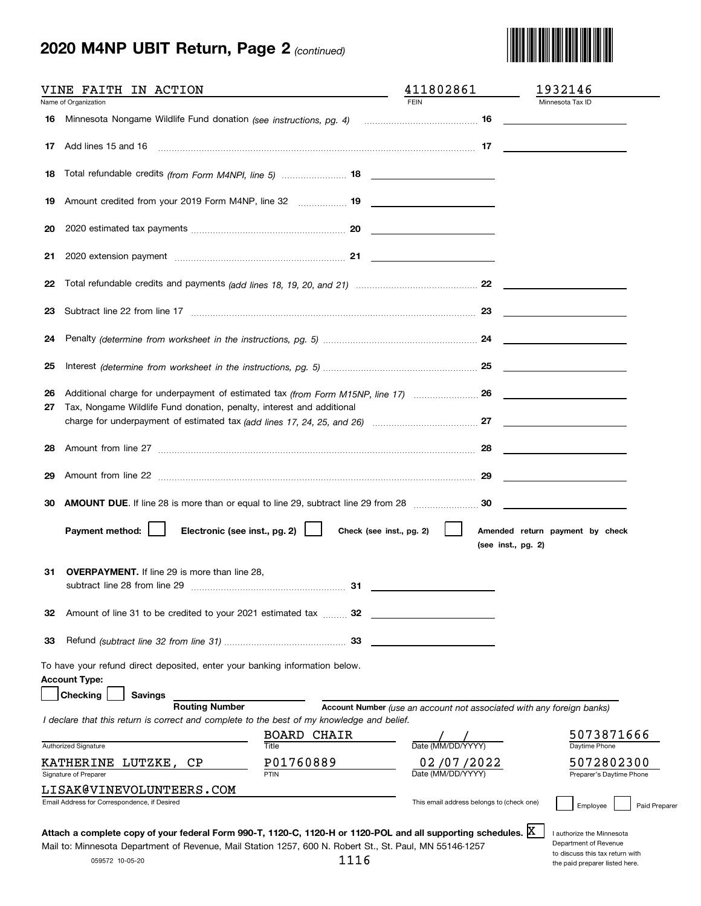# 2020 M4NP UBIT Return, Page 2 *(continued)*

VINE FAITH IN ACTION — Name of Organization
411802861 — FEIN
1932146 — Minnesota Tax ID

16 Minnesota Nongame Wildlife Fund donation *(see instructions, pg. 4)* .......... 16

17 Add lines 15 and 16 .......... 17

18 Total refundable credits *(from Form M4NPI, line 5)* .......... 18

19 Amount credited from your 2019 Form M4NP, line 32 .......... 19

20 2020 estimated tax payments .......... 20

21 2020 extension payment .......... 21

22 Total refundable credits and payments *(add lines 18, 19, 20, and 21)* .......... 22

23 Subtract line 22 from line 17 .......... 23

24 Penalty *(determine from worksheet in the instructions, pg. 5)* .......... 24

25 Interest *(determine from worksheet in the instructions, pg. 5)* .......... 25

26 Additional charge for underpayment of estimated tax *(from Form M15NP, line 17)* .......... 26

27 Tax, Nongame Wildlife Fund donation, penalty, interest and additional charge for underpayment of estimated tax *(add lines 17, 24, 25, and 26)* .......... 27

28 Amount from line 27 .......... 28

29 Amount from line 22 .......... 29

30 **AMOUNT DUE**. If line 28 is more than or equal to line 29, subtract line 29 from 28 .......... 30

**Payment method:** ☐ **Electronic (see inst., pg. 2)** ☐ **Check (see inst., pg. 2)** ☐ **Amended return payment by check (see inst., pg. 2)**

31 **OVERPAYMENT.** If line 29 is more than line 28, subtract line 28 from line 29 .......... 31

32 Amount of line 31 to be credited to your 2021 estimated tax .......... 32

33 Refund *(subtract line 32 from line 31)* .......... 33

To have your refund direct deposited, enter your banking information below.

**Account Type:**

☐ **Checking** ☐ **Savings**

**Routing Number** **Account Number** *(use an account not associated with any foreign banks)*

*I declare that this return is correct and complete to the best of my knowledge and belief.*

| Authorized Signature | Title | Date (MM/DD/YYYY) | Daytime Phone |
|---|---|---|---|
| | BOARD CHAIR | / / | 5073871666 |

| Signature of Preparer | PTIN | Date (MM/DD/YYYY) | Preparer's Daytime Phone |
|---|---|---|---|
| KATHERINE LUTZKE, CP | P01760889 | 02/07/2022 | 5072802300 |

LISAK@VINEVOLUNTEERS.COM
Email Address for Correspondence, if Desired

This email address belongs to (check one) ☐ Employee ☐ Paid Preparer

**Attach a complete copy of your federal Form 990-T, 1120-C, 1120-H or 1120-POL and all supporting schedules.** ☒ I authorize the Minnesota Department of Revenue to discuss this tax return with the paid preparer listed here.

Mail to: Minnesota Department of Revenue, Mail Station 1257, 600 N. Robert St., St. Paul, MN 55146-1257

059572 10-05-20

1116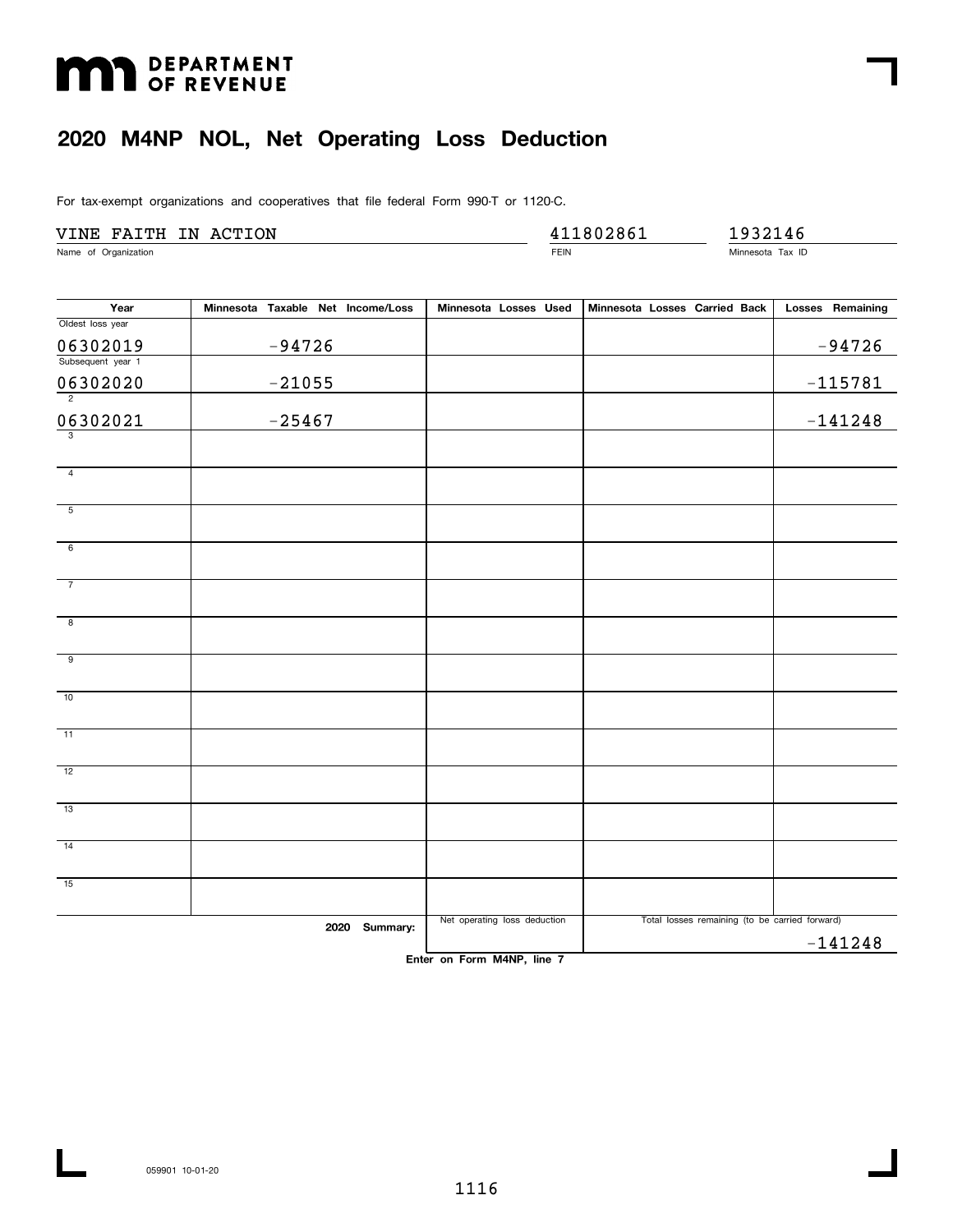MN DEPARTMENT OF REVENUE

# 2020 M4NP NOL, Net Operating Loss Deduction

For tax-exempt organizations and cooperatives that file federal Form 990-T or 1120-C.

| Name of Organization | FEIN | Minnesota Tax ID |
|---|---|---|
| VINE FAITH IN ACTION | 411802861 | 1932146 |

| Year | Minnesota Taxable Net Income/Loss | Minnesota Losses Used | Minnesota Losses Carried Back | Losses Remaining |
|---|---|---|---|---|
| Oldest loss year 06302019 | -94726 | | | -94726 |
| Subsequent year 1 06302020 | -21055 | | | -115781 |
| 2 06302021 | -25467 | | | -141248 |
| 3 | | | | |
| 4 | | | | |
| 5 | | | | |
| 6 | | | | |
| 7 | | | | |
| 8 | | | | |
| 9 | | | | |
| 10 | | | | |
| 11 | | | | |
| 12 | | | | |
| 13 | | | | |
| 14 | | | | |
| 15 | | | | |

| | Net operating loss deduction | Total losses remaining (to be carried forward) |
|---|---|---|
| **2020 Summary:** | | -141248 |

**Enter on Form M4NP, line 7**

059901 10-01-20

1116